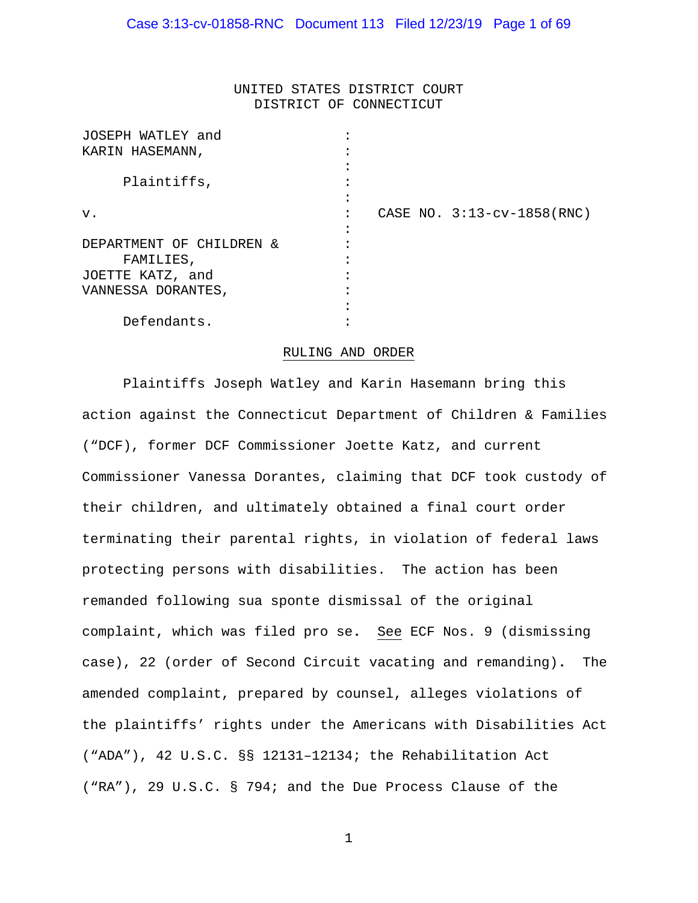UNITED STATES DISTRICT COURT
DISTRICT OF CONNECTICUT

| | | |
|---|---|---|
| JOSEPH WATLEY and KARIN HASEMANN, | : | |
| Plaintiffs, | : | |
| v. | : | CASE NO. 3:13-cv-1858(RNC) |
| DEPARTMENT OF CHILDREN & FAMILIES, JOETTE KATZ, and VANNESSA DORANTES, | : | |
| Defendants. | : | |

RULING AND ORDER

Plaintiffs Joseph Watley and Karin Hasemann bring this action against the Connecticut Department of Children & Families ("DCF"), former DCF Commissioner Joette Katz, and current Commissioner Vanessa Dorantes, claiming that DCF took custody of their children, and ultimately obtained a final court order terminating their parental rights, in violation of federal laws protecting persons with disabilities. The action has been remanded following sua sponte dismissal of the original complaint, which was filed pro se. See ECF Nos. 9 (dismissing case), 22 (order of Second Circuit vacating and remanding). The amended complaint, prepared by counsel, alleges violations of the plaintiffs' rights under the Americans with Disabilities Act ("ADA"), 42 U.S.C. §§ 12131–12134; the Rehabilitation Act ("RA"), 29 U.S.C. § 794; and the Due Process Clause of the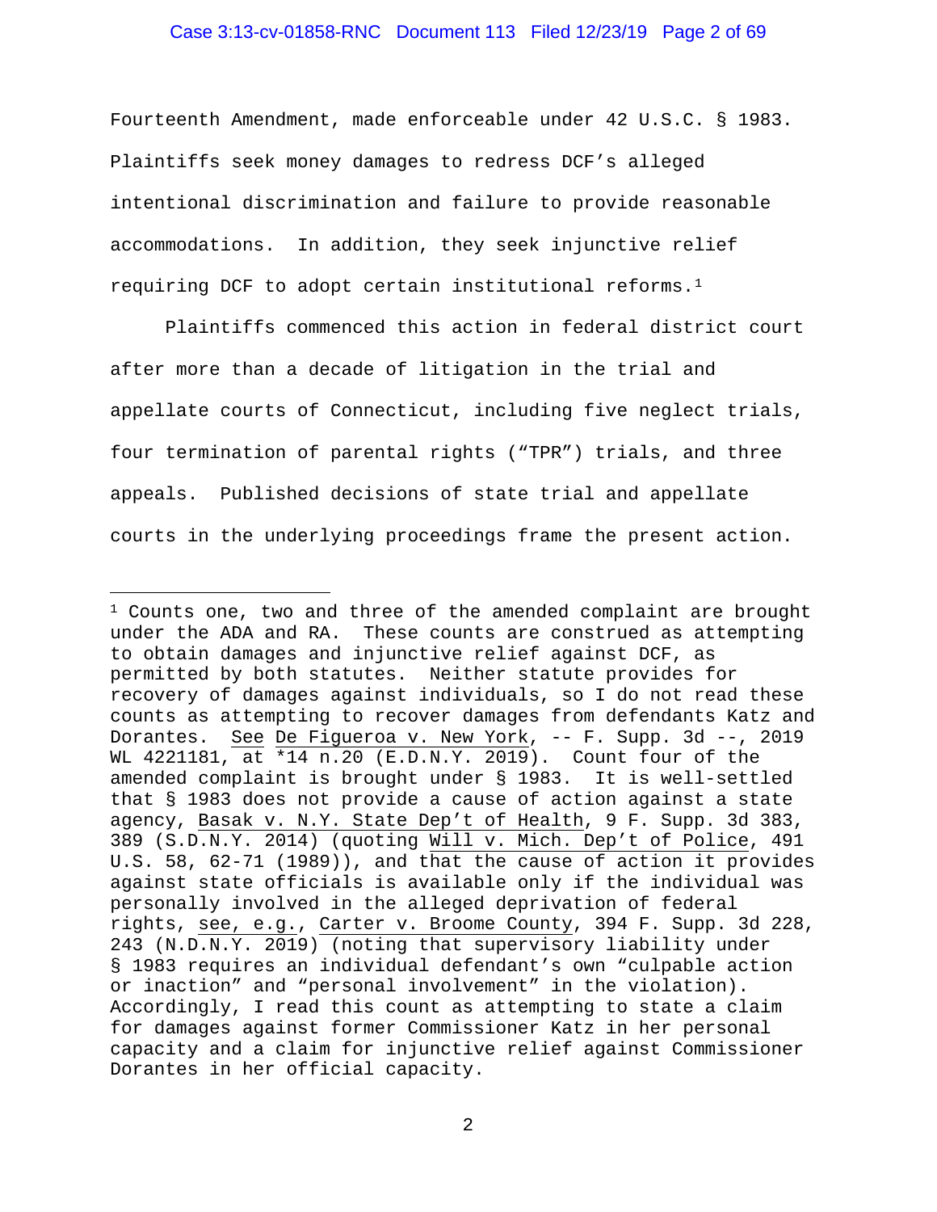Fourteenth Amendment, made enforceable under 42 U.S.C. § 1983. Plaintiffs seek money damages to redress DCF's alleged intentional discrimination and failure to provide reasonable accommodations. In addition, they seek injunctive relief requiring DCF to adopt certain institutional reforms.[1]

Plaintiffs commenced this action in federal district court after more than a decade of litigation in the trial and appellate courts of Connecticut, including five neglect trials, four termination of parental rights ("TPR") trials, and three appeals. Published decisions of state trial and appellate courts in the underlying proceedings frame the present action.

---

[1] Counts one, two and three of the amended complaint are brought under the ADA and RA. These counts are construed as attempting to obtain damages and injunctive relief against DCF, as permitted by both statutes. Neither statute provides for recovery of damages against individuals, so I do not read these counts as attempting to recover damages from defendants Katz and Dorantes. See De Figueroa v. New York, -- F. Supp. 3d --, 2019 WL 4221181, at *14 n.20 (E.D.N.Y. 2019). Count four of the amended complaint is brought under § 1983. It is well-settled that § 1983 does not provide a cause of action against a state agency, Basak v. N.Y. State Dep't of Health, 9 F. Supp. 3d 383, 389 (S.D.N.Y. 2014) (quoting Will v. Mich. Dep't of Police, 491 U.S. 58, 62-71 (1989)), and that the cause of action it provides against state officials is available only if the individual was personally involved in the alleged deprivation of federal rights, see, e.g., Carter v. Broome County, 394 F. Supp. 3d 228, 243 (N.D.N.Y. 2019) (noting that supervisory liability under § 1983 requires an individual defendant's own "culpable action or inaction" and "personal involvement" in the violation). Accordingly, I read this count as attempting to state a claim for damages against former Commissioner Katz in her personal capacity and a claim for injunctive relief against Commissioner Dorantes in her official capacity.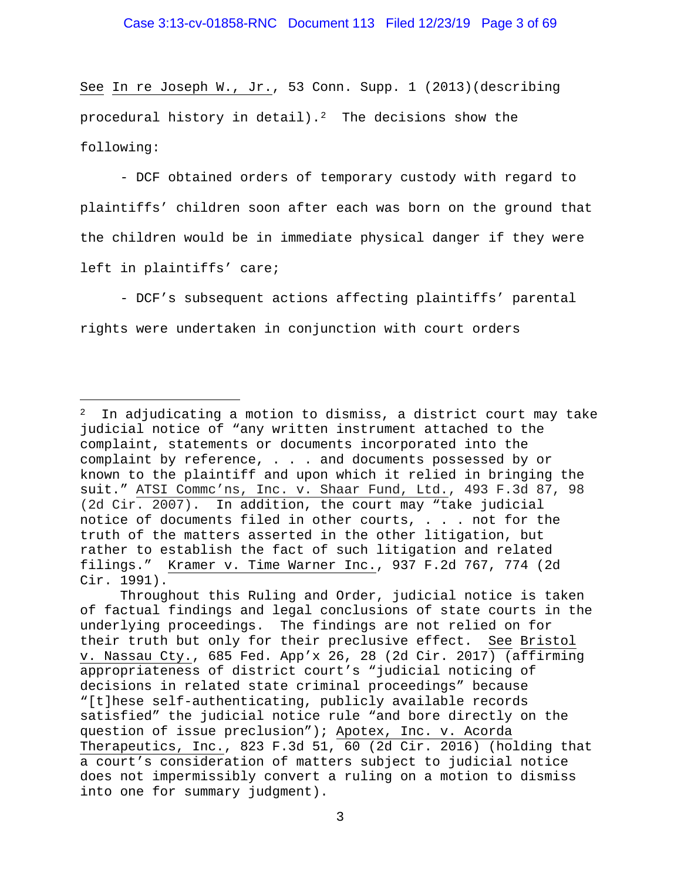See In re Joseph W., Jr., 53 Conn. Supp. 1 (2013)(describing procedural history in detail).[2] The decisions show the following:

- DCF obtained orders of temporary custody with regard to plaintiffs' children soon after each was born on the ground that the children would be in immediate physical danger if they were left in plaintiffs' care;

- DCF's subsequent actions affecting plaintiffs' parental rights were undertaken in conjunction with court orders

---

[2] In adjudicating a motion to dismiss, a district court may take judicial notice of "any written instrument attached to the complaint, statements or documents incorporated into the complaint by reference, . . . and documents possessed by or known to the plaintiff and upon which it relied in bringing the suit." ATSI Commc'ns, Inc. v. Shaar Fund, Ltd., 493 F.3d 87, 98 (2d Cir. 2007). In addition, the court may "take judicial notice of documents filed in other courts, . . . not for the truth of the matters asserted in the other litigation, but rather to establish the fact of such litigation and related filings." Kramer v. Time Warner Inc., 937 F.2d 767, 774 (2d Cir. 1991).

Throughout this Ruling and Order, judicial notice is taken of factual findings and legal conclusions of state courts in the underlying proceedings. The findings are not relied on for their truth but only for their preclusive effect. See Bristol v. Nassau Cty., 685 Fed. App'x 26, 28 (2d Cir. 2017) (affirming appropriateness of district court's "judicial noticing of decisions in related state criminal proceedings" because "[t]hese self-authenticating, publicly available records satisfied" the judicial notice rule "and bore directly on the question of issue preclusion"); Apotex, Inc. v. Acorda Therapeutics, Inc., 823 F.3d 51, 60 (2d Cir. 2016) (holding that a court's consideration of matters subject to judicial notice does not impermissibly convert a ruling on a motion to dismiss into one for summary judgment).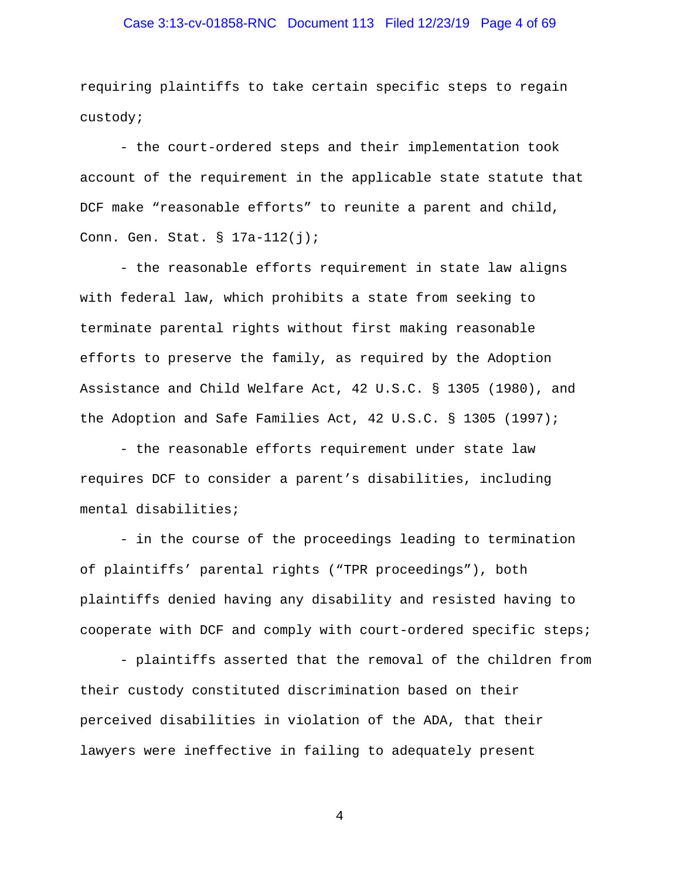requiring plaintiffs to take certain specific steps to regain custody;

- the court-ordered steps and their implementation took account of the requirement in the applicable state statute that DCF make "reasonable efforts" to reunite a parent and child, Conn. Gen. Stat. § 17a-112(j);

- the reasonable efforts requirement in state law aligns with federal law, which prohibits a state from seeking to terminate parental rights without first making reasonable efforts to preserve the family, as required by the Adoption Assistance and Child Welfare Act, 42 U.S.C. § 1305 (1980), and the Adoption and Safe Families Act, 42 U.S.C. § 1305 (1997);

- the reasonable efforts requirement under state law requires DCF to consider a parent's disabilities, including mental disabilities;

- in the course of the proceedings leading to termination of plaintiffs' parental rights ("TPR proceedings"), both plaintiffs denied having any disability and resisted having to cooperate with DCF and comply with court-ordered specific steps;

- plaintiffs asserted that the removal of the children from their custody constituted discrimination based on their perceived disabilities in violation of the ADA, that their lawyers were ineffective in failing to adequately present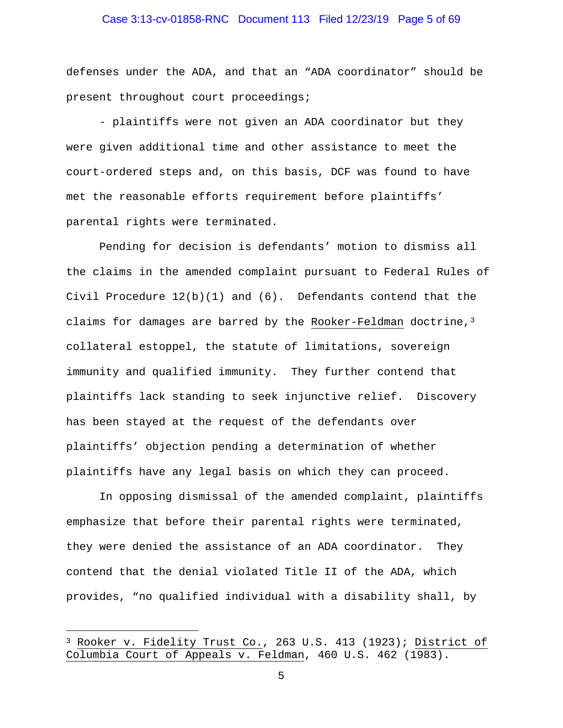defenses under the ADA, and that an "ADA coordinator" should be present throughout court proceedings;

- plaintiffs were not given an ADA coordinator but they were given additional time and other assistance to meet the court-ordered steps and, on this basis, DCF was found to have met the reasonable efforts requirement before plaintiffs' parental rights were terminated.

Pending for decision is defendants' motion to dismiss all the claims in the amended complaint pursuant to Federal Rules of Civil Procedure 12(b)(1) and (6). Defendants contend that the claims for damages are barred by the Rooker-Feldman doctrine,[3] collateral estoppel, the statute of limitations, sovereign immunity and qualified immunity. They further contend that plaintiffs lack standing to seek injunctive relief. Discovery has been stayed at the request of the defendants over plaintiffs' objection pending a determination of whether plaintiffs have any legal basis on which they can proceed.

In opposing dismissal of the amended complaint, plaintiffs emphasize that before their parental rights were terminated, they were denied the assistance of an ADA coordinator. They contend that the denial violated Title II of the ADA, which provides, "no qualified individual with a disability shall, by

---

[3] Rooker v. Fidelity Trust Co., 263 U.S. 413 (1923); District of Columbia Court of Appeals v. Feldman, 460 U.S. 462 (1983).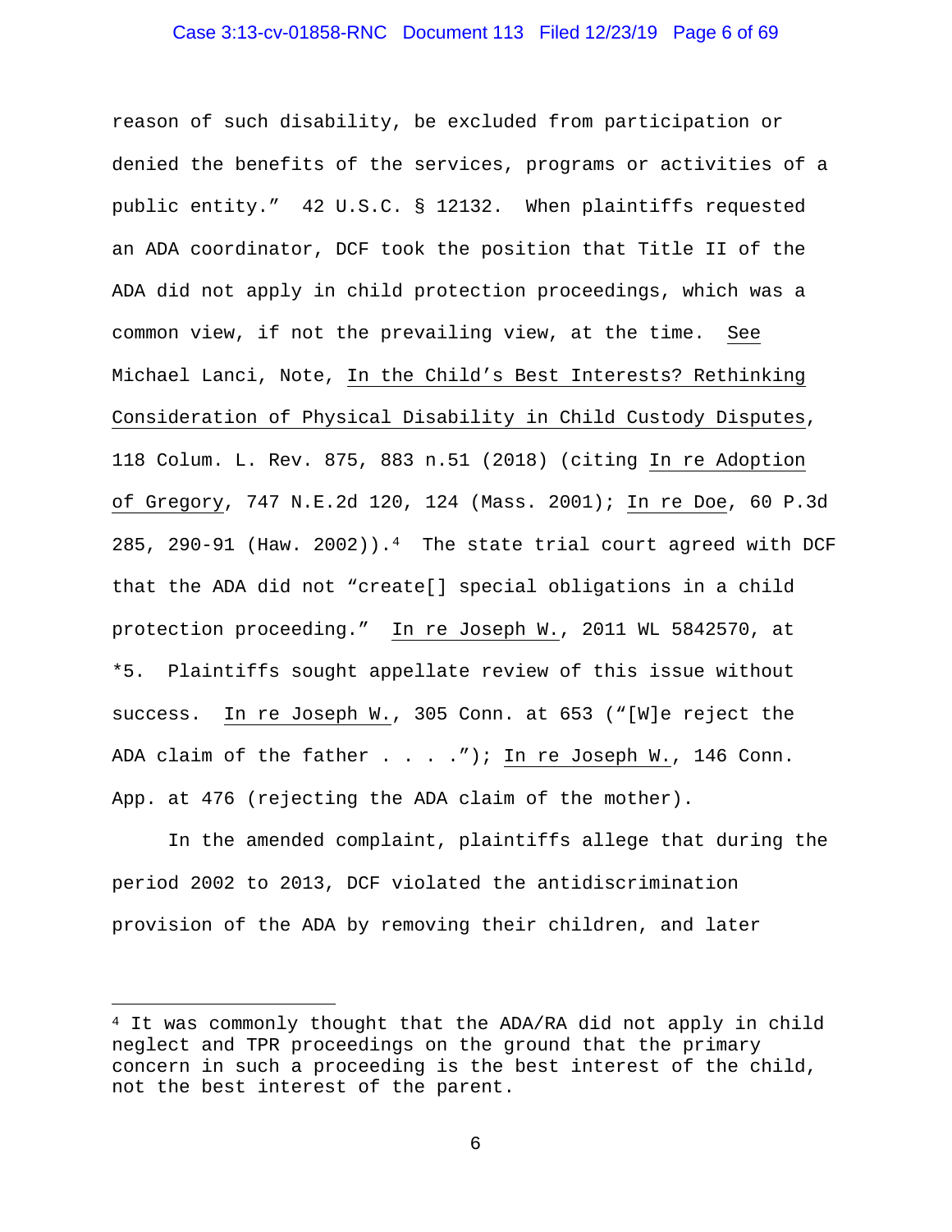reason of such disability, be excluded from participation or denied the benefits of the services, programs or activities of a public entity." 42 U.S.C. § 12132. When plaintiffs requested an ADA coordinator, DCF took the position that Title II of the ADA did not apply in child protection proceedings, which was a common view, if not the prevailing view, at the time. See Michael Lanci, Note, In the Child's Best Interests? Rethinking Consideration of Physical Disability in Child Custody Disputes, 118 Colum. L. Rev. 875, 883 n.51 (2018) (citing In re Adoption of Gregory, 747 N.E.2d 120, 124 (Mass. 2001); In re Doe, 60 P.3d 285, 290-91 (Haw. 2002)).[4] The state trial court agreed with DCF that the ADA did not "create[] special obligations in a child protection proceeding." In re Joseph W., 2011 WL 5842570, at *5. Plaintiffs sought appellate review of this issue without success. In re Joseph W., 305 Conn. at 653 ("[W]e reject the ADA claim of the father . . . ."); In re Joseph W., 146 Conn. App. at 476 (rejecting the ADA claim of the mother).

In the amended complaint, plaintiffs allege that during the period 2002 to 2013, DCF violated the antidiscrimination provision of the ADA by removing their children, and later

---

[4] It was commonly thought that the ADA/RA did not apply in child neglect and TPR proceedings on the ground that the primary concern in such a proceeding is the best interest of the child, not the best interest of the parent.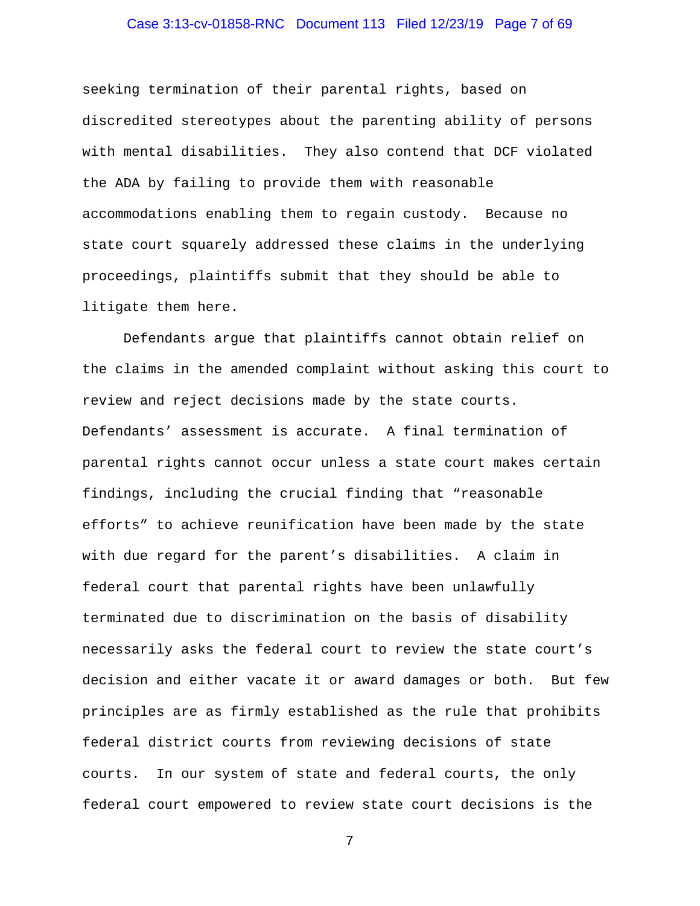seeking termination of their parental rights, based on discredited stereotypes about the parenting ability of persons with mental disabilities. They also contend that DCF violated the ADA by failing to provide them with reasonable accommodations enabling them to regain custody. Because no state court squarely addressed these claims in the underlying proceedings, plaintiffs submit that they should be able to litigate them here.

Defendants argue that plaintiffs cannot obtain relief on the claims in the amended complaint without asking this court to review and reject decisions made by the state courts. Defendants' assessment is accurate. A final termination of parental rights cannot occur unless a state court makes certain findings, including the crucial finding that "reasonable efforts" to achieve reunification have been made by the state with due regard for the parent's disabilities. A claim in federal court that parental rights have been unlawfully terminated due to discrimination on the basis of disability necessarily asks the federal court to review the state court's decision and either vacate it or award damages or both. But few principles are as firmly established as the rule that prohibits federal district courts from reviewing decisions of state courts. In our system of state and federal courts, the only federal court empowered to review state court decisions is the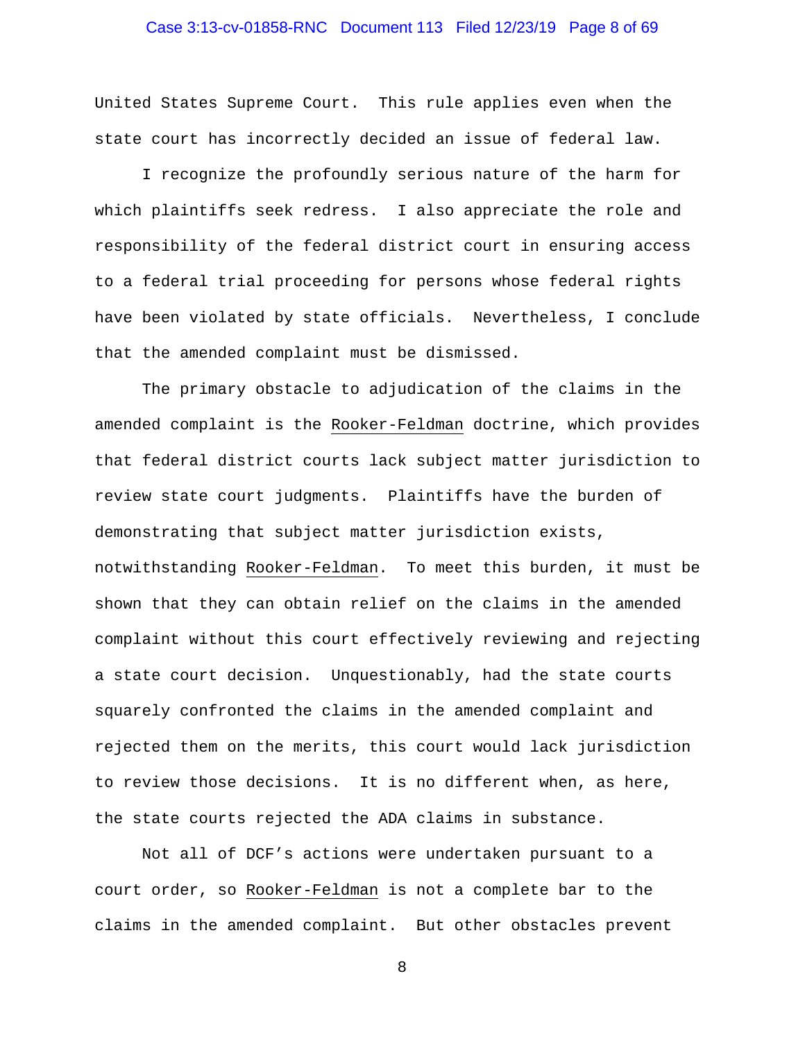United States Supreme Court. This rule applies even when the state court has incorrectly decided an issue of federal law.

I recognize the profoundly serious nature of the harm for which plaintiffs seek redress. I also appreciate the role and responsibility of the federal district court in ensuring access to a federal trial proceeding for persons whose federal rights have been violated by state officials. Nevertheless, I conclude that the amended complaint must be dismissed.

The primary obstacle to adjudication of the claims in the amended complaint is the Rooker-Feldman doctrine, which provides that federal district courts lack subject matter jurisdiction to review state court judgments. Plaintiffs have the burden of demonstrating that subject matter jurisdiction exists, notwithstanding Rooker-Feldman. To meet this burden, it must be shown that they can obtain relief on the claims in the amended complaint without this court effectively reviewing and rejecting a state court decision. Unquestionably, had the state courts squarely confronted the claims in the amended complaint and rejected them on the merits, this court would lack jurisdiction to review those decisions. It is no different when, as here, the state courts rejected the ADA claims in substance.

Not all of DCF's actions were undertaken pursuant to a court order, so Rooker-Feldman is not a complete bar to the claims in the amended complaint. But other obstacles prevent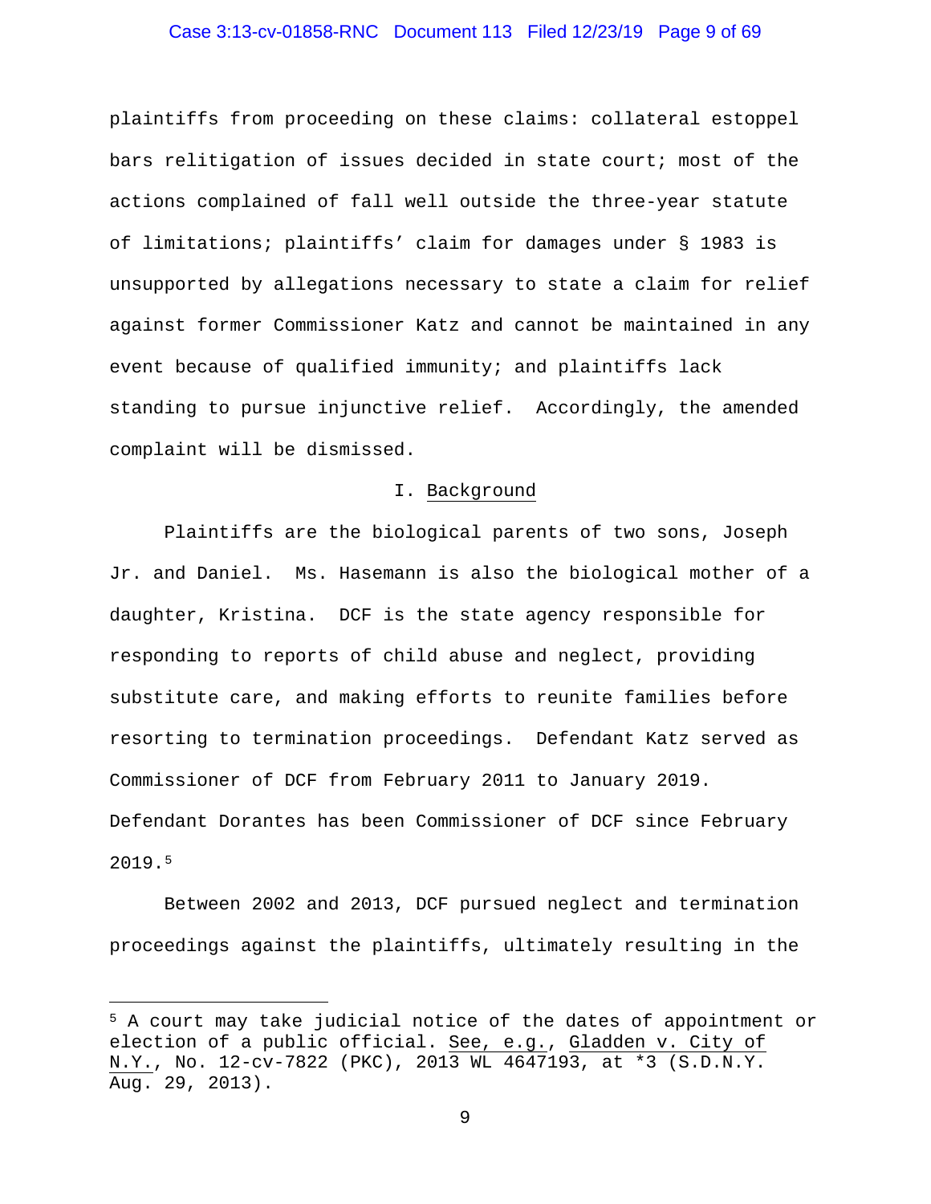plaintiffs from proceeding on these claims: collateral estoppel bars relitigation of issues decided in state court; most of the actions complained of fall well outside the three-year statute of limitations; plaintiffs' claim for damages under § 1983 is unsupported by allegations necessary to state a claim for relief against former Commissioner Katz and cannot be maintained in any event because of qualified immunity; and plaintiffs lack standing to pursue injunctive relief. Accordingly, the amended complaint will be dismissed.

## I. Background

Plaintiffs are the biological parents of two sons, Joseph Jr. and Daniel. Ms. Hasemann is also the biological mother of a daughter, Kristina. DCF is the state agency responsible for responding to reports of child abuse and neglect, providing substitute care, and making efforts to reunite families before resorting to termination proceedings. Defendant Katz served as Commissioner of DCF from February 2011 to January 2019. Defendant Dorantes has been Commissioner of DCF since February 2019.[5]

Between 2002 and 2013, DCF pursued neglect and termination proceedings against the plaintiffs, ultimately resulting in the

---

[5] A court may take judicial notice of the dates of appointment or election of a public official. See, e.g., Gladden v. City of N.Y., No. 12-cv-7822 (PKC), 2013 WL 4647193, at *3 (S.D.N.Y. Aug. 29, 2013).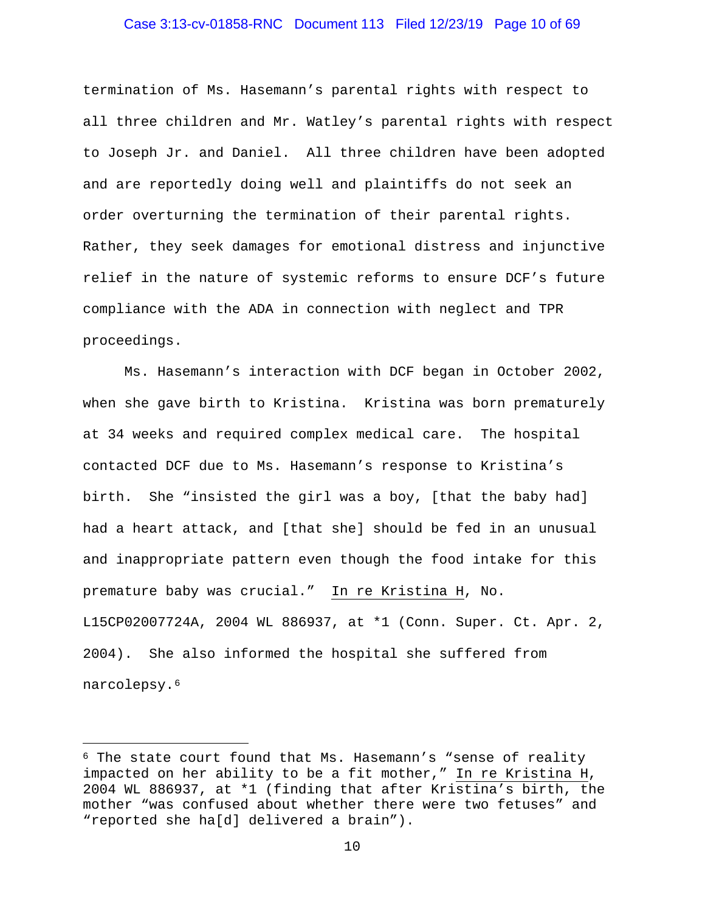termination of Ms. Hasemann's parental rights with respect to all three children and Mr. Watley's parental rights with respect to Joseph Jr. and Daniel. All three children have been adopted and are reportedly doing well and plaintiffs do not seek an order overturning the termination of their parental rights. Rather, they seek damages for emotional distress and injunctive relief in the nature of systemic reforms to ensure DCF's future compliance with the ADA in connection with neglect and TPR proceedings.

Ms. Hasemann's interaction with DCF began in October 2002, when she gave birth to Kristina. Kristina was born prematurely at 34 weeks and required complex medical care. The hospital contacted DCF due to Ms. Hasemann's response to Kristina's birth. She "insisted the girl was a boy, [that the baby had] had a heart attack, and [that she] should be fed in an unusual and inappropriate pattern even though the food intake for this premature baby was crucial." In re Kristina H, No. L15CP02007724A, 2004 WL 886937, at *1 (Conn. Super. Ct. Apr. 2, 2004). She also informed the hospital she suffered from narcolepsy.[6]

---

[6] The state court found that Ms. Hasemann's "sense of reality impacted on her ability to be a fit mother," In re Kristina H, 2004 WL 886937, at *1 (finding that after Kristina's birth, the mother "was confused about whether there were two fetuses" and "reported she ha[d] delivered a brain").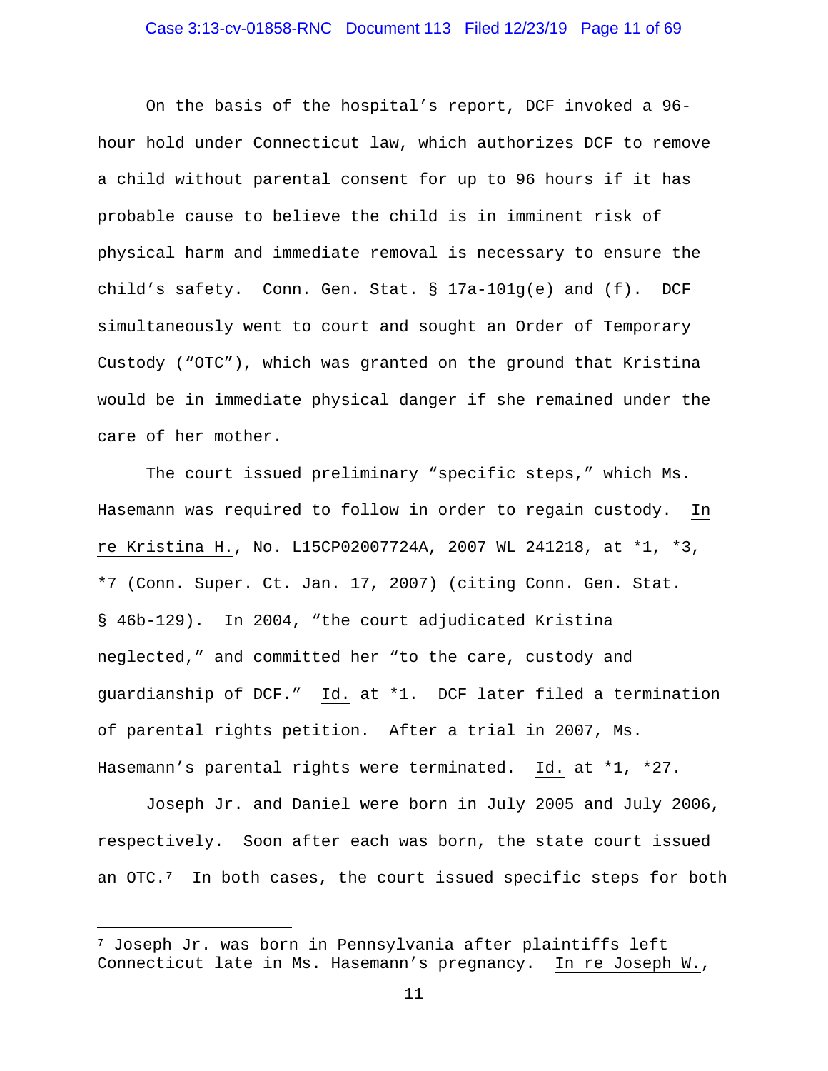On the basis of the hospital's report, DCF invoked a 96-hour hold under Connecticut law, which authorizes DCF to remove a child without parental consent for up to 96 hours if it has probable cause to believe the child is in imminent risk of physical harm and immediate removal is necessary to ensure the child's safety. Conn. Gen. Stat. § 17a-101g(e) and (f). DCF simultaneously went to court and sought an Order of Temporary Custody ("OTC"), which was granted on the ground that Kristina would be in immediate physical danger if she remained under the care of her mother.

The court issued preliminary "specific steps," which Ms. Hasemann was required to follow in order to regain custody. In re Kristina H., No. L15CP02007724A, 2007 WL 241218, at *1, *3, *7 (Conn. Super. Ct. Jan. 17, 2007) (citing Conn. Gen. Stat. § 46b-129). In 2004, "the court adjudicated Kristina neglected," and committed her "to the care, custody and guardianship of DCF." Id. at *1. DCF later filed a termination of parental rights petition. After a trial in 2007, Ms. Hasemann's parental rights were terminated. Id. at *1, *27.

Joseph Jr. and Daniel were born in July 2005 and July 2006, respectively. Soon after each was born, the state court issued an OTC.[7] In both cases, the court issued specific steps for both

[7] Joseph Jr. was born in Pennsylvania after plaintiffs left Connecticut late in Ms. Hasemann's pregnancy. In re Joseph W.,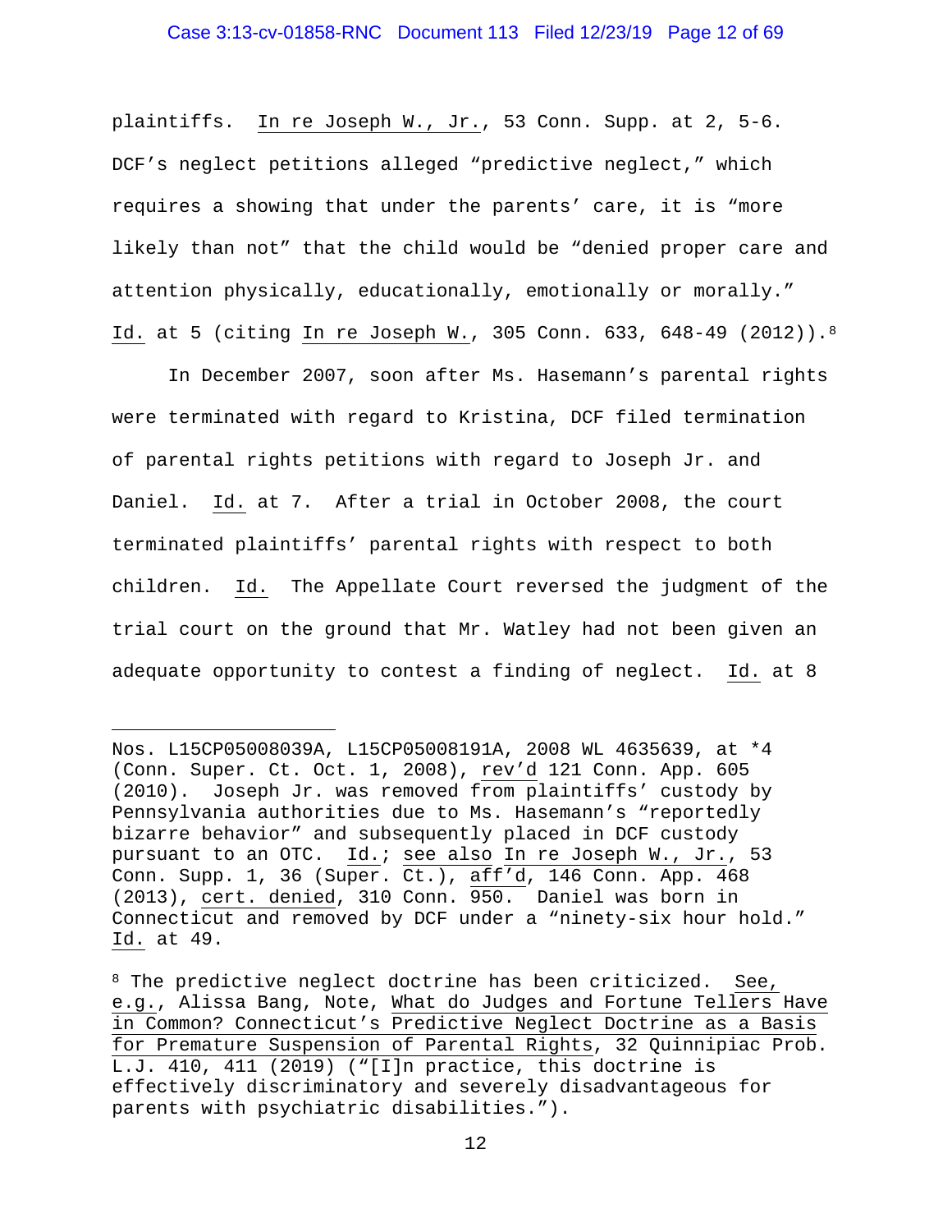plaintiffs. In re Joseph W., Jr., 53 Conn. Supp. at 2, 5-6. DCF's neglect petitions alleged "predictive neglect," which requires a showing that under the parents' care, it is "more likely than not" that the child would be "denied proper care and attention physically, educationally, emotionally or morally." Id. at 5 (citing In re Joseph W., 305 Conn. 633, 648-49 (2012)).[8]

In December 2007, soon after Ms. Hasemann's parental rights were terminated with regard to Kristina, DCF filed termination of parental rights petitions with regard to Joseph Jr. and Daniel. Id. at 7. After a trial in October 2008, the court terminated plaintiffs' parental rights with respect to both children. Id. The Appellate Court reversed the judgment of the trial court on the ground that Mr. Watley had not been given an adequate opportunity to contest a finding of neglect. Id. at 8

---

Nos. L15CP05008039A, L15CP05008191A, 2008 WL 4635639, at *4 (Conn. Super. Ct. Oct. 1, 2008), rev'd 121 Conn. App. 605 (2010). Joseph Jr. was removed from plaintiffs' custody by Pennsylvania authorities due to Ms. Hasemann's "reportedly bizarre behavior" and subsequently placed in DCF custody pursuant to an OTC. Id.; see also In re Joseph W., Jr., 53 Conn. Supp. 1, 36 (Super. Ct.), aff'd, 146 Conn. App. 468 (2013), cert. denied, 310 Conn. 950. Daniel was born in Connecticut and removed by DCF under a "ninety-six hour hold." Id. at 49.

[8] The predictive neglect doctrine has been criticized. See, e.g., Alissa Bang, Note, What do Judges and Fortune Tellers Have in Common? Connecticut's Predictive Neglect Doctrine as a Basis for Premature Suspension of Parental Rights, 32 Quinnipiac Prob. L.J. 410, 411 (2019) ("[I]n practice, this doctrine is effectively discriminatory and severely disadvantageous for parents with psychiatric disabilities.").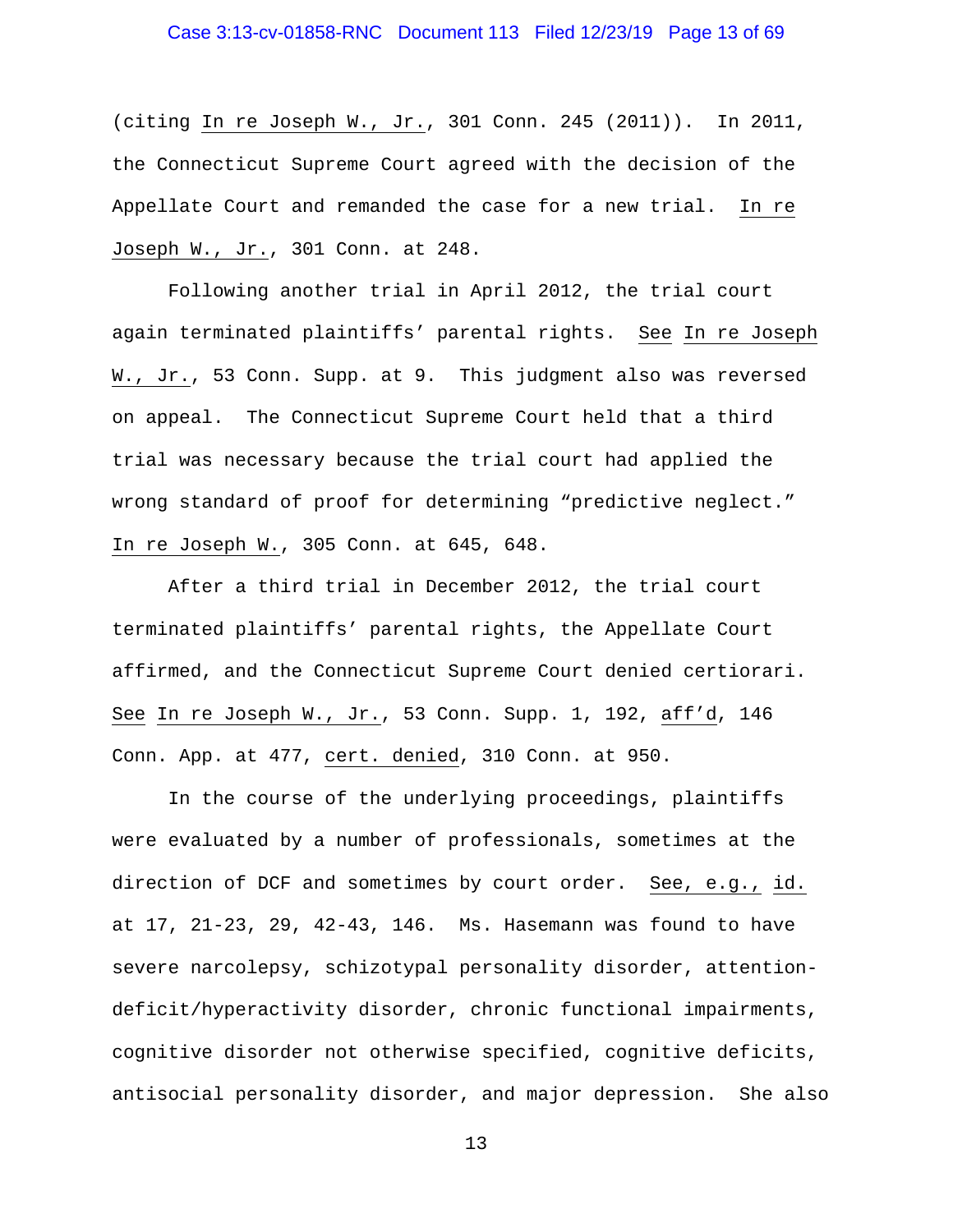(citing In re Joseph W., Jr., 301 Conn. 245 (2011)). In 2011, the Connecticut Supreme Court agreed with the decision of the Appellate Court and remanded the case for a new trial. In re Joseph W., Jr., 301 Conn. at 248.

Following another trial in April 2012, the trial court again terminated plaintiffs' parental rights. See In re Joseph W., Jr., 53 Conn. Supp. at 9. This judgment also was reversed on appeal. The Connecticut Supreme Court held that a third trial was necessary because the trial court had applied the wrong standard of proof for determining "predictive neglect." In re Joseph W., 305 Conn. at 645, 648.

After a third trial in December 2012, the trial court terminated plaintiffs' parental rights, the Appellate Court affirmed, and the Connecticut Supreme Court denied certiorari. See In re Joseph W., Jr., 53 Conn. Supp. 1, 192, aff'd, 146 Conn. App. at 477, cert. denied, 310 Conn. at 950.

In the course of the underlying proceedings, plaintiffs were evaluated by a number of professionals, sometimes at the direction of DCF and sometimes by court order. See, e.g., id. at 17, 21-23, 29, 42-43, 146. Ms. Hasemann was found to have severe narcolepsy, schizotypal personality disorder, attention-deficit/hyperactivity disorder, chronic functional impairments, cognitive disorder not otherwise specified, cognitive deficits, antisocial personality disorder, and major depression. She also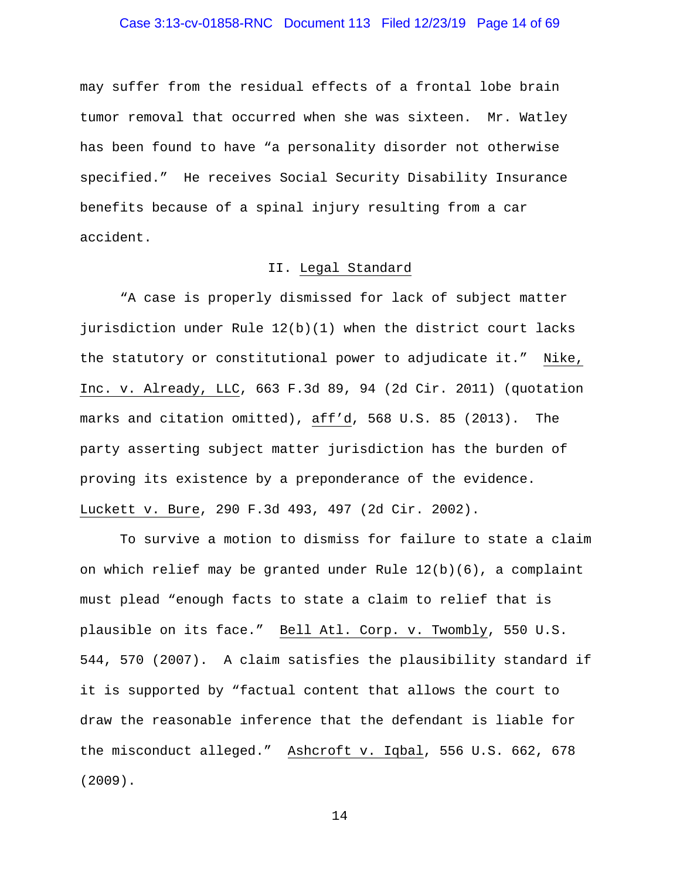may suffer from the residual effects of a frontal lobe brain tumor removal that occurred when she was sixteen. Mr. Watley has been found to have "a personality disorder not otherwise specified." He receives Social Security Disability Insurance benefits because of a spinal injury resulting from a car accident.

## II. Legal Standard

"A case is properly dismissed for lack of subject matter jurisdiction under Rule 12(b)(1) when the district court lacks the statutory or constitutional power to adjudicate it." Nike, Inc. v. Already, LLC, 663 F.3d 89, 94 (2d Cir. 2011) (quotation marks and citation omitted), aff'd, 568 U.S. 85 (2013). The party asserting subject matter jurisdiction has the burden of proving its existence by a preponderance of the evidence. Luckett v. Bure, 290 F.3d 493, 497 (2d Cir. 2002).

To survive a motion to dismiss for failure to state a claim on which relief may be granted under Rule 12(b)(6), a complaint must plead "enough facts to state a claim to relief that is plausible on its face." Bell Atl. Corp. v. Twombly, 550 U.S. 544, 570 (2007). A claim satisfies the plausibility standard if it is supported by "factual content that allows the court to draw the reasonable inference that the defendant is liable for the misconduct alleged." Ashcroft v. Iqbal, 556 U.S. 662, 678 (2009).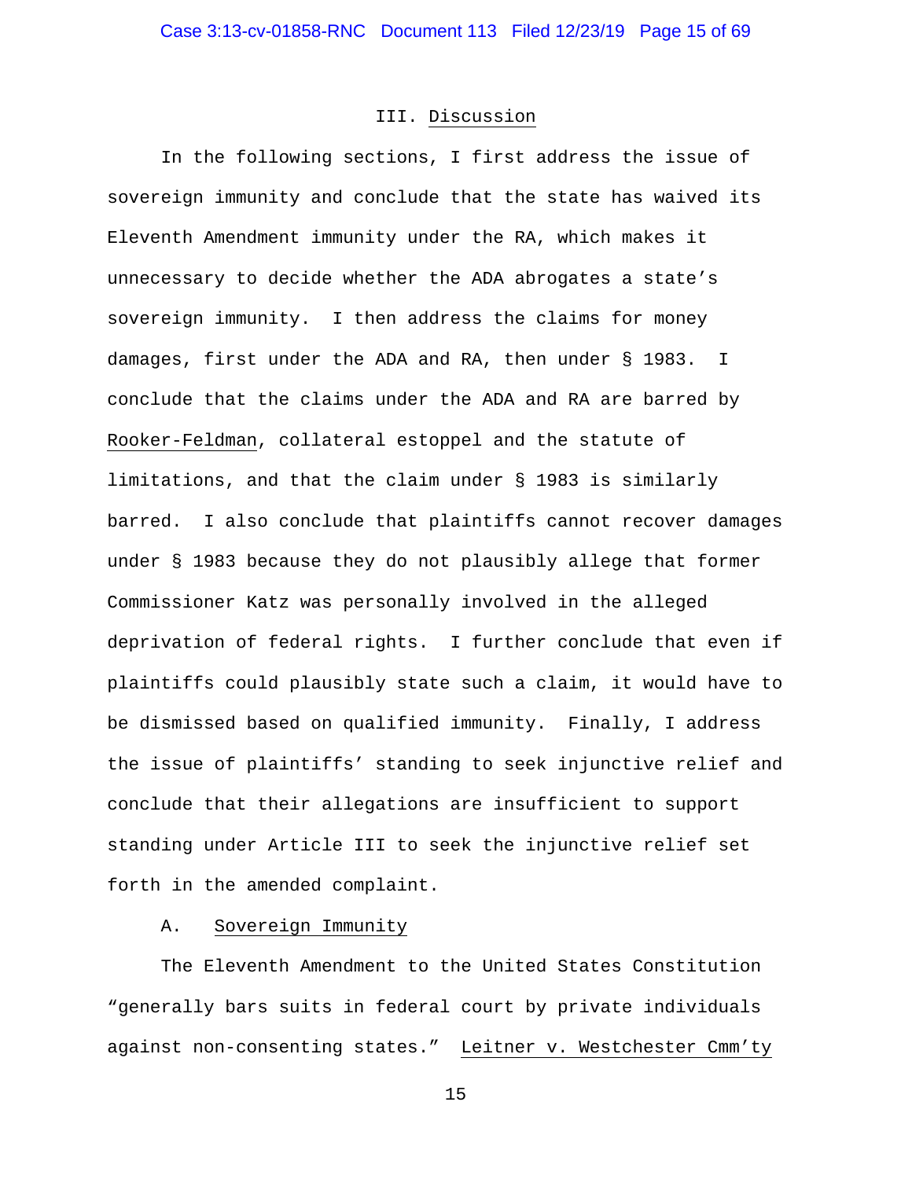## III. Discussion

In the following sections, I first address the issue of sovereign immunity and conclude that the state has waived its Eleventh Amendment immunity under the RA, which makes it unnecessary to decide whether the ADA abrogates a state's sovereign immunity. I then address the claims for money damages, first under the ADA and RA, then under § 1983. I conclude that the claims under the ADA and RA are barred by Rooker-Feldman, collateral estoppel and the statute of limitations, and that the claim under § 1983 is similarly barred. I also conclude that plaintiffs cannot recover damages under § 1983 because they do not plausibly allege that former Commissioner Katz was personally involved in the alleged deprivation of federal rights. I further conclude that even if plaintiffs could plausibly state such a claim, it would have to be dismissed based on qualified immunity. Finally, I address the issue of plaintiffs' standing to seek injunctive relief and conclude that their allegations are insufficient to support standing under Article III to seek the injunctive relief set forth in the amended complaint.

### A. Sovereign Immunity

The Eleventh Amendment to the United States Constitution "generally bars suits in federal court by private individuals against non-consenting states." Leitner v. Westchester Cmm'ty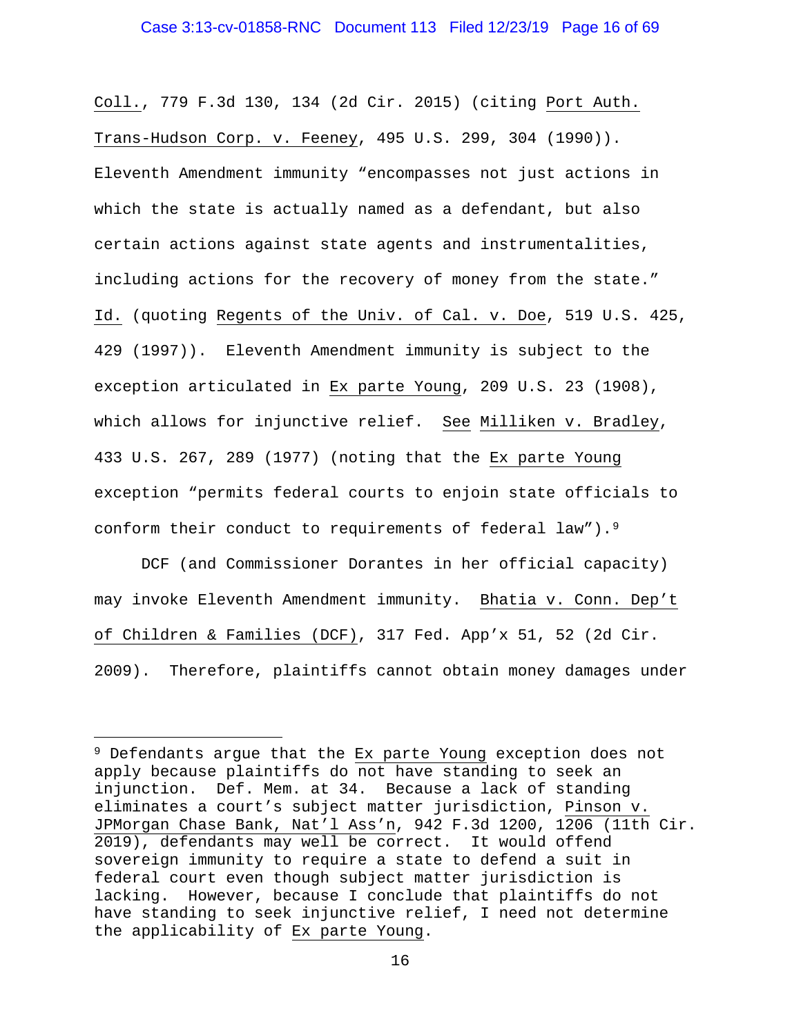Coll., 779 F.3d 130, 134 (2d Cir. 2015) (citing Port Auth. Trans-Hudson Corp. v. Feeney, 495 U.S. 299, 304 (1990)). Eleventh Amendment immunity "encompasses not just actions in which the state is actually named as a defendant, but also certain actions against state agents and instrumentalities, including actions for the recovery of money from the state." Id. (quoting Regents of the Univ. of Cal. v. Doe, 519 U.S. 425, 429 (1997)). Eleventh Amendment immunity is subject to the exception articulated in Ex parte Young, 209 U.S. 23 (1908), which allows for injunctive relief. See Milliken v. Bradley, 433 U.S. 267, 289 (1977) (noting that the Ex parte Young exception "permits federal courts to enjoin state officials to conform their conduct to requirements of federal law").[9]

DCF (and Commissioner Dorantes in her official capacity) may invoke Eleventh Amendment immunity. Bhatia v. Conn. Dep't of Children & Families (DCF), 317 Fed. App'x 51, 52 (2d Cir. 2009). Therefore, plaintiffs cannot obtain money damages under

---

[9] Defendants argue that the Ex parte Young exception does not apply because plaintiffs do not have standing to seek an injunction. Def. Mem. at 34. Because a lack of standing eliminates a court's subject matter jurisdiction, Pinson v. JPMorgan Chase Bank, Nat'l Ass'n, 942 F.3d 1200, 1206 (11th Cir. 2019), defendants may well be correct. It would offend sovereign immunity to require a state to defend a suit in federal court even though subject matter jurisdiction is lacking. However, because I conclude that plaintiffs do not have standing to seek injunctive relief, I need not determine the applicability of Ex parte Young.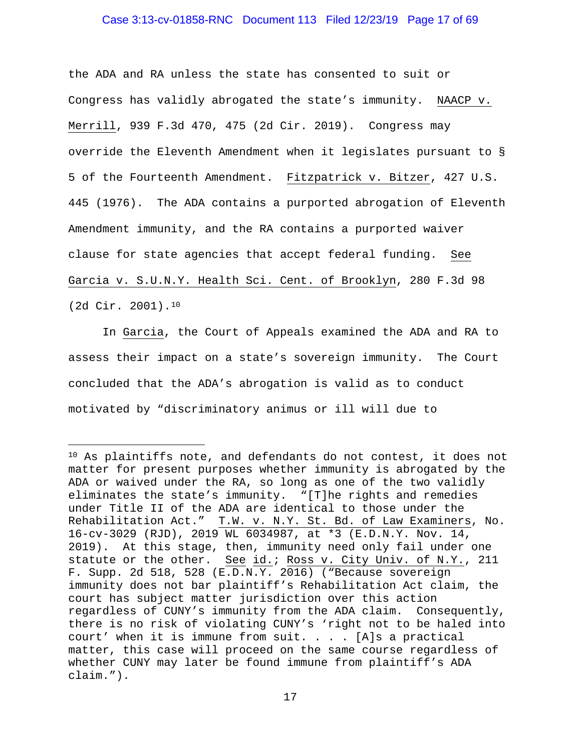the ADA and RA unless the state has consented to suit or Congress has validly abrogated the state's immunity. NAACP v. Merrill, 939 F.3d 470, 475 (2d Cir. 2019). Congress may override the Eleventh Amendment when it legislates pursuant to § 5 of the Fourteenth Amendment. Fitzpatrick v. Bitzer, 427 U.S. 445 (1976). The ADA contains a purported abrogation of Eleventh Amendment immunity, and the RA contains a purported waiver clause for state agencies that accept federal funding. See Garcia v. S.U.N.Y. Health Sci. Cent. of Brooklyn, 280 F.3d 98 (2d Cir. 2001).[10]

In Garcia, the Court of Appeals examined the ADA and RA to assess their impact on a state's sovereign immunity. The Court concluded that the ADA's abrogation is valid as to conduct motivated by "discriminatory animus or ill will due to

---

[10] As plaintiffs note, and defendants do not contest, it does not matter for present purposes whether immunity is abrogated by the ADA or waived under the RA, so long as one of the two validly eliminates the state's immunity. "[T]he rights and remedies under Title II of the ADA are identical to those under the Rehabilitation Act." T.W. v. N.Y. St. Bd. of Law Examiners, No. 16-cv-3029 (RJD), 2019 WL 6034987, at *3 (E.D.N.Y. Nov. 14, 2019). At this stage, then, immunity need only fail under one statute or the other. See id.; Ross v. City Univ. of N.Y., 211 F. Supp. 2d 518, 528 (E.D.N.Y. 2016) ("Because sovereign immunity does not bar plaintiff's Rehabilitation Act claim, the court has subject matter jurisdiction over this action regardless of CUNY's immunity from the ADA claim. Consequently, there is no risk of violating CUNY's 'right not to be haled into court' when it is immune from suit. . . . [A]s a practical matter, this case will proceed on the same course regardless of whether CUNY may later be found immune from plaintiff's ADA claim.").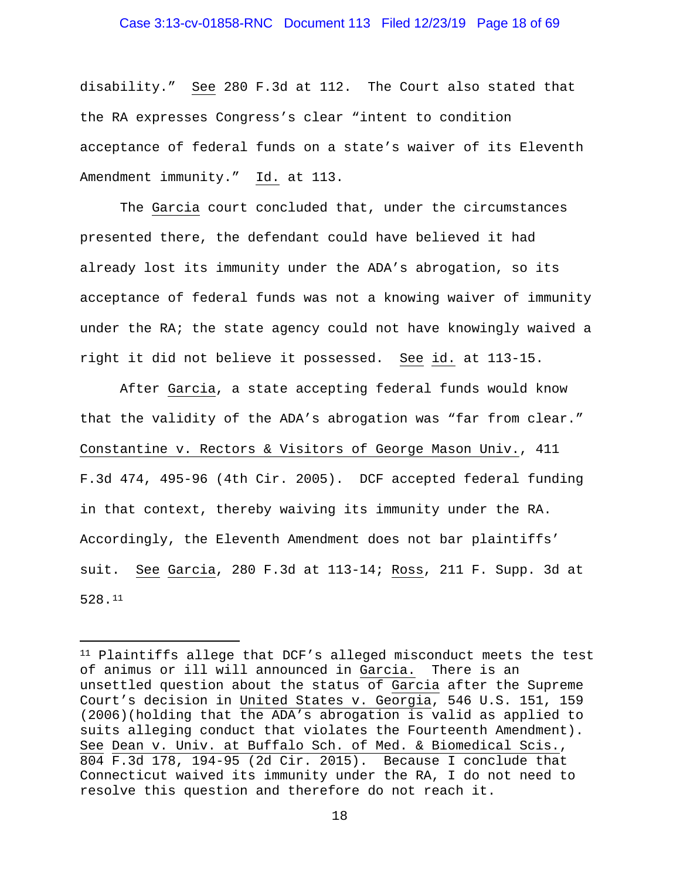disability." See 280 F.3d at 112. The Court also stated that the RA expresses Congress's clear "intent to condition acceptance of federal funds on a state's waiver of its Eleventh Amendment immunity." Id. at 113.

The Garcia court concluded that, under the circumstances presented there, the defendant could have believed it had already lost its immunity under the ADA's abrogation, so its acceptance of federal funds was not a knowing waiver of immunity under the RA; the state agency could not have knowingly waived a right it did not believe it possessed. See id. at 113-15.

After Garcia, a state accepting federal funds would know that the validity of the ADA's abrogation was "far from clear." Constantine v. Rectors & Visitors of George Mason Univ., 411 F.3d 474, 495-96 (4th Cir. 2005). DCF accepted federal funding in that context, thereby waiving its immunity under the RA. Accordingly, the Eleventh Amendment does not bar plaintiffs' suit. See Garcia, 280 F.3d at 113-14; Ross, 211 F. Supp. 3d at 528.[11]

---

[11] Plaintiffs allege that DCF's alleged misconduct meets the test of animus or ill will announced in Garcia. There is an unsettled question about the status of Garcia after the Supreme Court's decision in United States v. Georgia, 546 U.S. 151, 159 (2006)(holding that the ADA's abrogation is valid as applied to suits alleging conduct that violates the Fourteenth Amendment). See Dean v. Univ. at Buffalo Sch. of Med. & Biomedical Scis., 804 F.3d 178, 194-95 (2d Cir. 2015). Because I conclude that Connecticut waived its immunity under the RA, I do not need to resolve this question and therefore do not reach it.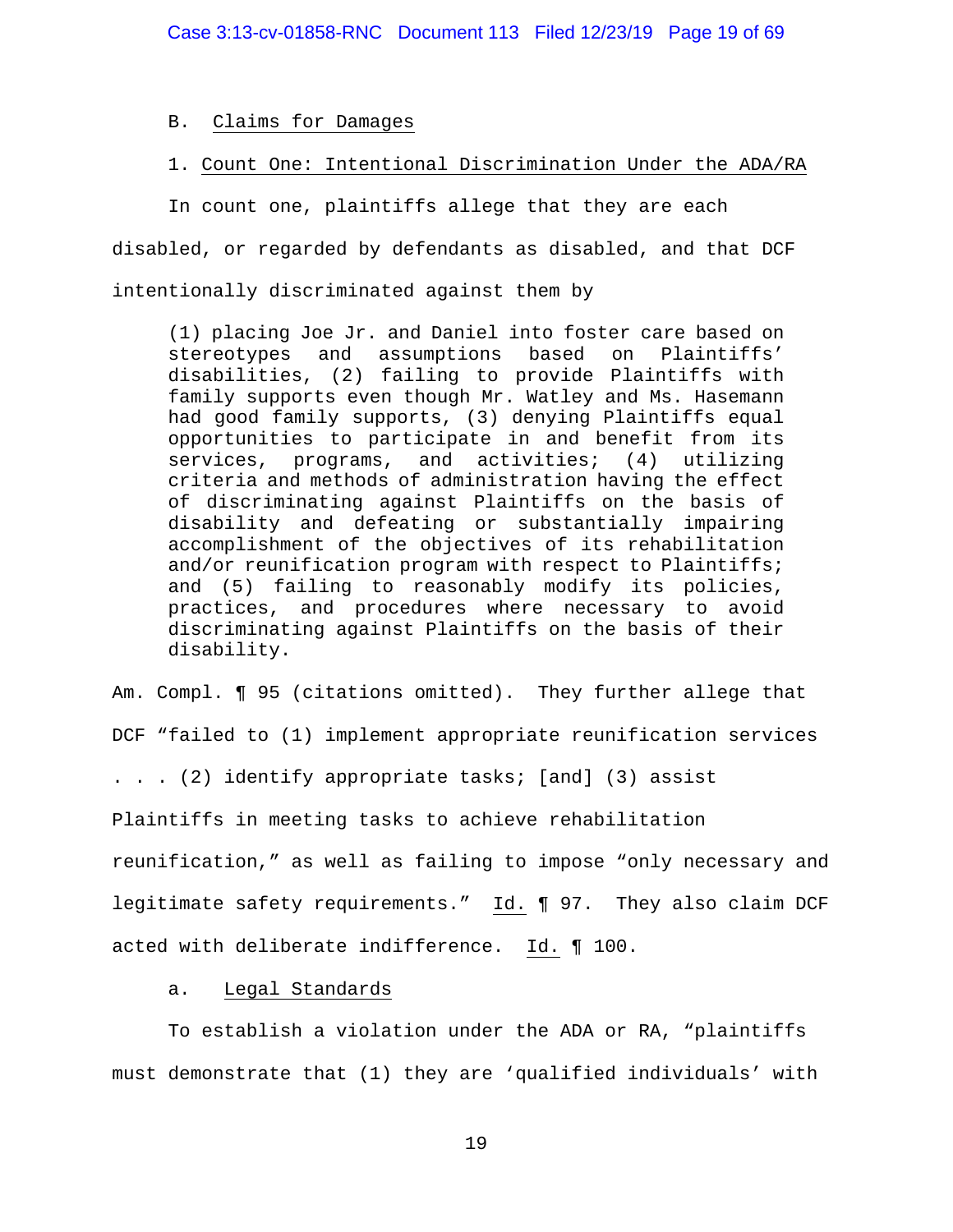B. Claims for Damages

1. Count One: Intentional Discrimination Under the ADA/RA

In count one, plaintiffs allege that they are each disabled, or regarded by defendants as disabled, and that DCF intentionally discriminated against them by

> (1) placing Joe Jr. and Daniel into foster care based on stereotypes and assumptions based on Plaintiffs' disabilities, (2) failing to provide Plaintiffs with family supports even though Mr. Watley and Ms. Hasemann had good family supports, (3) denying Plaintiffs equal opportunities to participate in and benefit from its services, programs, and activities; (4) utilizing criteria and methods of administration having the effect of discriminating against Plaintiffs on the basis of disability and defeating or substantially impairing accomplishment of the objectives of its rehabilitation and/or reunification program with respect to Plaintiffs; and (5) failing to reasonably modify its policies, practices, and procedures where necessary to avoid discriminating against Plaintiffs on the basis of their disability.

Am. Compl. ¶ 95 (citations omitted). They further allege that DCF "failed to (1) implement appropriate reunification services . . . (2) identify appropriate tasks; [and] (3) assist Plaintiffs in meeting tasks to achieve rehabilitation reunification," as well as failing to impose "only necessary and legitimate safety requirements." Id. ¶ 97. They also claim DCF acted with deliberate indifference. Id. ¶ 100.

a. Legal Standards

To establish a violation under the ADA or RA, "plaintiffs must demonstrate that (1) they are 'qualified individuals' with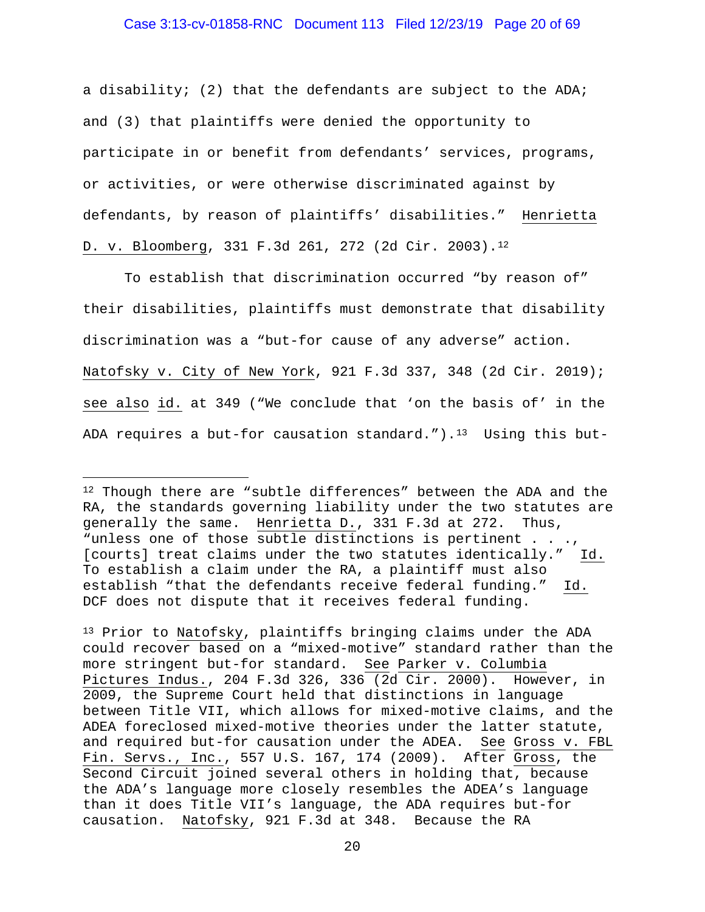a disability; (2) that the defendants are subject to the ADA; and (3) that plaintiffs were denied the opportunity to participate in or benefit from defendants' services, programs, or activities, or were otherwise discriminated against by defendants, by reason of plaintiffs' disabilities." Henrietta D. v. Bloomberg, 331 F.3d 261, 272 (2d Cir. 2003).[12]

To establish that discrimination occurred "by reason of" their disabilities, plaintiffs must demonstrate that disability discrimination was a "but-for cause of any adverse" action. Natofsky v. City of New York, 921 F.3d 337, 348 (2d Cir. 2019); see also id. at 349 ("We conclude that 'on the basis of' in the ADA requires a but-for causation standard.").[13] Using this but-

---

[12] Though there are "subtle differences" between the ADA and the RA, the standards governing liability under the two statutes are generally the same. Henrietta D., 331 F.3d at 272. Thus, "unless one of those subtle distinctions is pertinent . . ., [courts] treat claims under the two statutes identically." Id. To establish a claim under the RA, a plaintiff must also establish "that the defendants receive federal funding." Id. DCF does not dispute that it receives federal funding.

[13] Prior to Natofsky, plaintiffs bringing claims under the ADA could recover based on a "mixed-motive" standard rather than the more stringent but-for standard. See Parker v. Columbia Pictures Indus., 204 F.3d 326, 336 (2d Cir. 2000). However, in 2009, the Supreme Court held that distinctions in language between Title VII, which allows for mixed-motive claims, and the ADEA foreclosed mixed-motive theories under the latter statute, and required but-for causation under the ADEA. See Gross v. FBL Fin. Servs., Inc., 557 U.S. 167, 174 (2009). After Gross, the Second Circuit joined several others in holding that, because the ADA's language more closely resembles the ADEA's language than it does Title VII's language, the ADA requires but-for causation. Natofsky, 921 F.3d at 348. Because the RA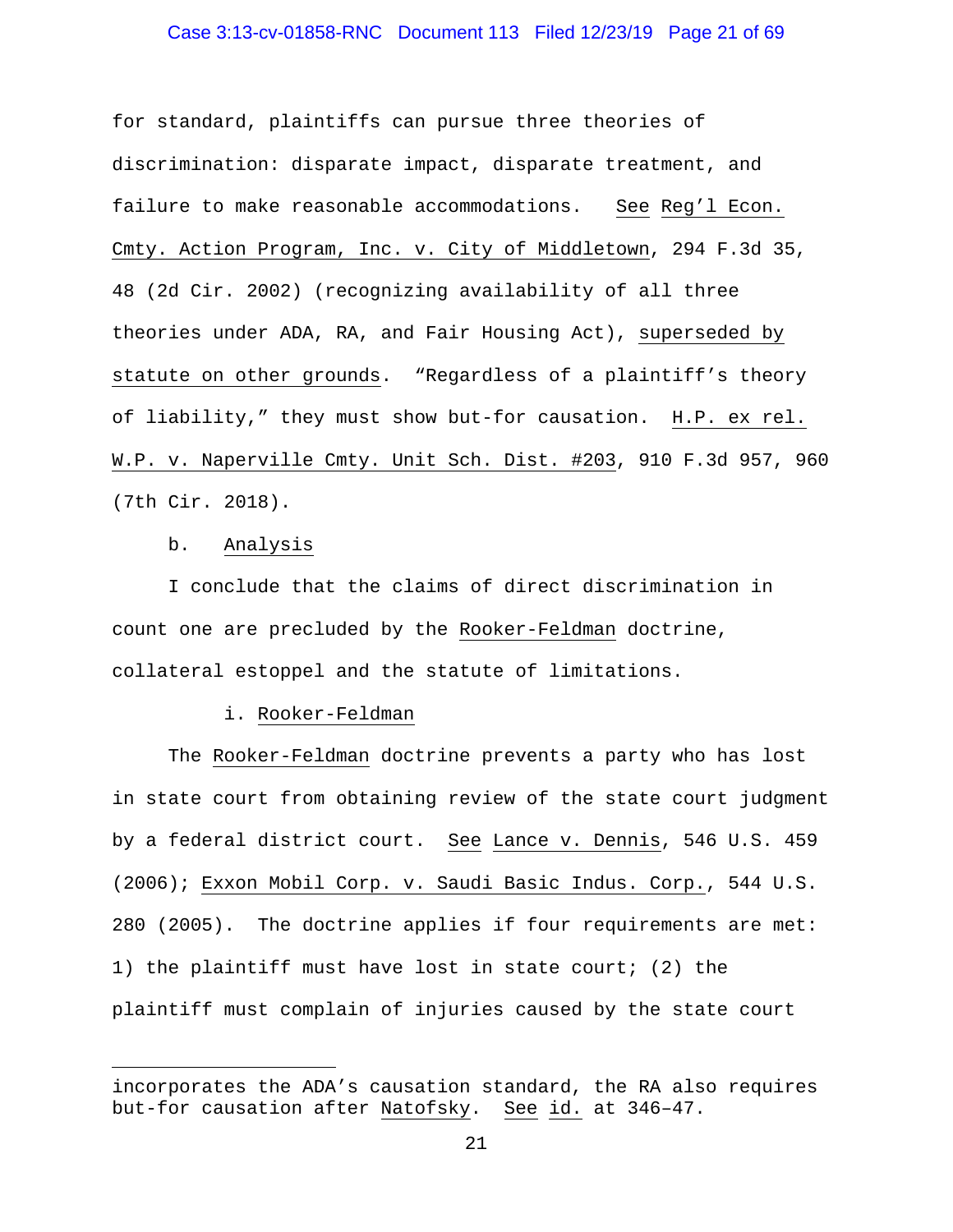for standard, plaintiffs can pursue three theories of discrimination: disparate impact, disparate treatment, and failure to make reasonable accommodations. See Reg'l Econ. Cmty. Action Program, Inc. v. City of Middletown, 294 F.3d 35, 48 (2d Cir. 2002) (recognizing availability of all three theories under ADA, RA, and Fair Housing Act), superseded by statute on other grounds. "Regardless of a plaintiff's theory of liability," they must show but-for causation. H.P. ex rel. W.P. v. Naperville Cmty. Unit Sch. Dist. #203, 910 F.3d 957, 960 (7th Cir. 2018).

b. Analysis

I conclude that the claims of direct discrimination in count one are precluded by the Rooker-Feldman doctrine, collateral estoppel and the statute of limitations.

i. Rooker-Feldman

The Rooker-Feldman doctrine prevents a party who has lost in state court from obtaining review of the state court judgment by a federal district court. See Lance v. Dennis, 546 U.S. 459 (2006); Exxon Mobil Corp. v. Saudi Basic Indus. Corp., 544 U.S. 280 (2005). The doctrine applies if four requirements are met: 1) the plaintiff must have lost in state court; (2) the plaintiff must complain of injuries caused by the state court

---

incorporates the ADA's causation standard, the RA also requires but-for causation after Natofsky. See id. at 346–47.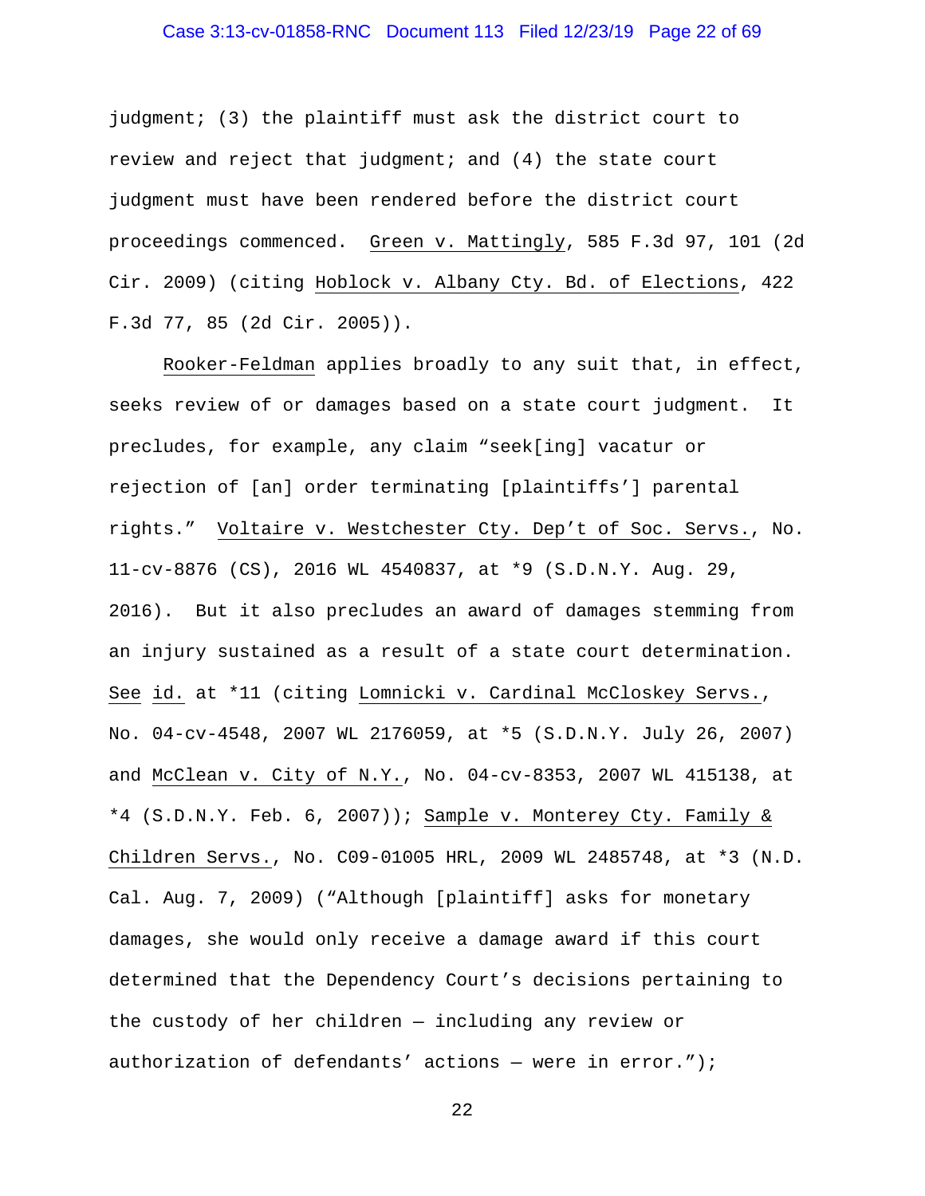judgment; (3) the plaintiff must ask the district court to review and reject that judgment; and (4) the state court judgment must have been rendered before the district court proceedings commenced. Green v. Mattingly, 585 F.3d 97, 101 (2d Cir. 2009) (citing Hoblock v. Albany Cty. Bd. of Elections, 422 F.3d 77, 85 (2d Cir. 2005)).

Rooker-Feldman applies broadly to any suit that, in effect, seeks review of or damages based on a state court judgment. It precludes, for example, any claim "seek[ing] vacatur or rejection of [an] order terminating [plaintiffs'] parental rights." Voltaire v. Westchester Cty. Dep't of Soc. Servs., No. 11-cv-8876 (CS), 2016 WL 4540837, at *9 (S.D.N.Y. Aug. 29, 2016). But it also precludes an award of damages stemming from an injury sustained as a result of a state court determination. See id. at *11 (citing Lomnicki v. Cardinal McCloskey Servs., No. 04-cv-4548, 2007 WL 2176059, at *5 (S.D.N.Y. July 26, 2007) and McClean v. City of N.Y., No. 04-cv-8353, 2007 WL 415138, at *4 (S.D.N.Y. Feb. 6, 2007)); Sample v. Monterey Cty. Family & Children Servs., No. C09-01005 HRL, 2009 WL 2485748, at *3 (N.D. Cal. Aug. 7, 2009) ("Although [plaintiff] asks for monetary damages, she would only receive a damage award if this court determined that the Dependency Court's decisions pertaining to the custody of her children — including any review or authorization of defendants' actions — were in error.");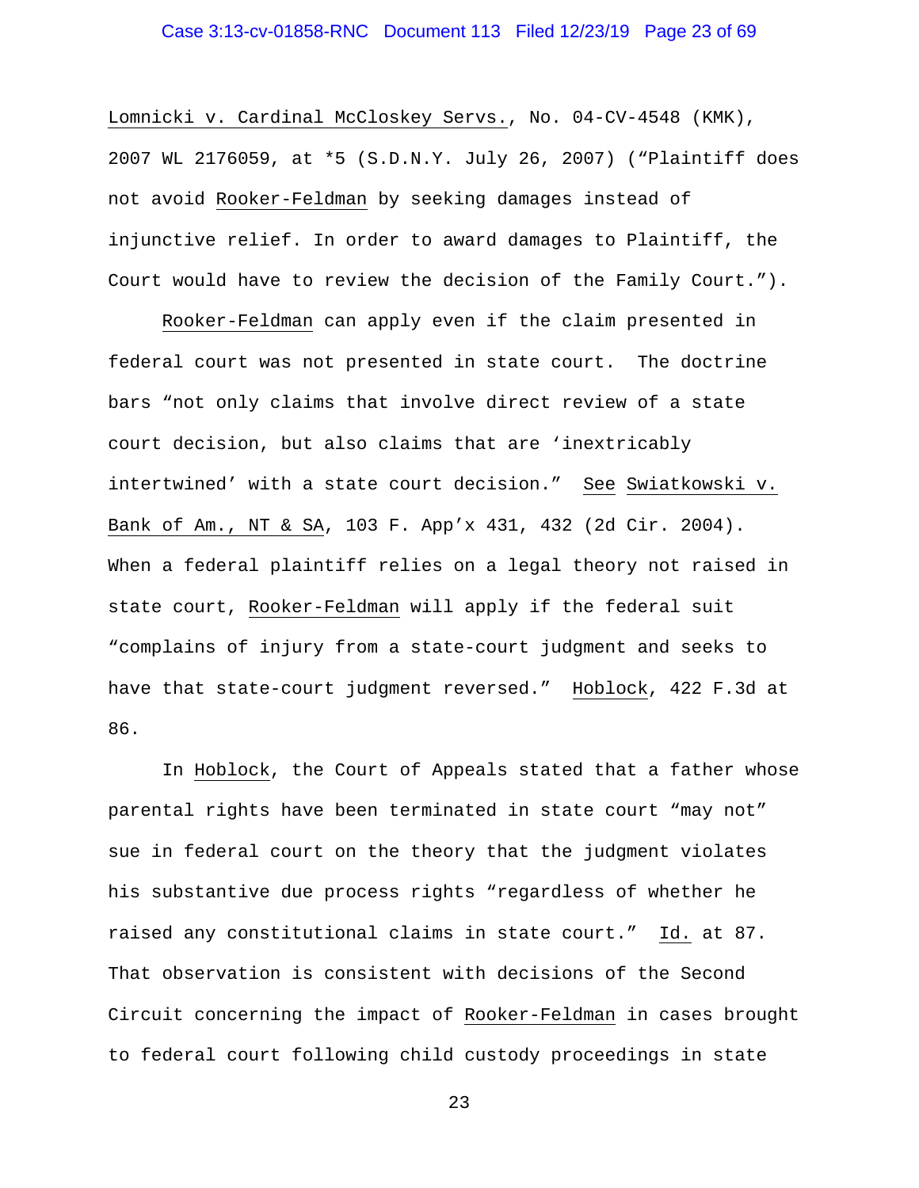Lomnicki v. Cardinal McCloskey Servs., No. 04-CV-4548 (KMK), 2007 WL 2176059, at *5 (S.D.N.Y. July 26, 2007) ("Plaintiff does not avoid Rooker-Feldman by seeking damages instead of injunctive relief. In order to award damages to Plaintiff, the Court would have to review the decision of the Family Court.").

Rooker-Feldman can apply even if the claim presented in federal court was not presented in state court. The doctrine bars "not only claims that involve direct review of a state court decision, but also claims that are 'inextricably intertwined' with a state court decision." See Swiatkowski v. Bank of Am., NT & SA, 103 F. App'x 431, 432 (2d Cir. 2004). When a federal plaintiff relies on a legal theory not raised in state court, Rooker-Feldman will apply if the federal suit "complains of injury from a state-court judgment and seeks to have that state-court judgment reversed." Hoblock, 422 F.3d at 86.

In Hoblock, the Court of Appeals stated that a father whose parental rights have been terminated in state court "may not" sue in federal court on the theory that the judgment violates his substantive due process rights "regardless of whether he raised any constitutional claims in state court." Id. at 87. That observation is consistent with decisions of the Second Circuit concerning the impact of Rooker-Feldman in cases brought to federal court following child custody proceedings in state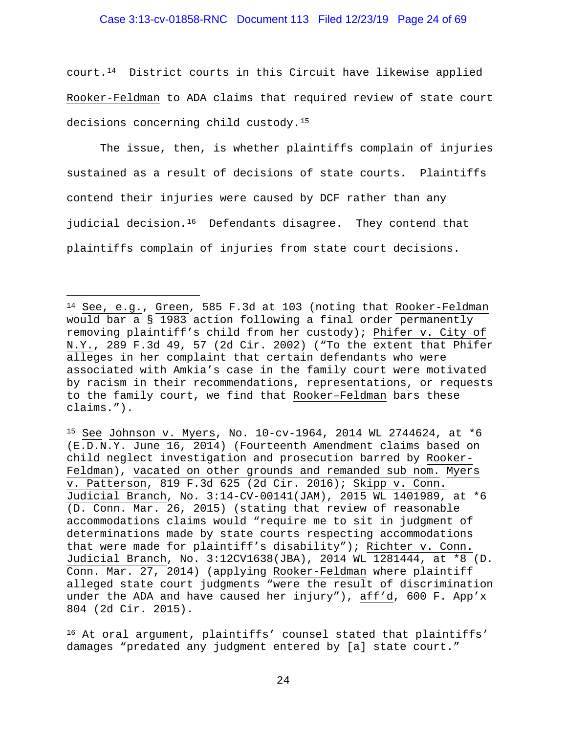court.[14] District courts in this Circuit have likewise applied Rooker-Feldman to ADA claims that required review of state court decisions concerning child custody.[15]

The issue, then, is whether plaintiffs complain of injuries sustained as a result of decisions of state courts. Plaintiffs contend their injuries were caused by DCF rather than any judicial decision.[16] Defendants disagree. They contend that plaintiffs complain of injuries from state court decisions.

---

[14] See, e.g., Green, 585 F.3d at 103 (noting that Rooker-Feldman would bar a § 1983 action following a final order permanently removing plaintiff's child from her custody); Phifer v. City of N.Y., 289 F.3d 49, 57 (2d Cir. 2002) ("To the extent that Phifer alleges in her complaint that certain defendants who were associated with Amkia's case in the family court were motivated by racism in their recommendations, representations, or requests to the family court, we find that Rooker–Feldman bars these claims.").

[15] See Johnson v. Myers, No. 10-cv-1964, 2014 WL 2744624, at *6 (E.D.N.Y. June 16, 2014) (Fourteenth Amendment claims based on child neglect investigation and prosecution barred by Rooker-Feldman), vacated on other grounds and remanded sub nom. Myers v. Patterson, 819 F.3d 625 (2d Cir. 2016); Skipp v. Conn. Judicial Branch, No. 3:14-CV-00141(JAM), 2015 WL 1401989, at *6 (D. Conn. Mar. 26, 2015) (stating that review of reasonable accommodations claims would "require me to sit in judgment of determinations made by state courts respecting accommodations that were made for plaintiff's disability"); Richter v. Conn. Judicial Branch, No. 3:12CV1638(JBA), 2014 WL 1281444, at *8 (D. Conn. Mar. 27, 2014) (applying Rooker-Feldman where plaintiff alleged state court judgments "were the result of discrimination under the ADA and have caused her injury"), aff'd, 600 F. App'x 804 (2d Cir. 2015).

[16] At oral argument, plaintiffs' counsel stated that plaintiffs' damages "predated any judgment entered by [a] state court."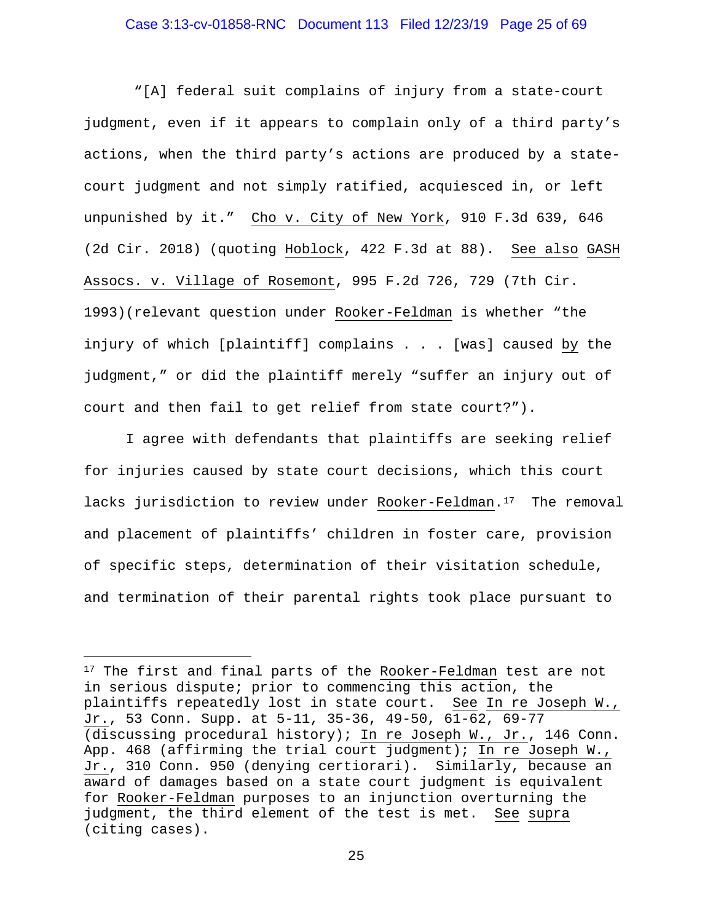"[A] federal suit complains of injury from a state-court judgment, even if it appears to complain only of a third party's actions, when the third party's actions are produced by a state-court judgment and not simply ratified, acquiesced in, or left unpunished by it." Cho v. City of New York, 910 F.3d 639, 646 (2d Cir. 2018) (quoting Hoblock, 422 F.3d at 88). See also GASH Assocs. v. Village of Rosemont, 995 F.2d 726, 729 (7th Cir. 1993)(relevant question under Rooker-Feldman is whether "the injury of which [plaintiff] complains . . . [was] caused by the judgment," or did the plaintiff merely "suffer an injury out of court and then fail to get relief from state court?").

I agree with defendants that plaintiffs are seeking relief for injuries caused by state court decisions, which this court lacks jurisdiction to review under Rooker-Feldman.[17] The removal and placement of plaintiffs' children in foster care, provision of specific steps, determination of their visitation schedule, and termination of their parental rights took place pursuant to

---

[17] The first and final parts of the Rooker-Feldman test are not in serious dispute; prior to commencing this action, the plaintiffs repeatedly lost in state court. See In re Joseph W., Jr., 53 Conn. Supp. at 5-11, 35-36, 49-50, 61-62, 69-77 (discussing procedural history); In re Joseph W., Jr., 146 Conn. App. 468 (affirming the trial court judgment); In re Joseph W., Jr., 310 Conn. 950 (denying certiorari). Similarly, because an award of damages based on a state court judgment is equivalent for Rooker-Feldman purposes to an injunction overturning the judgment, the third element of the test is met. See supra (citing cases).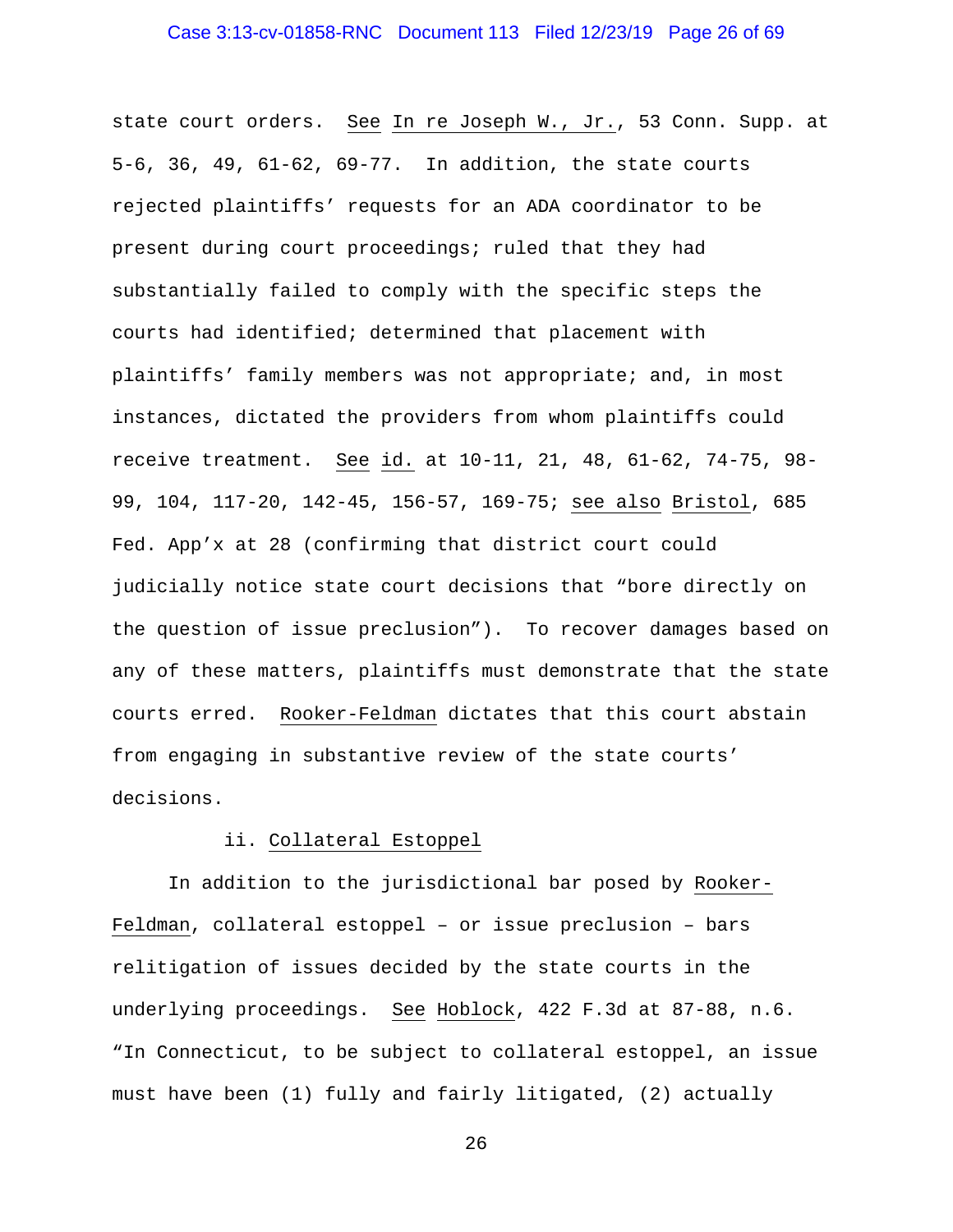state court orders. See In re Joseph W., Jr., 53 Conn. Supp. at 5-6, 36, 49, 61-62, 69-77. In addition, the state courts rejected plaintiffs' requests for an ADA coordinator to be present during court proceedings; ruled that they had substantially failed to comply with the specific steps the courts had identified; determined that placement with plaintiffs' family members was not appropriate; and, in most instances, dictated the providers from whom plaintiffs could receive treatment. See id. at 10-11, 21, 48, 61-62, 74-75, 98-99, 104, 117-20, 142-45, 156-57, 169-75; see also Bristol, 685 Fed. App'x at 28 (confirming that district court could judicially notice state court decisions that "bore directly on the question of issue preclusion"). To recover damages based on any of these matters, plaintiffs must demonstrate that the state courts erred. Rooker-Feldman dictates that this court abstain from engaging in substantive review of the state courts' decisions.

ii. Collateral Estoppel

In addition to the jurisdictional bar posed by Rooker-Feldman, collateral estoppel – or issue preclusion – bars relitigation of issues decided by the state courts in the underlying proceedings. See Hoblock, 422 F.3d at 87-88, n.6. "In Connecticut, to be subject to collateral estoppel, an issue must have been (1) fully and fairly litigated, (2) actually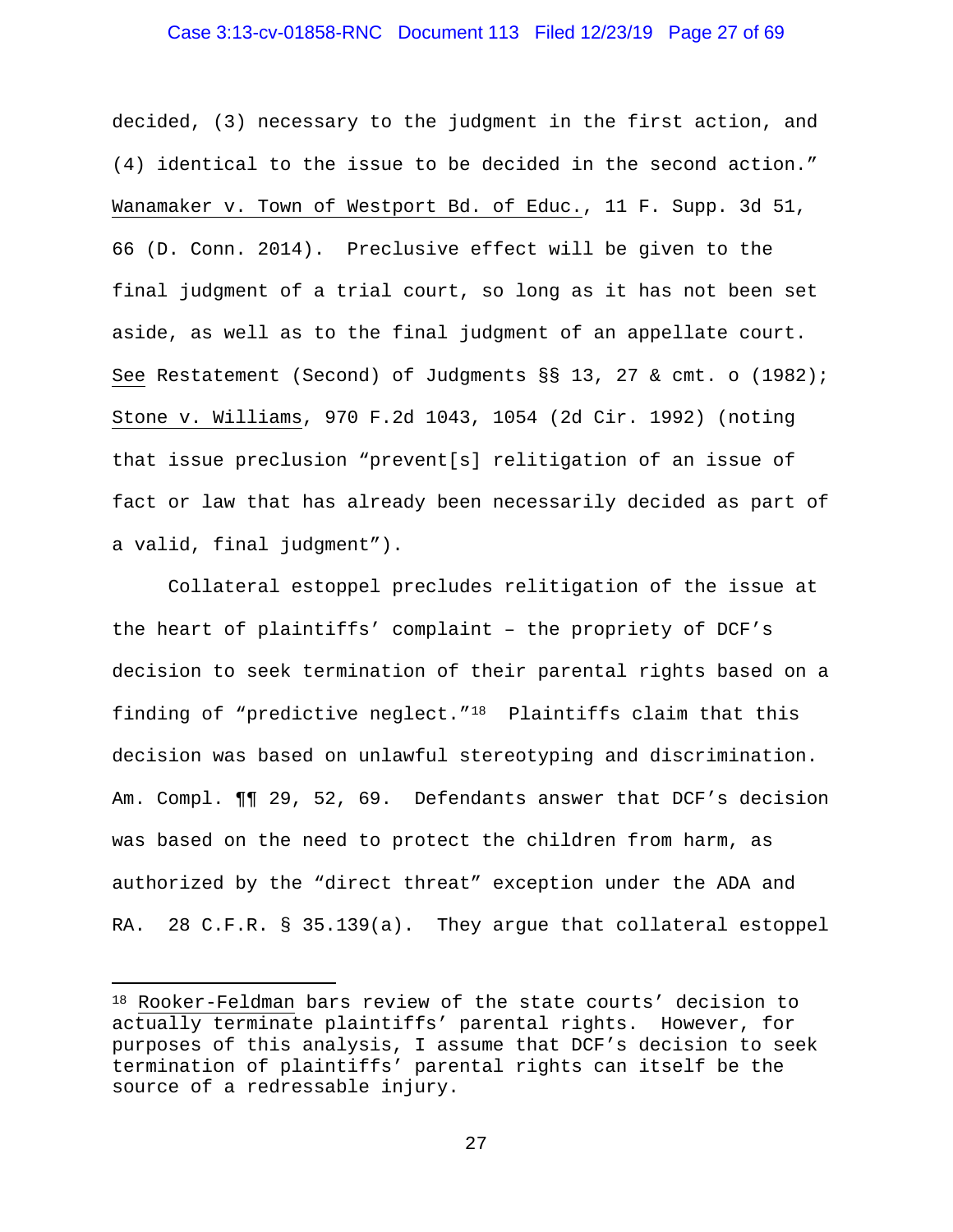decided, (3) necessary to the judgment in the first action, and (4) identical to the issue to be decided in the second action." Wanamaker v. Town of Westport Bd. of Educ., 11 F. Supp. 3d 51, 66 (D. Conn. 2014). Preclusive effect will be given to the final judgment of a trial court, so long as it has not been set aside, as well as to the final judgment of an appellate court. See Restatement (Second) of Judgments §§ 13, 27 & cmt. o (1982); Stone v. Williams, 970 F.2d 1043, 1054 (2d Cir. 1992) (noting that issue preclusion "prevent[s] relitigation of an issue of fact or law that has already been necessarily decided as part of a valid, final judgment").

Collateral estoppel precludes relitigation of the issue at the heart of plaintiffs' complaint – the propriety of DCF's decision to seek termination of their parental rights based on a finding of "predictive neglect."[18] Plaintiffs claim that this decision was based on unlawful stereotyping and discrimination. Am. Compl. ¶¶ 29, 52, 69. Defendants answer that DCF's decision was based on the need to protect the children from harm, as authorized by the "direct threat" exception under the ADA and RA. 28 C.F.R. § 35.139(a). They argue that collateral estoppel

---

[18] Rooker-Feldman bars review of the state courts' decision to actually terminate plaintiffs' parental rights. However, for purposes of this analysis, I assume that DCF's decision to seek termination of plaintiffs' parental rights can itself be the source of a redressable injury.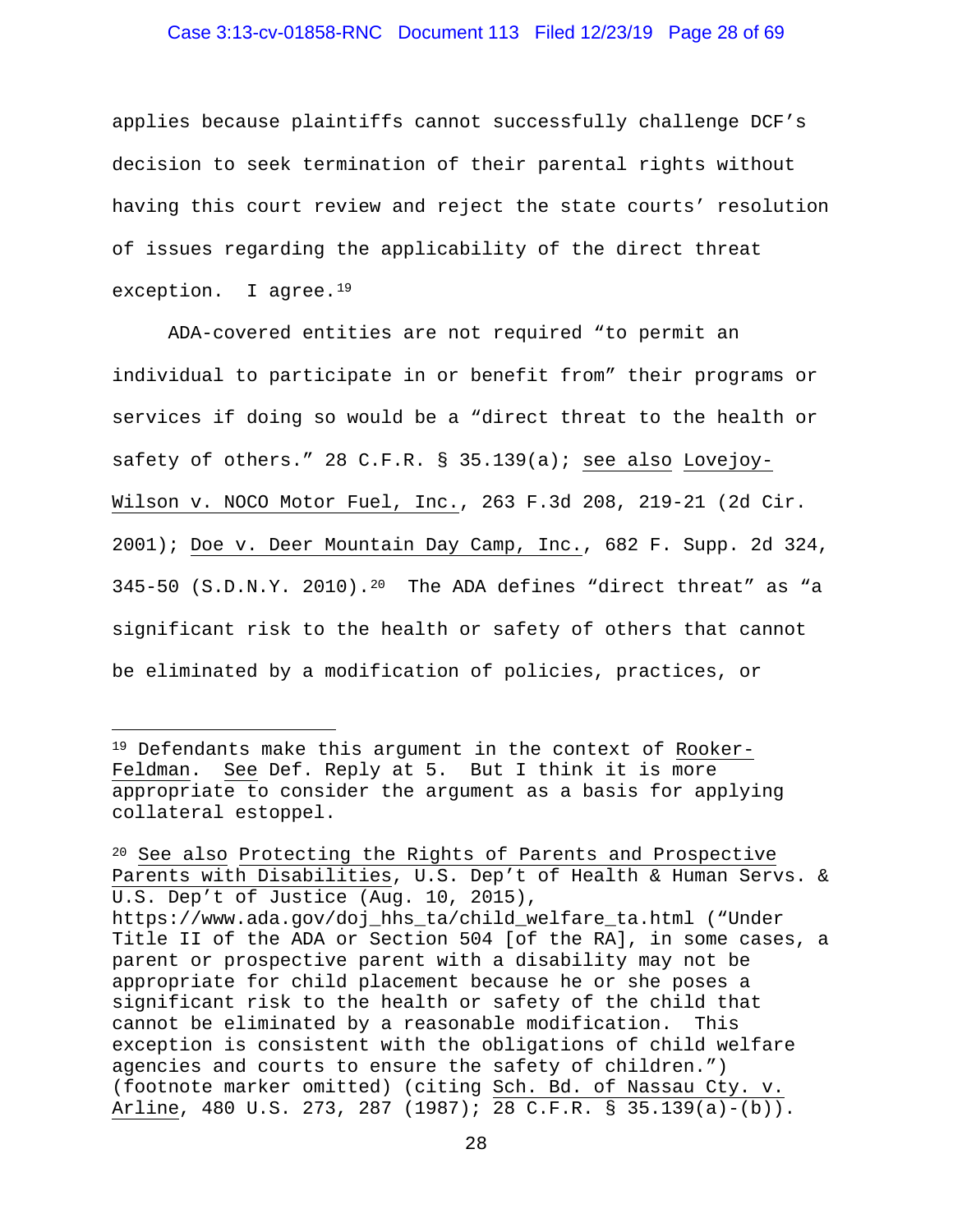applies because plaintiffs cannot successfully challenge DCF's decision to seek termination of their parental rights without having this court review and reject the state courts' resolution of issues regarding the applicability of the direct threat exception. I agree.[19]

ADA-covered entities are not required "to permit an individual to participate in or benefit from" their programs or services if doing so would be a "direct threat to the health or safety of others." 28 C.F.R. § 35.139(a); see also Lovejoy-Wilson v. NOCO Motor Fuel, Inc., 263 F.3d 208, 219-21 (2d Cir. 2001); Doe v. Deer Mountain Day Camp, Inc., 682 F. Supp. 2d 324, 345-50 (S.D.N.Y. 2010).[20] The ADA defines "direct threat" as "a significant risk to the health or safety of others that cannot be eliminated by a modification of policies, practices, or

---

[19] Defendants make this argument in the context of Rooker-Feldman. See Def. Reply at 5. But I think it is more appropriate to consider the argument as a basis for applying collateral estoppel.

[20] See also Protecting the Rights of Parents and Prospective Parents with Disabilities, U.S. Dep't of Health & Human Servs. & U.S. Dep't of Justice (Aug. 10, 2015), https://www.ada.gov/doj_hhs_ta/child_welfare_ta.html ("Under Title II of the ADA or Section 504 [of the RA], in some cases, a parent or prospective parent with a disability may not be appropriate for child placement because he or she poses a significant risk to the health or safety of the child that cannot be eliminated by a reasonable modification. This exception is consistent with the obligations of child welfare agencies and courts to ensure the safety of children.") (footnote marker omitted) (citing Sch. Bd. of Nassau Cty. v. Arline, 480 U.S. 273, 287 (1987); 28 C.F.R. § 35.139(a)-(b)).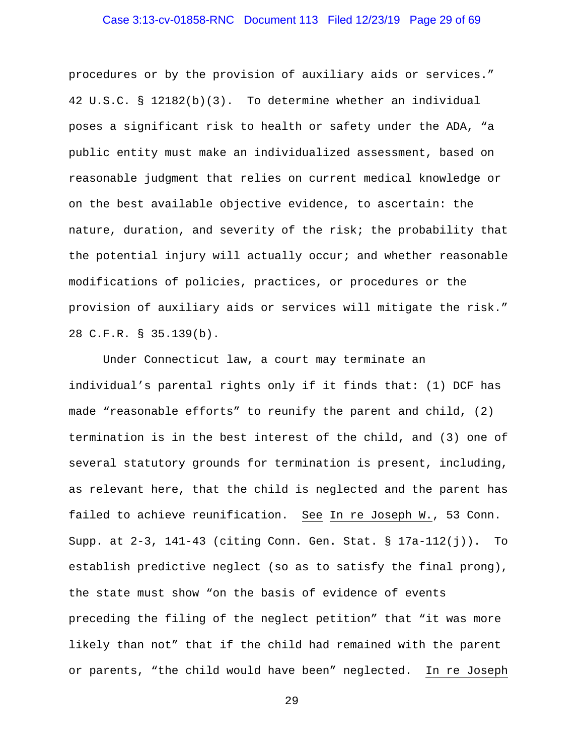procedures or by the provision of auxiliary aids or services." 42 U.S.C. § 12182(b)(3). To determine whether an individual poses a significant risk to health or safety under the ADA, "a public entity must make an individualized assessment, based on reasonable judgment that relies on current medical knowledge or on the best available objective evidence, to ascertain: the nature, duration, and severity of the risk; the probability that the potential injury will actually occur; and whether reasonable modifications of policies, practices, or procedures or the provision of auxiliary aids or services will mitigate the risk." 28 C.F.R. § 35.139(b).

Under Connecticut law, a court may terminate an individual's parental rights only if it finds that: (1) DCF has made "reasonable efforts" to reunify the parent and child, (2) termination is in the best interest of the child, and (3) one of several statutory grounds for termination is present, including, as relevant here, that the child is neglected and the parent has failed to achieve reunification. See In re Joseph W., 53 Conn. Supp. at 2-3, 141-43 (citing Conn. Gen. Stat. § 17a-112(j)). To establish predictive neglect (so as to satisfy the final prong), the state must show "on the basis of evidence of events preceding the filing of the neglect petition" that "it was more likely than not" that if the child had remained with the parent or parents, "the child would have been" neglected. In re Joseph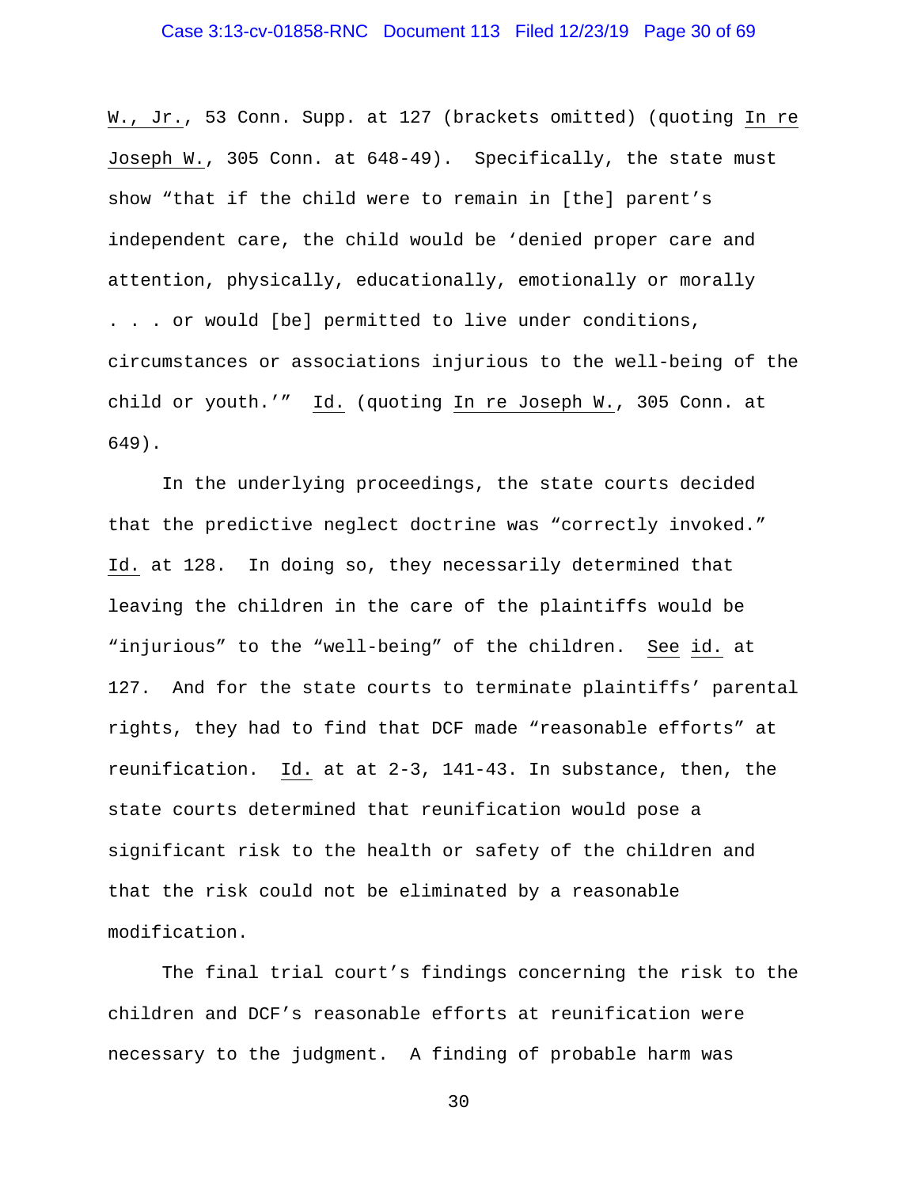W., Jr., 53 Conn. Supp. at 127 (brackets omitted) (quoting In re Joseph W., 305 Conn. at 648-49). Specifically, the state must show "that if the child were to remain in [the] parent's independent care, the child would be 'denied proper care and attention, physically, educationally, emotionally or morally . . . or would [be] permitted to live under conditions, circumstances or associations injurious to the well-being of the child or youth.'" Id. (quoting In re Joseph W., 305 Conn. at 649).

In the underlying proceedings, the state courts decided that the predictive neglect doctrine was "correctly invoked." Id. at 128. In doing so, they necessarily determined that leaving the children in the care of the plaintiffs would be "injurious" to the "well-being" of the children. See id. at 127. And for the state courts to terminate plaintiffs' parental rights, they had to find that DCF made "reasonable efforts" at reunification. Id. at at 2-3, 141-43. In substance, then, the state courts determined that reunification would pose a significant risk to the health or safety of the children and that the risk could not be eliminated by a reasonable modification.

The final trial court's findings concerning the risk to the children and DCF's reasonable efforts at reunification were necessary to the judgment. A finding of probable harm was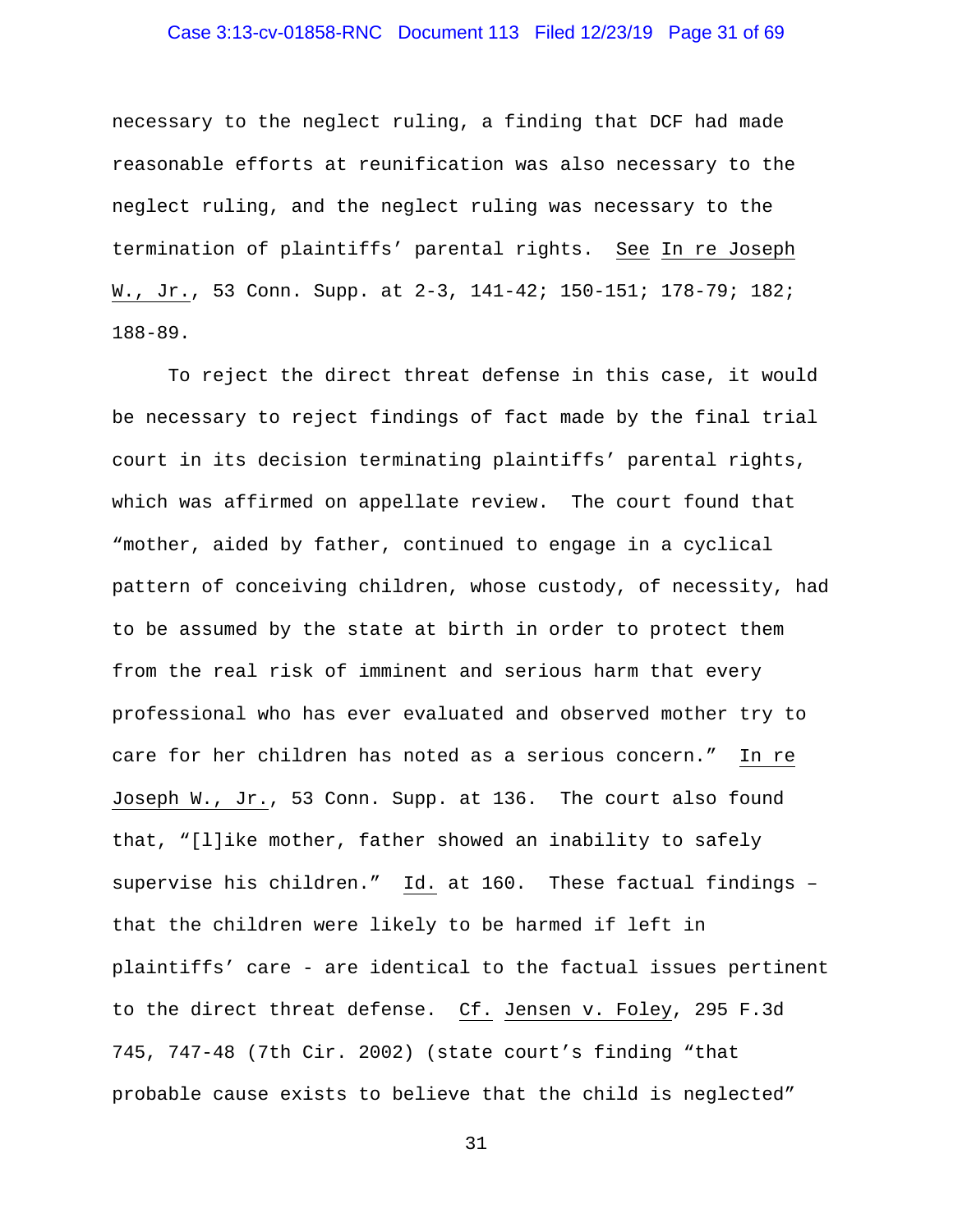necessary to the neglect ruling, a finding that DCF had made reasonable efforts at reunification was also necessary to the neglect ruling, and the neglect ruling was necessary to the termination of plaintiffs' parental rights. See In re Joseph W., Jr., 53 Conn. Supp. at 2-3, 141-42; 150-151; 178-79; 182; 188-89.

To reject the direct threat defense in this case, it would be necessary to reject findings of fact made by the final trial court in its decision terminating plaintiffs' parental rights, which was affirmed on appellate review. The court found that "mother, aided by father, continued to engage in a cyclical pattern of conceiving children, whose custody, of necessity, had to be assumed by the state at birth in order to protect them from the real risk of imminent and serious harm that every professional who has ever evaluated and observed mother try to care for her children has noted as a serious concern." In re Joseph W., Jr., 53 Conn. Supp. at 136. The court also found that, "[l]ike mother, father showed an inability to safely supervise his children." Id. at 160. These factual findings – that the children were likely to be harmed if left in plaintiffs' care - are identical to the factual issues pertinent to the direct threat defense. Cf. Jensen v. Foley, 295 F.3d 745, 747-48 (7th Cir. 2002) (state court's finding "that probable cause exists to believe that the child is neglected"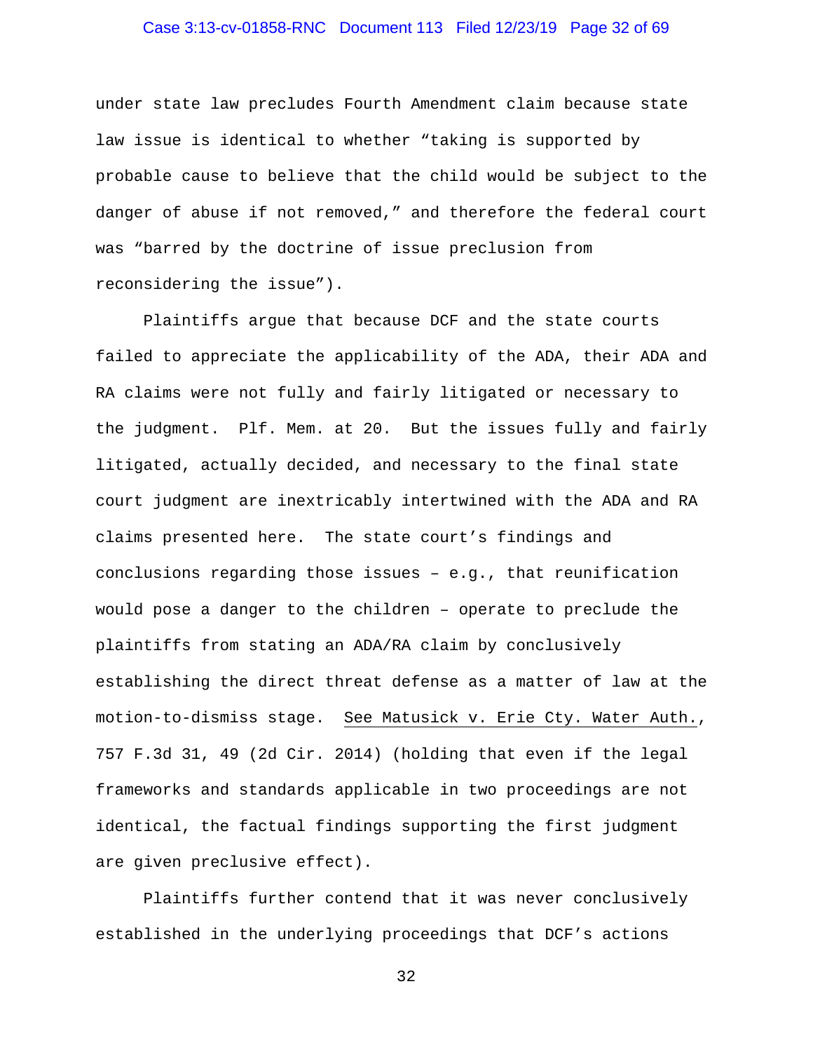under state law precludes Fourth Amendment claim because state law issue is identical to whether "taking is supported by probable cause to believe that the child would be subject to the danger of abuse if not removed," and therefore the federal court was "barred by the doctrine of issue preclusion from reconsidering the issue").

Plaintiffs argue that because DCF and the state courts failed to appreciate the applicability of the ADA, their ADA and RA claims were not fully and fairly litigated or necessary to the judgment. Plf. Mem. at 20. But the issues fully and fairly litigated, actually decided, and necessary to the final state court judgment are inextricably intertwined with the ADA and RA claims presented here. The state court's findings and conclusions regarding those issues – e.g., that reunification would pose a danger to the children – operate to preclude the plaintiffs from stating an ADA/RA claim by conclusively establishing the direct threat defense as a matter of law at the motion-to-dismiss stage. See Matusick v. Erie Cty. Water Auth., 757 F.3d 31, 49 (2d Cir. 2014) (holding that even if the legal frameworks and standards applicable in two proceedings are not identical, the factual findings supporting the first judgment are given preclusive effect).

Plaintiffs further contend that it was never conclusively established in the underlying proceedings that DCF's actions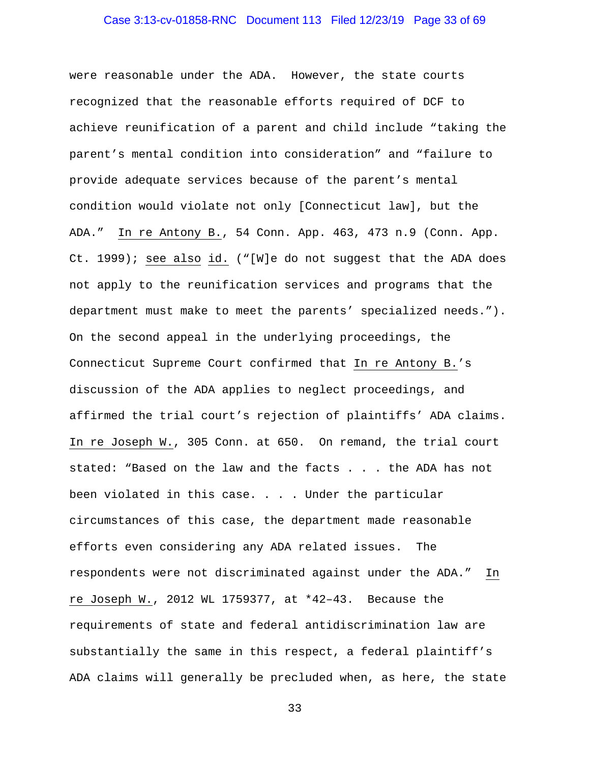were reasonable under the ADA. However, the state courts recognized that the reasonable efforts required of DCF to achieve reunification of a parent and child include "taking the parent's mental condition into consideration" and "failure to provide adequate services because of the parent's mental condition would violate not only [Connecticut law], but the ADA." In re Antony B., 54 Conn. App. 463, 473 n.9 (Conn. App. Ct. 1999); see also id. ("[W]e do not suggest that the ADA does not apply to the reunification services and programs that the department must make to meet the parents' specialized needs."). On the second appeal in the underlying proceedings, the Connecticut Supreme Court confirmed that In re Antony B.'s discussion of the ADA applies to neglect proceedings, and affirmed the trial court's rejection of plaintiffs' ADA claims. In re Joseph W., 305 Conn. at 650. On remand, the trial court stated: "Based on the law and the facts . . . the ADA has not been violated in this case. . . . Under the particular circumstances of this case, the department made reasonable efforts even considering any ADA related issues. The respondents were not discriminated against under the ADA." In re Joseph W., 2012 WL 1759377, at *42–43. Because the requirements of state and federal antidiscrimination law are substantially the same in this respect, a federal plaintiff's ADA claims will generally be precluded when, as here, the state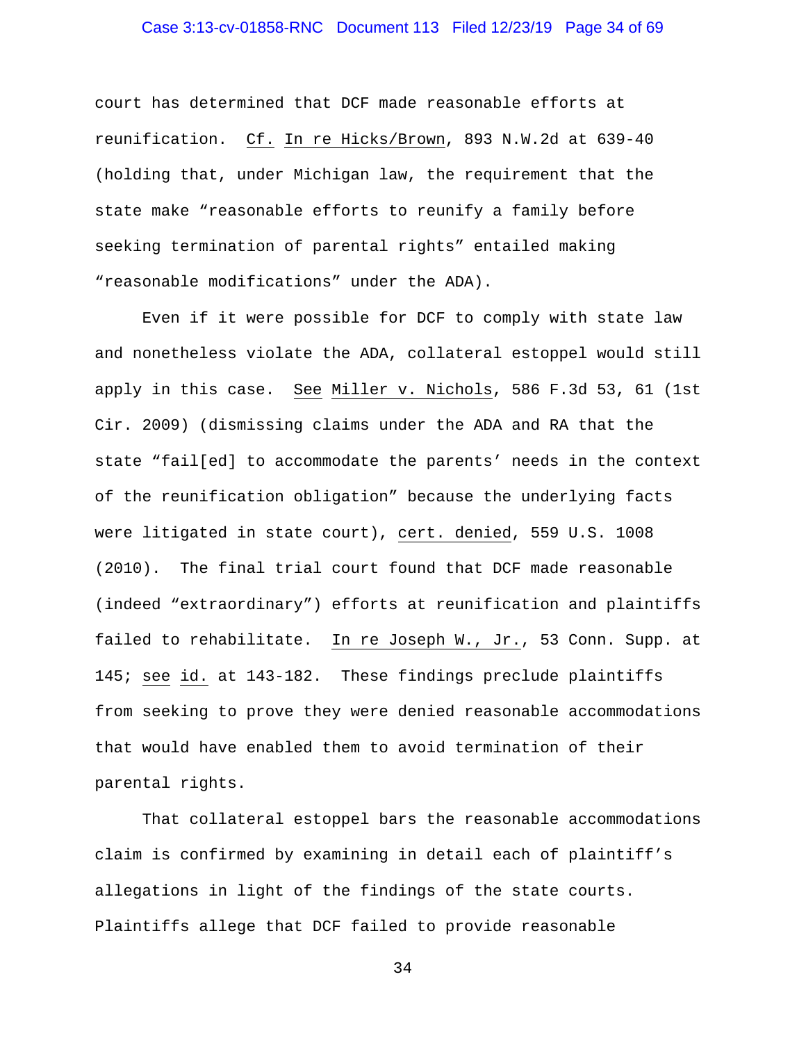court has determined that DCF made reasonable efforts at reunification. Cf. In re Hicks/Brown, 893 N.W.2d at 639-40 (holding that, under Michigan law, the requirement that the state make "reasonable efforts to reunify a family before seeking termination of parental rights" entailed making "reasonable modifications" under the ADA).

Even if it were possible for DCF to comply with state law and nonetheless violate the ADA, collateral estoppel would still apply in this case. See Miller v. Nichols, 586 F.3d 53, 61 (1st Cir. 2009) (dismissing claims under the ADA and RA that the state "fail[ed] to accommodate the parents' needs in the context of the reunification obligation" because the underlying facts were litigated in state court), cert. denied, 559 U.S. 1008 (2010). The final trial court found that DCF made reasonable (indeed "extraordinary") efforts at reunification and plaintiffs failed to rehabilitate. In re Joseph W., Jr., 53 Conn. Supp. at 145; see id. at 143-182. These findings preclude plaintiffs from seeking to prove they were denied reasonable accommodations that would have enabled them to avoid termination of their parental rights.

That collateral estoppel bars the reasonable accommodations claim is confirmed by examining in detail each of plaintiff's allegations in light of the findings of the state courts. Plaintiffs allege that DCF failed to provide reasonable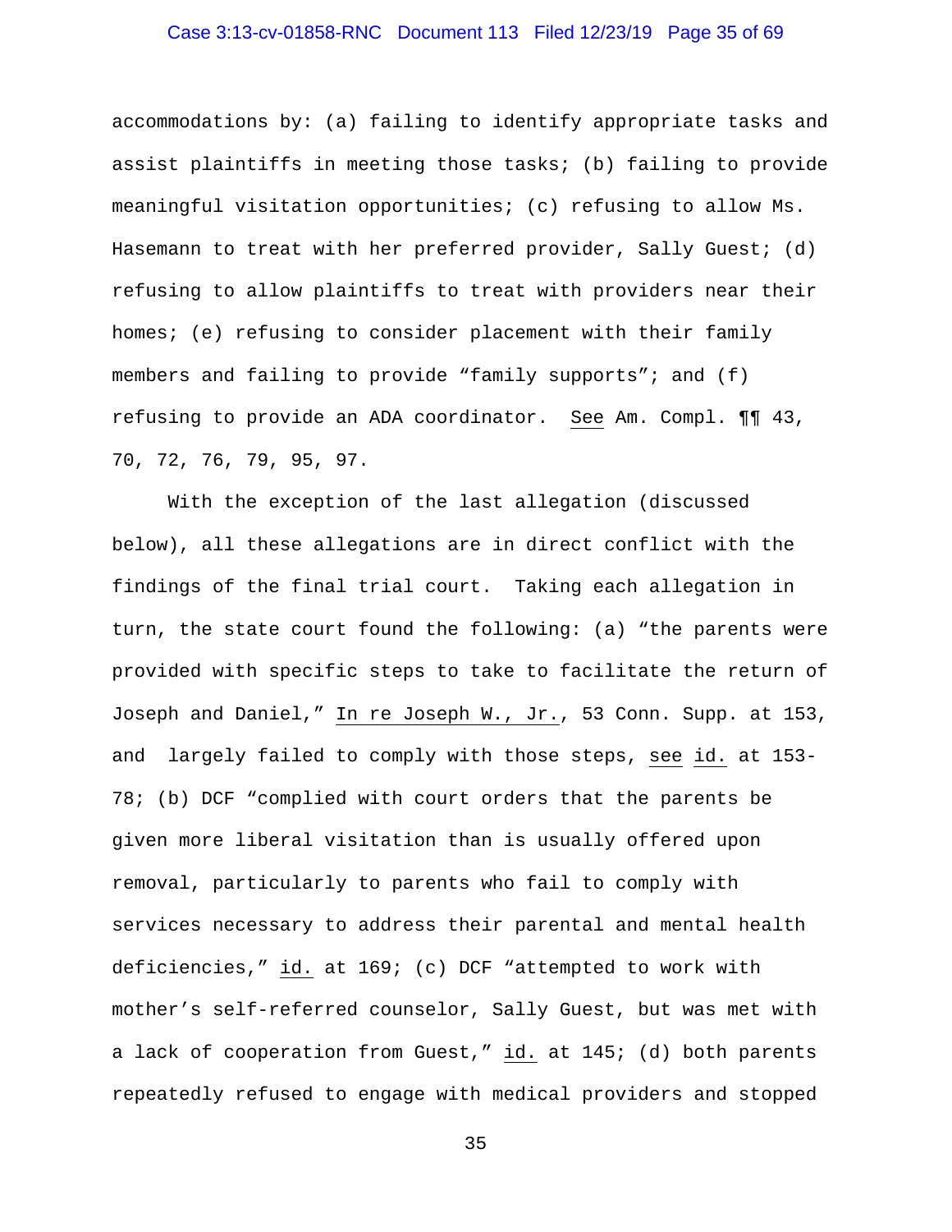accommodations by: (a) failing to identify appropriate tasks and assist plaintiffs in meeting those tasks; (b) failing to provide meaningful visitation opportunities; (c) refusing to allow Ms. Hasemann to treat with her preferred provider, Sally Guest; (d) refusing to allow plaintiffs to treat with providers near their homes; (e) refusing to consider placement with their family members and failing to provide "family supports"; and (f) refusing to provide an ADA coordinator. See Am. Compl. ¶¶ 43, 70, 72, 76, 79, 95, 97.

With the exception of the last allegation (discussed below), all these allegations are in direct conflict with the findings of the final trial court. Taking each allegation in turn, the state court found the following: (a) "the parents were provided with specific steps to take to facilitate the return of Joseph and Daniel," In re Joseph W., Jr., 53 Conn. Supp. at 153, and largely failed to comply with those steps, see id. at 153-78; (b) DCF "complied with court orders that the parents be given more liberal visitation than is usually offered upon removal, particularly to parents who fail to comply with services necessary to address their parental and mental health deficiencies," id. at 169; (c) DCF "attempted to work with mother's self-referred counselor, Sally Guest, but was met with a lack of cooperation from Guest," id. at 145; (d) both parents repeatedly refused to engage with medical providers and stopped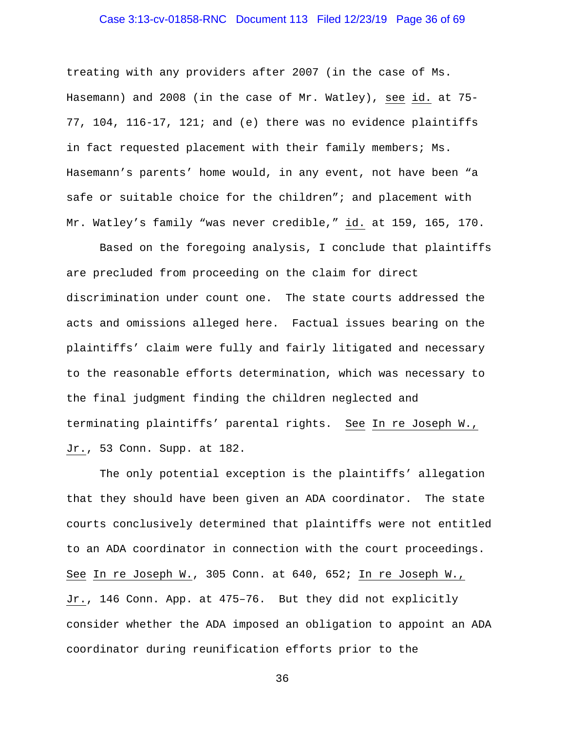treating with any providers after 2007 (in the case of Ms. Hasemann) and 2008 (in the case of Mr. Watley), see id. at 75-77, 104, 116-17, 121; and (e) there was no evidence plaintiffs in fact requested placement with their family members; Ms. Hasemann's parents' home would, in any event, not have been "a safe or suitable choice for the children"; and placement with Mr. Watley's family "was never credible," id. at 159, 165, 170.

Based on the foregoing analysis, I conclude that plaintiffs are precluded from proceeding on the claim for direct discrimination under count one. The state courts addressed the acts and omissions alleged here. Factual issues bearing on the plaintiffs' claim were fully and fairly litigated and necessary to the reasonable efforts determination, which was necessary to the final judgment finding the children neglected and terminating plaintiffs' parental rights. See In re Joseph W., Jr., 53 Conn. Supp. at 182.

The only potential exception is the plaintiffs' allegation that they should have been given an ADA coordinator. The state courts conclusively determined that plaintiffs were not entitled to an ADA coordinator in connection with the court proceedings. See In re Joseph W., 305 Conn. at 640, 652; In re Joseph W., Jr., 146 Conn. App. at 475–76. But they did not explicitly consider whether the ADA imposed an obligation to appoint an ADA coordinator during reunification efforts prior to the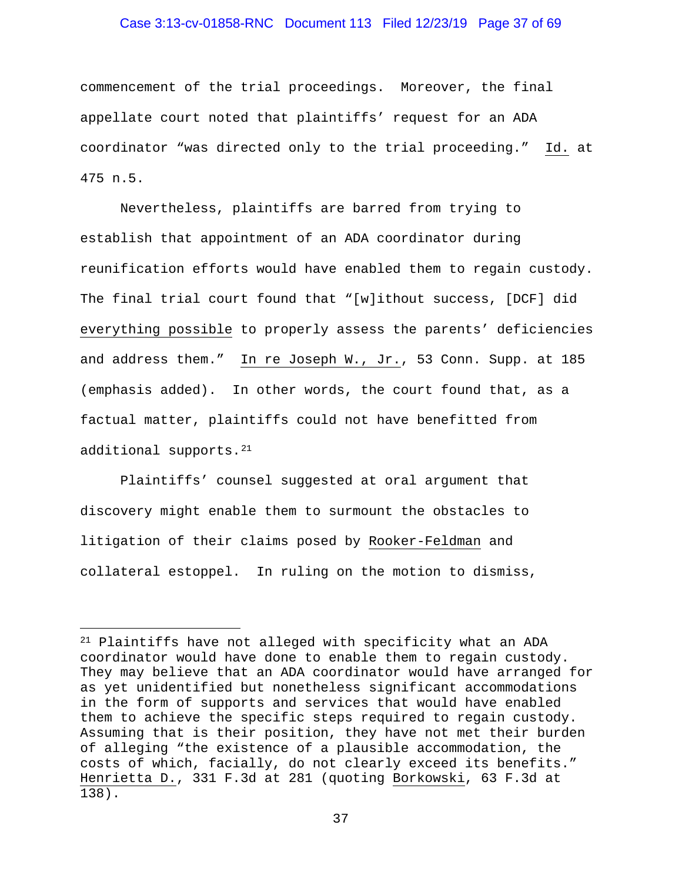commencement of the trial proceedings. Moreover, the final appellate court noted that plaintiffs' request for an ADA coordinator "was directed only to the trial proceeding." Id. at 475 n.5.

Nevertheless, plaintiffs are barred from trying to establish that appointment of an ADA coordinator during reunification efforts would have enabled them to regain custody. The final trial court found that "[w]ithout success, [DCF] did everything possible to properly assess the parents' deficiencies and address them." In re Joseph W., Jr., 53 Conn. Supp. at 185 (emphasis added). In other words, the court found that, as a factual matter, plaintiffs could not have benefitted from additional supports.[21]

Plaintiffs' counsel suggested at oral argument that discovery might enable them to surmount the obstacles to litigation of their claims posed by Rooker-Feldman and collateral estoppel. In ruling on the motion to dismiss,

---

[21] Plaintiffs have not alleged with specificity what an ADA coordinator would have done to enable them to regain custody. They may believe that an ADA coordinator would have arranged for as yet unidentified but nonetheless significant accommodations in the form of supports and services that would have enabled them to achieve the specific steps required to regain custody. Assuming that is their position, they have not met their burden of alleging "the existence of a plausible accommodation, the costs of which, facially, do not clearly exceed its benefits." Henrietta D., 331 F.3d at 281 (quoting Borkowski, 63 F.3d at 138).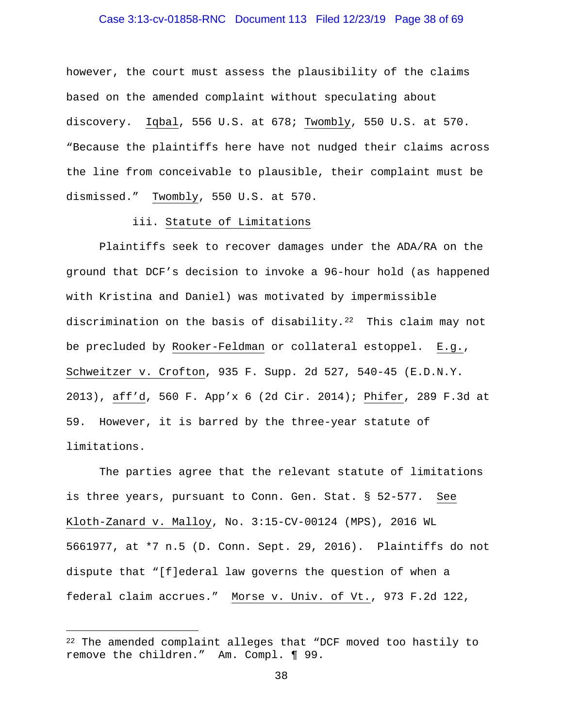however, the court must assess the plausibility of the claims based on the amended complaint without speculating about discovery. Iqbal, 556 U.S. at 678; Twombly, 550 U.S. at 570. "Because the plaintiffs here have not nudged their claims across the line from conceivable to plausible, their complaint must be dismissed." Twombly, 550 U.S. at 570.

iii. Statute of Limitations

Plaintiffs seek to recover damages under the ADA/RA on the ground that DCF's decision to invoke a 96-hour hold (as happened with Kristina and Daniel) was motivated by impermissible discrimination on the basis of disability.[22] This claim may not be precluded by Rooker-Feldman or collateral estoppel. E.g., Schweitzer v. Crofton, 935 F. Supp. 2d 527, 540-45 (E.D.N.Y. 2013), aff'd, 560 F. App'x 6 (2d Cir. 2014); Phifer, 289 F.3d at 59. However, it is barred by the three-year statute of limitations.

The parties agree that the relevant statute of limitations is three years, pursuant to Conn. Gen. Stat. § 52-577. See Kloth-Zanard v. Malloy, No. 3:15-CV-00124 (MPS), 2016 WL 5661977, at *7 n.5 (D. Conn. Sept. 29, 2016). Plaintiffs do not dispute that "[f]ederal law governs the question of when a federal claim accrues." Morse v. Univ. of Vt., 973 F.2d 122,

---

[22] The amended complaint alleges that "DCF moved too hastily to remove the children." Am. Compl. ¶ 99.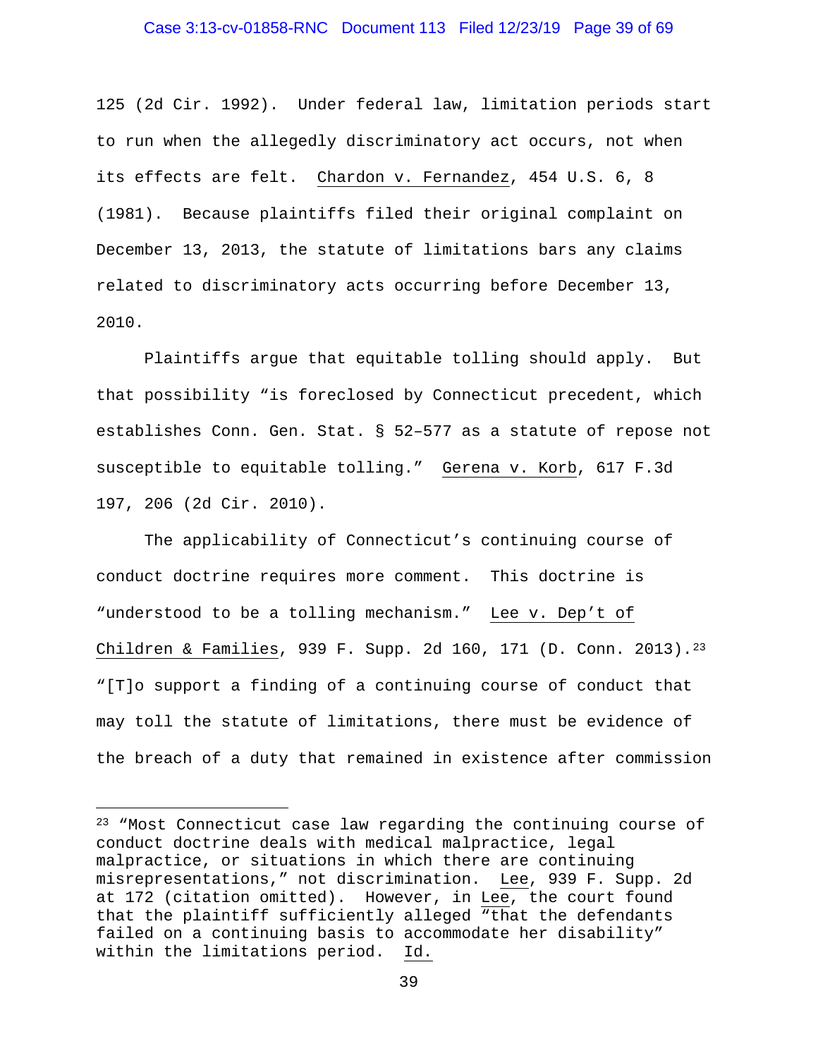125 (2d Cir. 1992). Under federal law, limitation periods start to run when the allegedly discriminatory act occurs, not when its effects are felt. Chardon v. Fernandez, 454 U.S. 6, 8 (1981). Because plaintiffs filed their original complaint on December 13, 2013, the statute of limitations bars any claims related to discriminatory acts occurring before December 13, 2010.

Plaintiffs argue that equitable tolling should apply. But that possibility "is foreclosed by Connecticut precedent, which establishes Conn. Gen. Stat. § 52–577 as a statute of repose not susceptible to equitable tolling." Gerena v. Korb, 617 F.3d 197, 206 (2d Cir. 2010).

The applicability of Connecticut's continuing course of conduct doctrine requires more comment. This doctrine is "understood to be a tolling mechanism." Lee v. Dep't of Children & Families, 939 F. Supp. 2d 160, 171 (D. Conn. 2013).[23] "[T]o support a finding of a continuing course of conduct that may toll the statute of limitations, there must be evidence of the breach of a duty that remained in existence after commission

---

[23] "Most Connecticut case law regarding the continuing course of conduct doctrine deals with medical malpractice, legal malpractice, or situations in which there are continuing misrepresentations," not discrimination. Lee, 939 F. Supp. 2d at 172 (citation omitted). However, in Lee, the court found that the plaintiff sufficiently alleged "that the defendants failed on a continuing basis to accommodate her disability" within the limitations period. Id.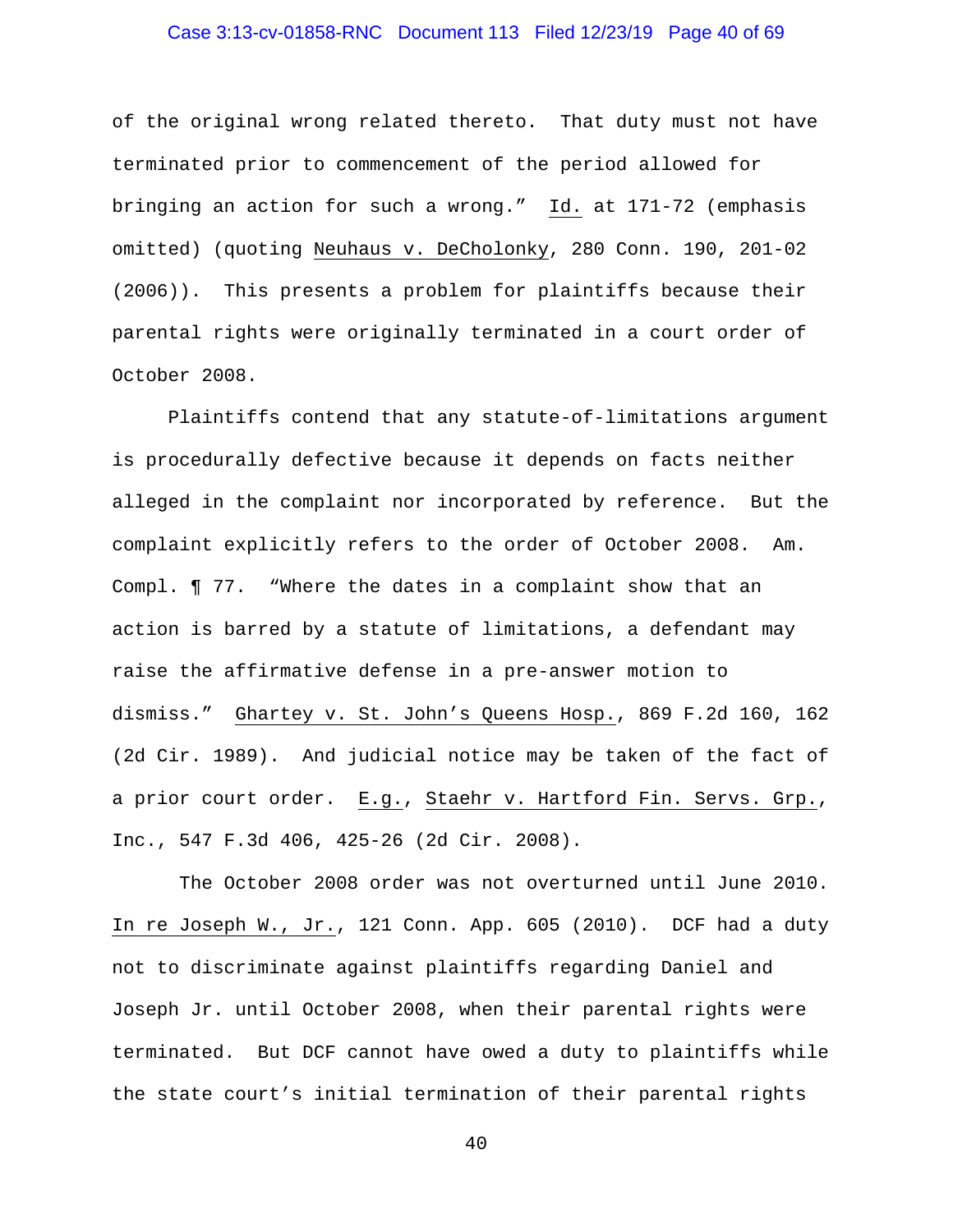of the original wrong related thereto. That duty must not have terminated prior to commencement of the period allowed for bringing an action for such a wrong." Id. at 171-72 (emphasis omitted) (quoting Neuhaus v. DeCholonky, 280 Conn. 190, 201-02 (2006)). This presents a problem for plaintiffs because their parental rights were originally terminated in a court order of October 2008.

Plaintiffs contend that any statute-of-limitations argument is procedurally defective because it depends on facts neither alleged in the complaint nor incorporated by reference. But the complaint explicitly refers to the order of October 2008. Am. Compl. ¶ 77. "Where the dates in a complaint show that an action is barred by a statute of limitations, a defendant may raise the affirmative defense in a pre-answer motion to dismiss." Ghartey v. St. John's Queens Hosp., 869 F.2d 160, 162 (2d Cir. 1989). And judicial notice may be taken of the fact of a prior court order. E.g., Staehr v. Hartford Fin. Servs. Grp., Inc., 547 F.3d 406, 425-26 (2d Cir. 2008).

The October 2008 order was not overturned until June 2010. In re Joseph W., Jr., 121 Conn. App. 605 (2010). DCF had a duty not to discriminate against plaintiffs regarding Daniel and Joseph Jr. until October 2008, when their parental rights were terminated. But DCF cannot have owed a duty to plaintiffs while the state court's initial termination of their parental rights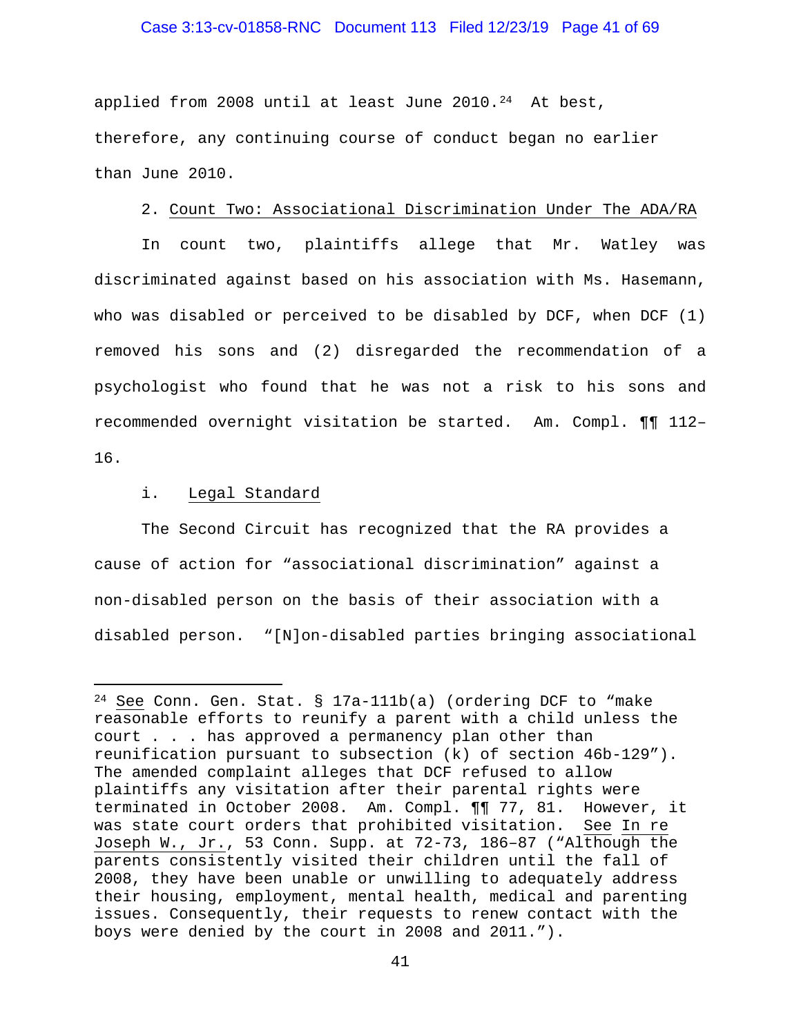applied from 2008 until at least June 2010.[24] At best, therefore, any continuing course of conduct began no earlier than June 2010.

2. Count Two: Associational Discrimination Under The ADA/RA

In count two, plaintiffs allege that Mr. Watley was discriminated against based on his association with Ms. Hasemann, who was disabled or perceived to be disabled by DCF, when DCF (1) removed his sons and (2) disregarded the recommendation of a psychologist who found that he was not a risk to his sons and recommended overnight visitation be started. Am. Compl. ¶¶ 112–16.

i. Legal Standard

The Second Circuit has recognized that the RA provides a cause of action for "associational discrimination" against a non-disabled person on the basis of their association with a disabled person. "[N]on-disabled parties bringing associational

---

[24] See Conn. Gen. Stat. § 17a-111b(a) (ordering DCF to "make reasonable efforts to reunify a parent with a child unless the court . . . has approved a permanency plan other than reunification pursuant to subsection (k) of section 46b-129"). The amended complaint alleges that DCF refused to allow plaintiffs any visitation after their parental rights were terminated in October 2008. Am. Compl. ¶¶ 77, 81. However, it was state court orders that prohibited visitation. See In re Joseph W., Jr., 53 Conn. Supp. at 72-73, 186–87 ("Although the parents consistently visited their children until the fall of 2008, they have been unable or unwilling to adequately address their housing, employment, mental health, medical and parenting issues. Consequently, their requests to renew contact with the boys were denied by the court in 2008 and 2011.").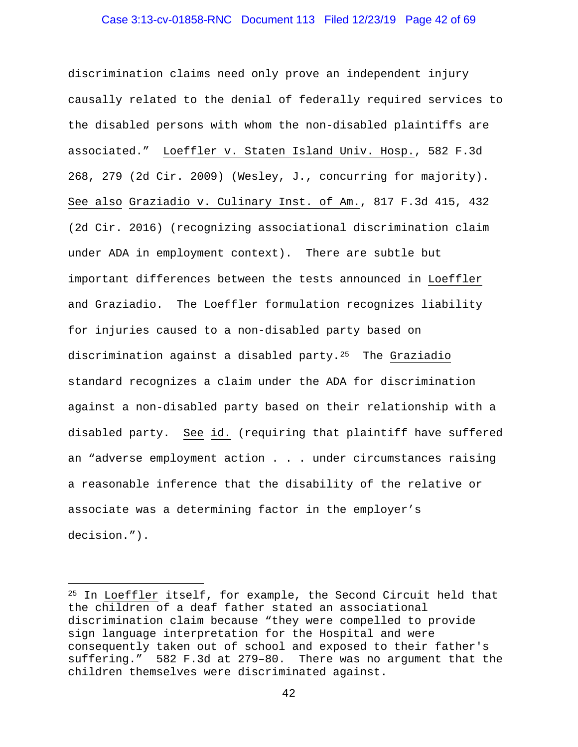discrimination claims need only prove an independent injury causally related to the denial of federally required services to the disabled persons with whom the non-disabled plaintiffs are associated." Loeffler v. Staten Island Univ. Hosp., 582 F.3d 268, 279 (2d Cir. 2009) (Wesley, J., concurring for majority). See also Graziadio v. Culinary Inst. of Am., 817 F.3d 415, 432 (2d Cir. 2016) (recognizing associational discrimination claim under ADA in employment context). There are subtle but important differences between the tests announced in Loeffler and Graziadio. The Loeffler formulation recognizes liability for injuries caused to a non-disabled party based on discrimination against a disabled party.[25] The Graziadio standard recognizes a claim under the ADA for discrimination against a non-disabled party based on their relationship with a disabled party. See id. (requiring that plaintiff have suffered an "adverse employment action . . . under circumstances raising a reasonable inference that the disability of the relative or associate was a determining factor in the employer's decision.").

---

[25] In Loeffler itself, for example, the Second Circuit held that the children of a deaf father stated an associational discrimination claim because "they were compelled to provide sign language interpretation for the Hospital and were consequently taken out of school and exposed to their father's suffering." 582 F.3d at 279–80. There was no argument that the children themselves were discriminated against.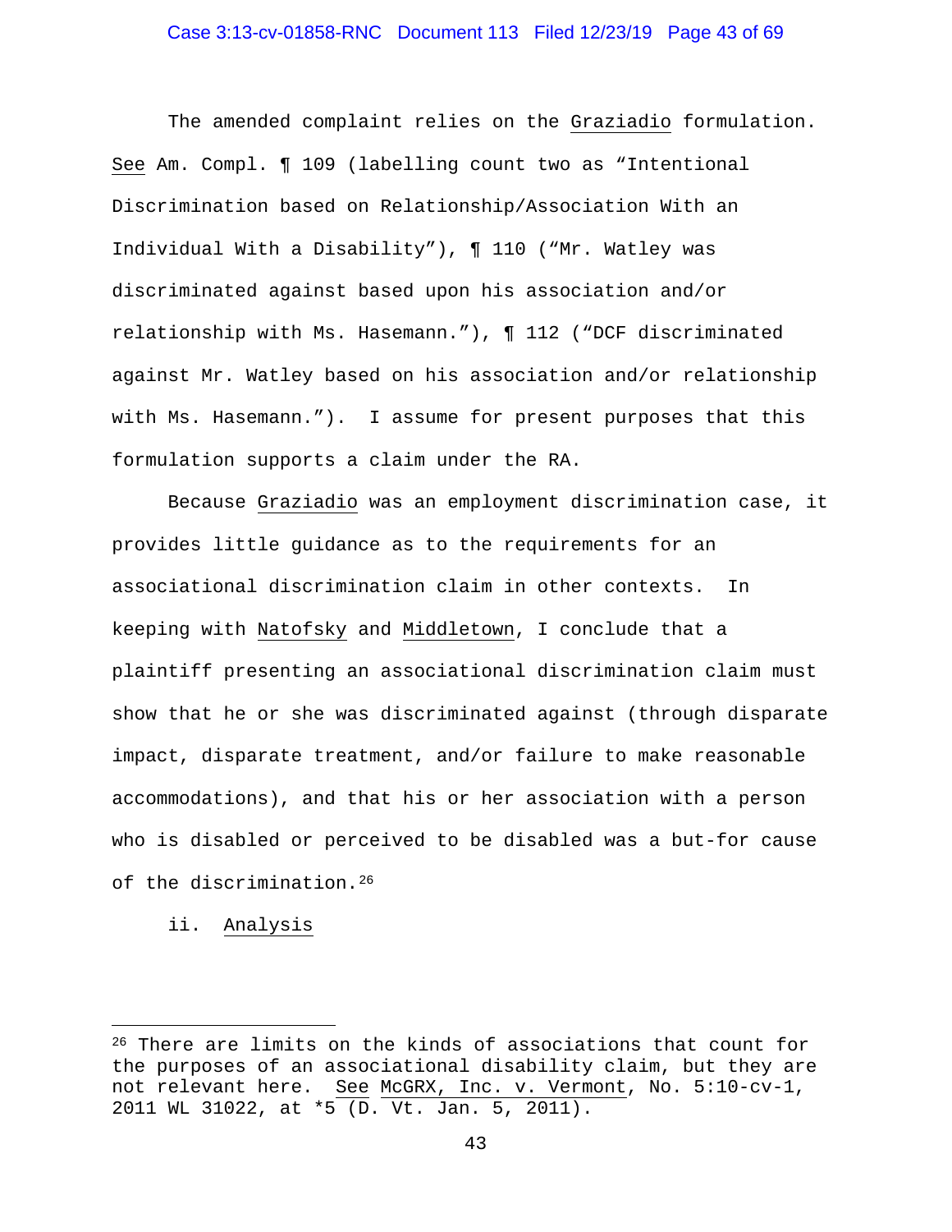The amended complaint relies on the Graziadio formulation. See Am. Compl. ¶ 109 (labelling count two as "Intentional Discrimination based on Relationship/Association With an Individual With a Disability"), ¶ 110 ("Mr. Watley was discriminated against based upon his association and/or relationship with Ms. Hasemann."), ¶ 112 ("DCF discriminated against Mr. Watley based on his association and/or relationship with Ms. Hasemann."). I assume for present purposes that this formulation supports a claim under the RA.

Because Graziadio was an employment discrimination case, it provides little guidance as to the requirements for an associational discrimination claim in other contexts. In keeping with Natofsky and Middletown, I conclude that a plaintiff presenting an associational discrimination claim must show that he or she was discriminated against (through disparate impact, disparate treatment, and/or failure to make reasonable accommodations), and that his or her association with a person who is disabled or perceived to be disabled was a but-for cause of the discrimination.[26]

ii. Analysis

---

[26] There are limits on the kinds of associations that count for the purposes of an associational disability claim, but they are not relevant here. See McGRX, Inc. v. Vermont, No. 5:10-cv-1, 2011 WL 31022, at *5 (D. Vt. Jan. 5, 2011).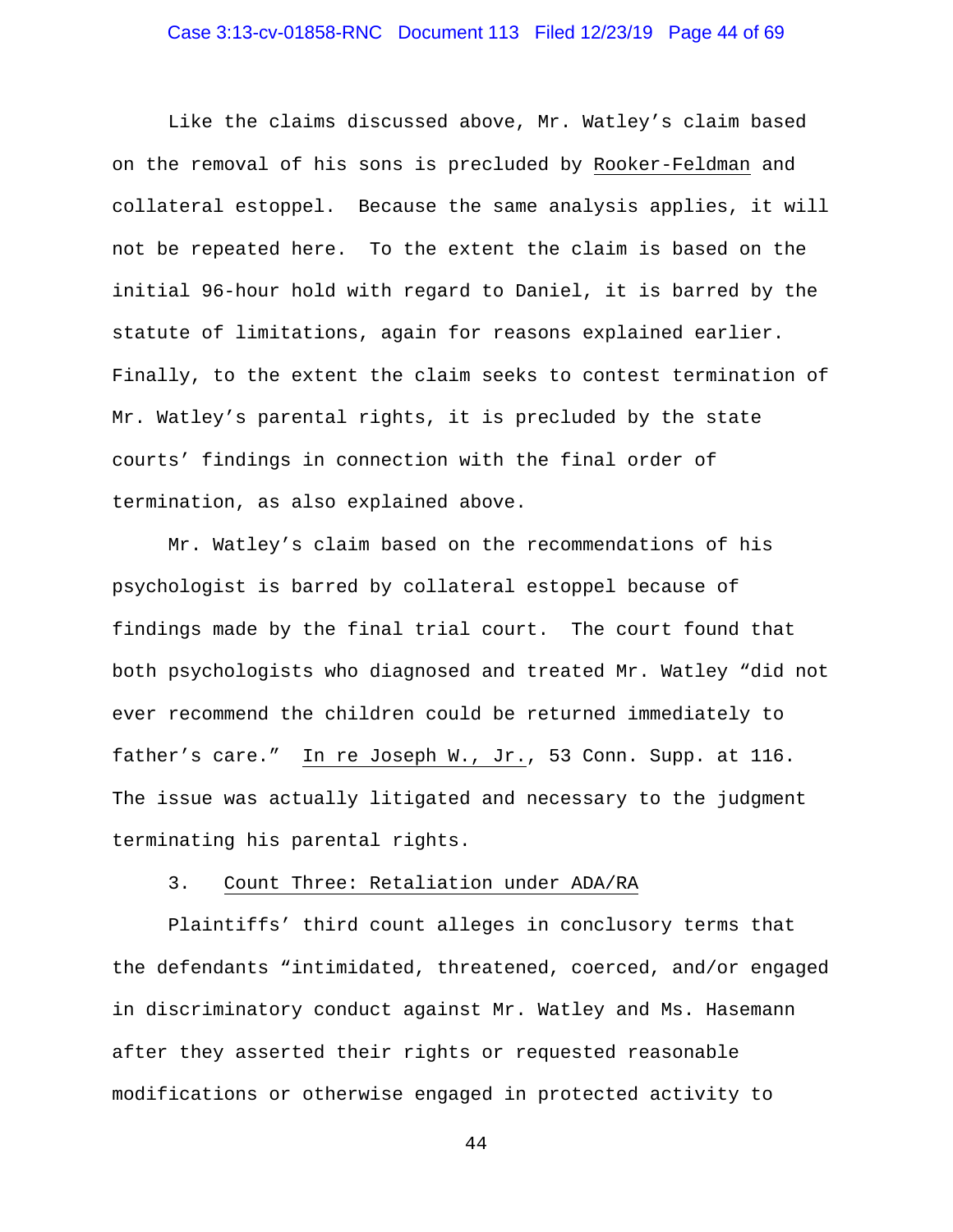Like the claims discussed above, Mr. Watley's claim based on the removal of his sons is precluded by Rooker-Feldman and collateral estoppel. Because the same analysis applies, it will not be repeated here. To the extent the claim is based on the initial 96-hour hold with regard to Daniel, it is barred by the statute of limitations, again for reasons explained earlier. Finally, to the extent the claim seeks to contest termination of Mr. Watley's parental rights, it is precluded by the state courts' findings in connection with the final order of termination, as also explained above.

Mr. Watley's claim based on the recommendations of his psychologist is barred by collateral estoppel because of findings made by the final trial court. The court found that both psychologists who diagnosed and treated Mr. Watley "did not ever recommend the children could be returned immediately to father's care." In re Joseph W., Jr., 53 Conn. Supp. at 116. The issue was actually litigated and necessary to the judgment terminating his parental rights.

3. Count Three: Retaliation under ADA/RA

Plaintiffs' third count alleges in conclusory terms that the defendants "intimidated, threatened, coerced, and/or engaged in discriminatory conduct against Mr. Watley and Ms. Hasemann after they asserted their rights or requested reasonable modifications or otherwise engaged in protected activity to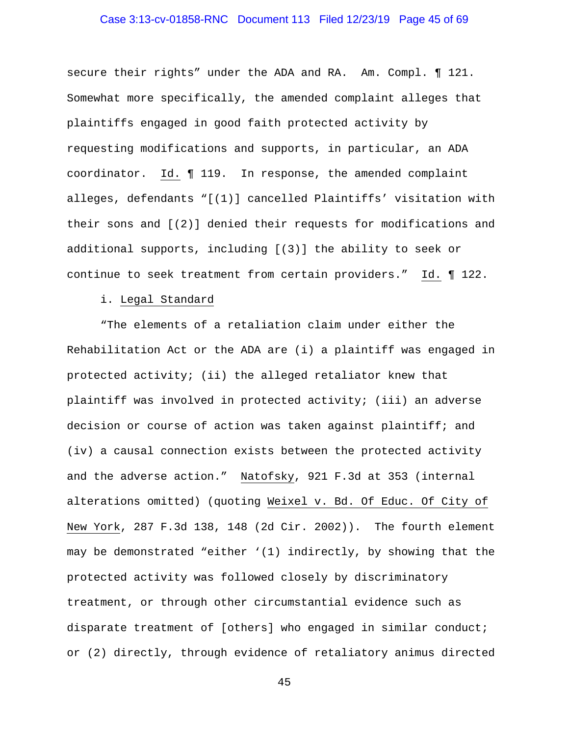secure their rights" under the ADA and RA. Am. Compl. ¶ 121. Somewhat more specifically, the amended complaint alleges that plaintiffs engaged in good faith protected activity by requesting modifications and supports, in particular, an ADA coordinator. Id. ¶ 119. In response, the amended complaint alleges, defendants "[(1)] cancelled Plaintiffs' visitation with their sons and [(2)] denied their requests for modifications and additional supports, including [(3)] the ability to seek or continue to seek treatment from certain providers." Id. ¶ 122.

i. Legal Standard

"The elements of a retaliation claim under either the Rehabilitation Act or the ADA are (i) a plaintiff was engaged in protected activity; (ii) the alleged retaliator knew that plaintiff was involved in protected activity; (iii) an adverse decision or course of action was taken against plaintiff; and (iv) a causal connection exists between the protected activity and the adverse action." Natofsky, 921 F.3d at 353 (internal alterations omitted) (quoting Weixel v. Bd. Of Educ. Of City of New York, 287 F.3d 138, 148 (2d Cir. 2002)). The fourth element may be demonstrated "either '(1) indirectly, by showing that the protected activity was followed closely by discriminatory treatment, or through other circumstantial evidence such as disparate treatment of [others] who engaged in similar conduct; or (2) directly, through evidence of retaliatory animus directed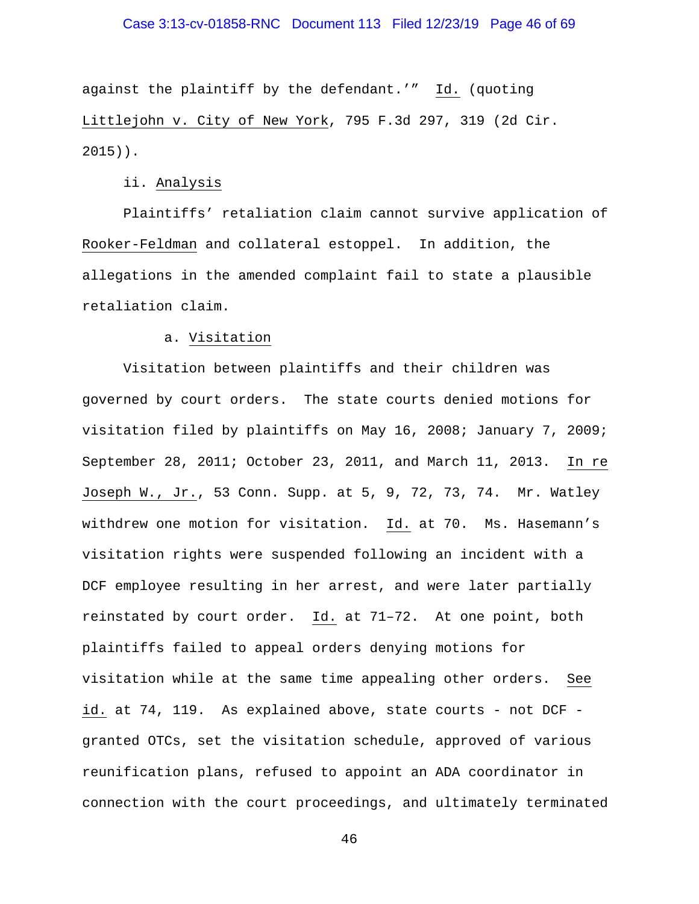against the plaintiff by the defendant.'" Id. (quoting Littlejohn v. City of New York, 795 F.3d 297, 319 (2d Cir. 2015)).

ii. Analysis

Plaintiffs' retaliation claim cannot survive application of Rooker-Feldman and collateral estoppel. In addition, the allegations in the amended complaint fail to state a plausible retaliation claim.

a. Visitation

Visitation between plaintiffs and their children was governed by court orders. The state courts denied motions for visitation filed by plaintiffs on May 16, 2008; January 7, 2009; September 28, 2011; October 23, 2011, and March 11, 2013. In re Joseph W., Jr., 53 Conn. Supp. at 5, 9, 72, 73, 74. Mr. Watley withdrew one motion for visitation. Id. at 70. Ms. Hasemann's visitation rights were suspended following an incident with a DCF employee resulting in her arrest, and were later partially reinstated by court order. Id. at 71–72. At one point, both plaintiffs failed to appeal orders denying motions for visitation while at the same time appealing other orders. See id. at 74, 119. As explained above, state courts - not DCF - granted OTCs, set the visitation schedule, approved of various reunification plans, refused to appoint an ADA coordinator in connection with the court proceedings, and ultimately terminated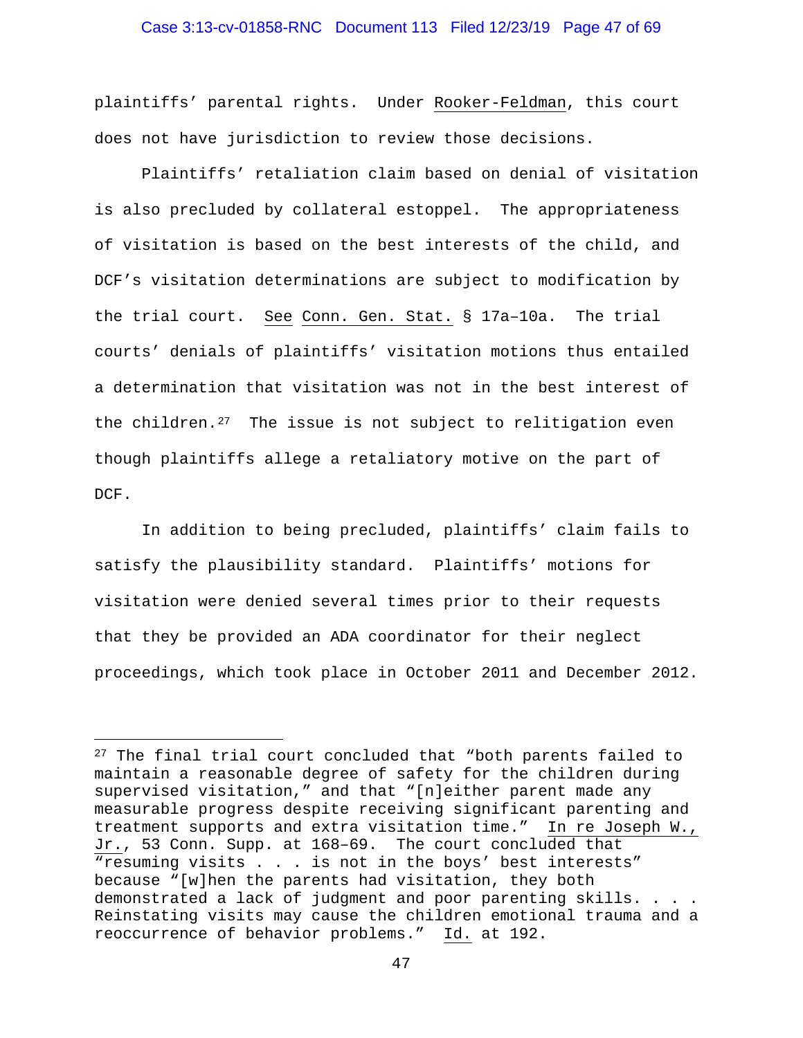plaintiffs' parental rights. Under Rooker-Feldman, this court does not have jurisdiction to review those decisions.

Plaintiffs' retaliation claim based on denial of visitation is also precluded by collateral estoppel. The appropriateness of visitation is based on the best interests of the child, and DCF's visitation determinations are subject to modification by the trial court. See Conn. Gen. Stat. § 17a–10a. The trial courts' denials of plaintiffs' visitation motions thus entailed a determination that visitation was not in the best interest of the children.[27] The issue is not subject to relitigation even though plaintiffs allege a retaliatory motive on the part of DCF.

In addition to being precluded, plaintiffs' claim fails to satisfy the plausibility standard. Plaintiffs' motions for visitation were denied several times prior to their requests that they be provided an ADA coordinator for their neglect proceedings, which took place in October 2011 and December 2012.

---

[27] The final trial court concluded that "both parents failed to maintain a reasonable degree of safety for the children during supervised visitation," and that "[n]either parent made any measurable progress despite receiving significant parenting and treatment supports and extra visitation time." In re Joseph W., Jr., 53 Conn. Supp. at 168–69. The court concluded that "resuming visits . . . is not in the boys' best interests" because "[w]hen the parents had visitation, they both demonstrated a lack of judgment and poor parenting skills. . . . Reinstating visits may cause the children emotional trauma and a reoccurrence of behavior problems." Id. at 192.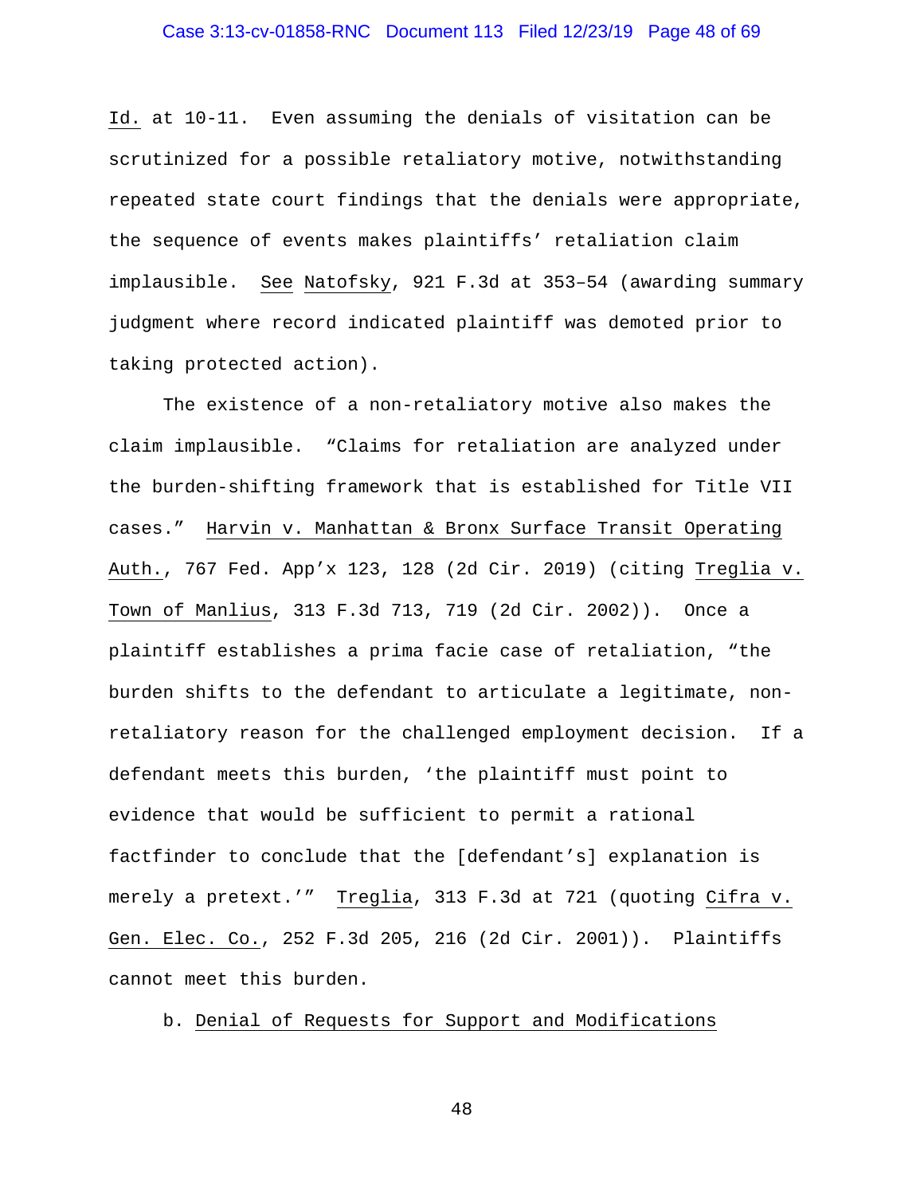Id. at 10-11. Even assuming the denials of visitation can be scrutinized for a possible retaliatory motive, notwithstanding repeated state court findings that the denials were appropriate, the sequence of events makes plaintiffs' retaliation claim implausible. See Natofsky, 921 F.3d at 353–54 (awarding summary judgment where record indicated plaintiff was demoted prior to taking protected action).

The existence of a non-retaliatory motive also makes the claim implausible. "Claims for retaliation are analyzed under the burden-shifting framework that is established for Title VII cases." Harvin v. Manhattan & Bronx Surface Transit Operating Auth., 767 Fed. App'x 123, 128 (2d Cir. 2019) (citing Treglia v. Town of Manlius, 313 F.3d 713, 719 (2d Cir. 2002)). Once a plaintiff establishes a prima facie case of retaliation, "the burden shifts to the defendant to articulate a legitimate, non-retaliatory reason for the challenged employment decision. If a defendant meets this burden, 'the plaintiff must point to evidence that would be sufficient to permit a rational factfinder to conclude that the [defendant's] explanation is merely a pretext.'" Treglia, 313 F.3d at 721 (quoting Cifra v. Gen. Elec. Co., 252 F.3d 205, 216 (2d Cir. 2001)). Plaintiffs cannot meet this burden.

b. Denial of Requests for Support and Modifications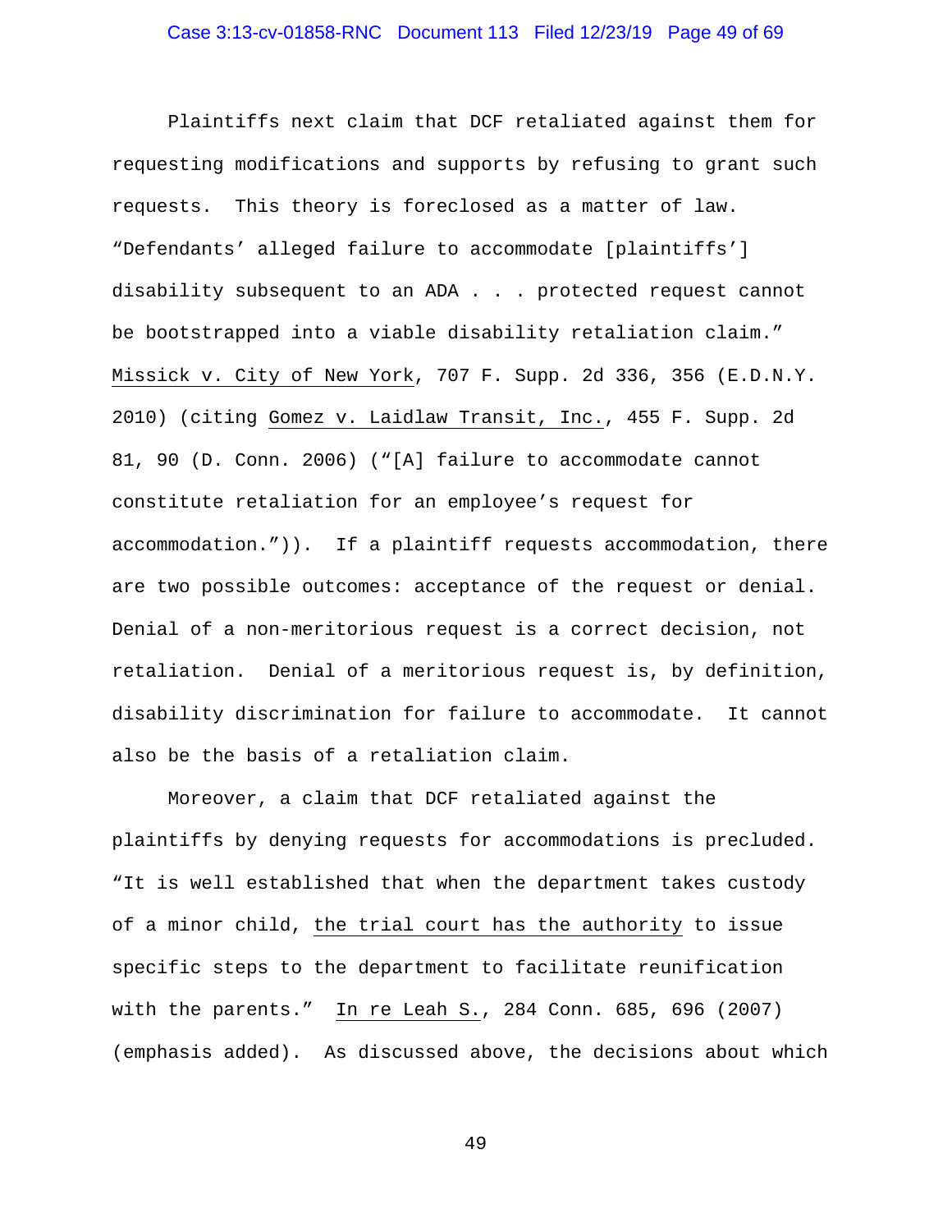Plaintiffs next claim that DCF retaliated against them for requesting modifications and supports by refusing to grant such requests. This theory is foreclosed as a matter of law. "Defendants' alleged failure to accommodate [plaintiffs'] disability subsequent to an ADA . . . protected request cannot be bootstrapped into a viable disability retaliation claim." Missick v. City of New York, 707 F. Supp. 2d 336, 356 (E.D.N.Y. 2010) (citing Gomez v. Laidlaw Transit, Inc., 455 F. Supp. 2d 81, 90 (D. Conn. 2006) ("[A] failure to accommodate cannot constitute retaliation for an employee's request for accommodation.")). If a plaintiff requests accommodation, there are two possible outcomes: acceptance of the request or denial. Denial of a non-meritorious request is a correct decision, not retaliation. Denial of a meritorious request is, by definition, disability discrimination for failure to accommodate. It cannot also be the basis of a retaliation claim.

Moreover, a claim that DCF retaliated against the plaintiffs by denying requests for accommodations is precluded. "It is well established that when the department takes custody of a minor child, the trial court has the authority to issue specific steps to the department to facilitate reunification with the parents." In re Leah S., 284 Conn. 685, 696 (2007) (emphasis added). As discussed above, the decisions about which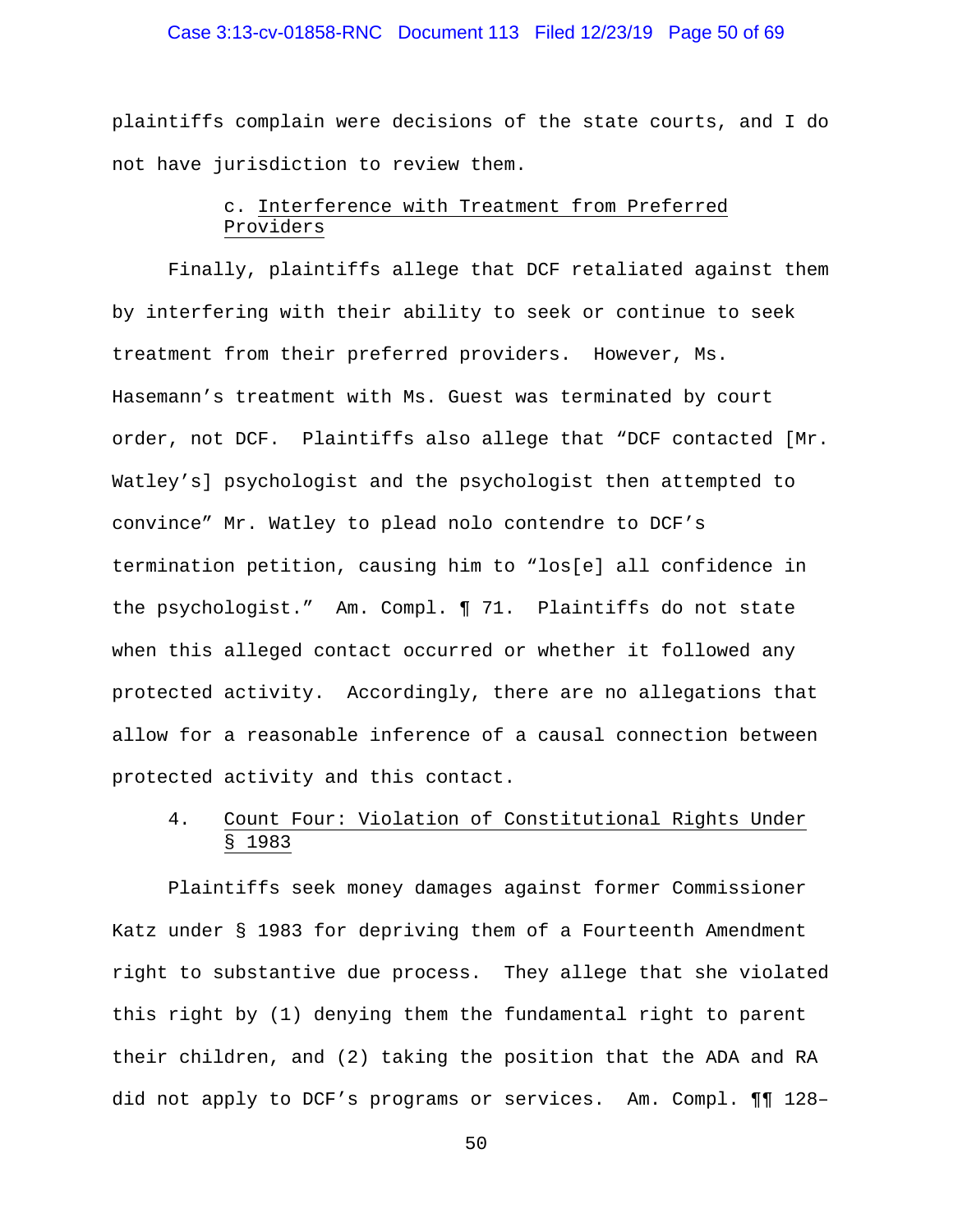plaintiffs complain were decisions of the state courts, and I do not have jurisdiction to review them.

c. Interference with Treatment from Preferred Providers

Finally, plaintiffs allege that DCF retaliated against them by interfering with their ability to seek or continue to seek treatment from their preferred providers. However, Ms. Hasemann's treatment with Ms. Guest was terminated by court order, not DCF. Plaintiffs also allege that "DCF contacted [Mr. Watley's] psychologist and the psychologist then attempted to convince" Mr. Watley to plead nolo contendre to DCF's termination petition, causing him to "los[e] all confidence in the psychologist." Am. Compl. ¶ 71. Plaintiffs do not state when this alleged contact occurred or whether it followed any protected activity. Accordingly, there are no allegations that allow for a reasonable inference of a causal connection between protected activity and this contact.

4. Count Four: Violation of Constitutional Rights Under § 1983

Plaintiffs seek money damages against former Commissioner Katz under § 1983 for depriving them of a Fourteenth Amendment right to substantive due process. They allege that she violated this right by (1) denying them the fundamental right to parent their children, and (2) taking the position that the ADA and RA did not apply to DCF's programs or services. Am. Compl. ¶¶ 128–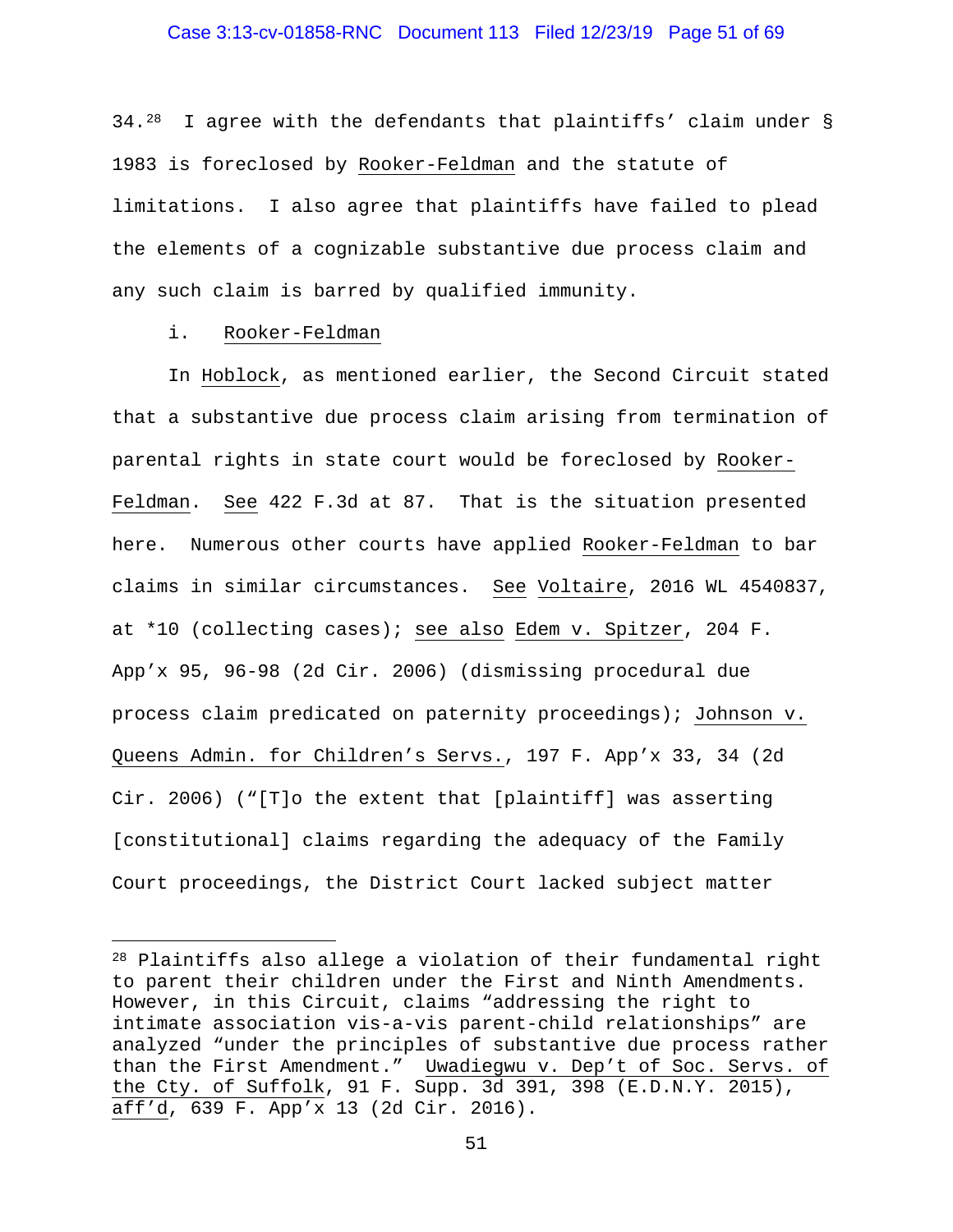34.[28] I agree with the defendants that plaintiffs' claim under § 1983 is foreclosed by Rooker-Feldman and the statute of limitations. I also agree that plaintiffs have failed to plead the elements of a cognizable substantive due process claim and any such claim is barred by qualified immunity.

i. Rooker-Feldman

In Hoblock, as mentioned earlier, the Second Circuit stated that a substantive due process claim arising from termination of parental rights in state court would be foreclosed by Rooker-Feldman. See 422 F.3d at 87. That is the situation presented here. Numerous other courts have applied Rooker-Feldman to bar claims in similar circumstances. See Voltaire, 2016 WL 4540837, at *10 (collecting cases); see also Edem v. Spitzer, 204 F. App'x 95, 96-98 (2d Cir. 2006) (dismissing procedural due process claim predicated on paternity proceedings); Johnson v. Queens Admin. for Children's Servs., 197 F. App'x 33, 34 (2d Cir. 2006) ("[T]o the extent that [plaintiff] was asserting [constitutional] claims regarding the adequacy of the Family Court proceedings, the District Court lacked subject matter

[28] Plaintiffs also allege a violation of their fundamental right to parent their children under the First and Ninth Amendments. However, in this Circuit, claims "addressing the right to intimate association vis-a-vis parent-child relationships" are analyzed "under the principles of substantive due process rather than the First Amendment." Uwadiegwu v. Dep't of Soc. Servs. of the Cty. of Suffolk, 91 F. Supp. 3d 391, 398 (E.D.N.Y. 2015), aff'd, 639 F. App'x 13 (2d Cir. 2016).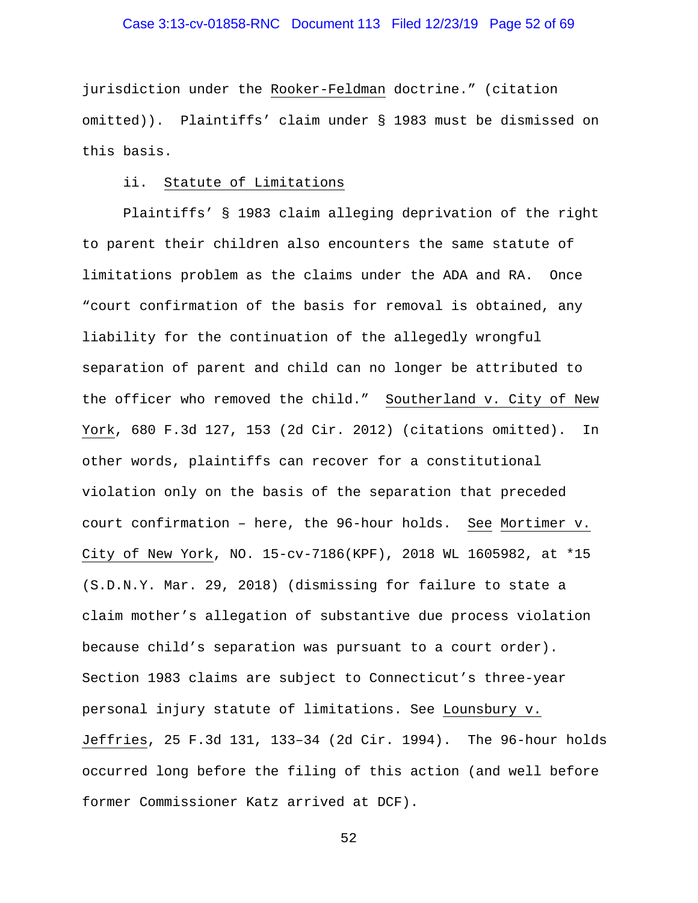jurisdiction under the Rooker-Feldman doctrine." (citation omitted)). Plaintiffs' claim under § 1983 must be dismissed on this basis.

ii. Statute of Limitations

Plaintiffs' § 1983 claim alleging deprivation of the right to parent their children also encounters the same statute of limitations problem as the claims under the ADA and RA. Once "court confirmation of the basis for removal is obtained, any liability for the continuation of the allegedly wrongful separation of parent and child can no longer be attributed to the officer who removed the child." Southerland v. City of New York, 680 F.3d 127, 153 (2d Cir. 2012) (citations omitted). In other words, plaintiffs can recover for a constitutional violation only on the basis of the separation that preceded court confirmation – here, the 96-hour holds. See Mortimer v. City of New York, NO. 15-cv-7186(KPF), 2018 WL 1605982, at *15 (S.D.N.Y. Mar. 29, 2018) (dismissing for failure to state a claim mother's allegation of substantive due process violation because child's separation was pursuant to a court order). Section 1983 claims are subject to Connecticut's three-year personal injury statute of limitations. See Lounsbury v. Jeffries, 25 F.3d 131, 133–34 (2d Cir. 1994). The 96-hour holds occurred long before the filing of this action (and well before former Commissioner Katz arrived at DCF).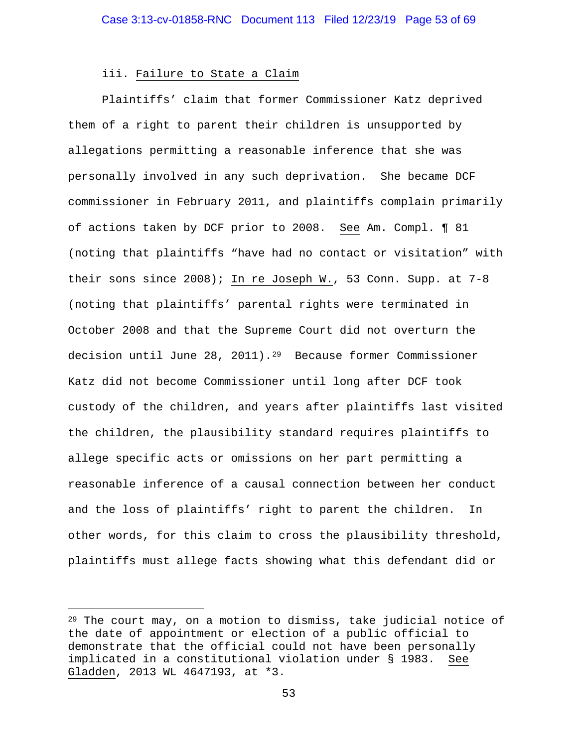iii. Failure to State a Claim

Plaintiffs' claim that former Commissioner Katz deprived them of a right to parent their children is unsupported by allegations permitting a reasonable inference that she was personally involved in any such deprivation. She became DCF commissioner in February 2011, and plaintiffs complain primarily of actions taken by DCF prior to 2008. See Am. Compl. ¶ 81 (noting that plaintiffs "have had no contact or visitation" with their sons since 2008); In re Joseph W., 53 Conn. Supp. at 7-8 (noting that plaintiffs' parental rights were terminated in October 2008 and that the Supreme Court did not overturn the decision until June 28, 2011).[29] Because former Commissioner Katz did not become Commissioner until long after DCF took custody of the children, and years after plaintiffs last visited the children, the plausibility standard requires plaintiffs to allege specific acts or omissions on her part permitting a reasonable inference of a causal connection between her conduct and the loss of plaintiffs' right to parent the children. In other words, for this claim to cross the plausibility threshold, plaintiffs must allege facts showing what this defendant did or

[29] The court may, on a motion to dismiss, take judicial notice of the date of appointment or election of a public official to demonstrate that the official could not have been personally implicated in a constitutional violation under § 1983. See Gladden, 2013 WL 4647193, at *3.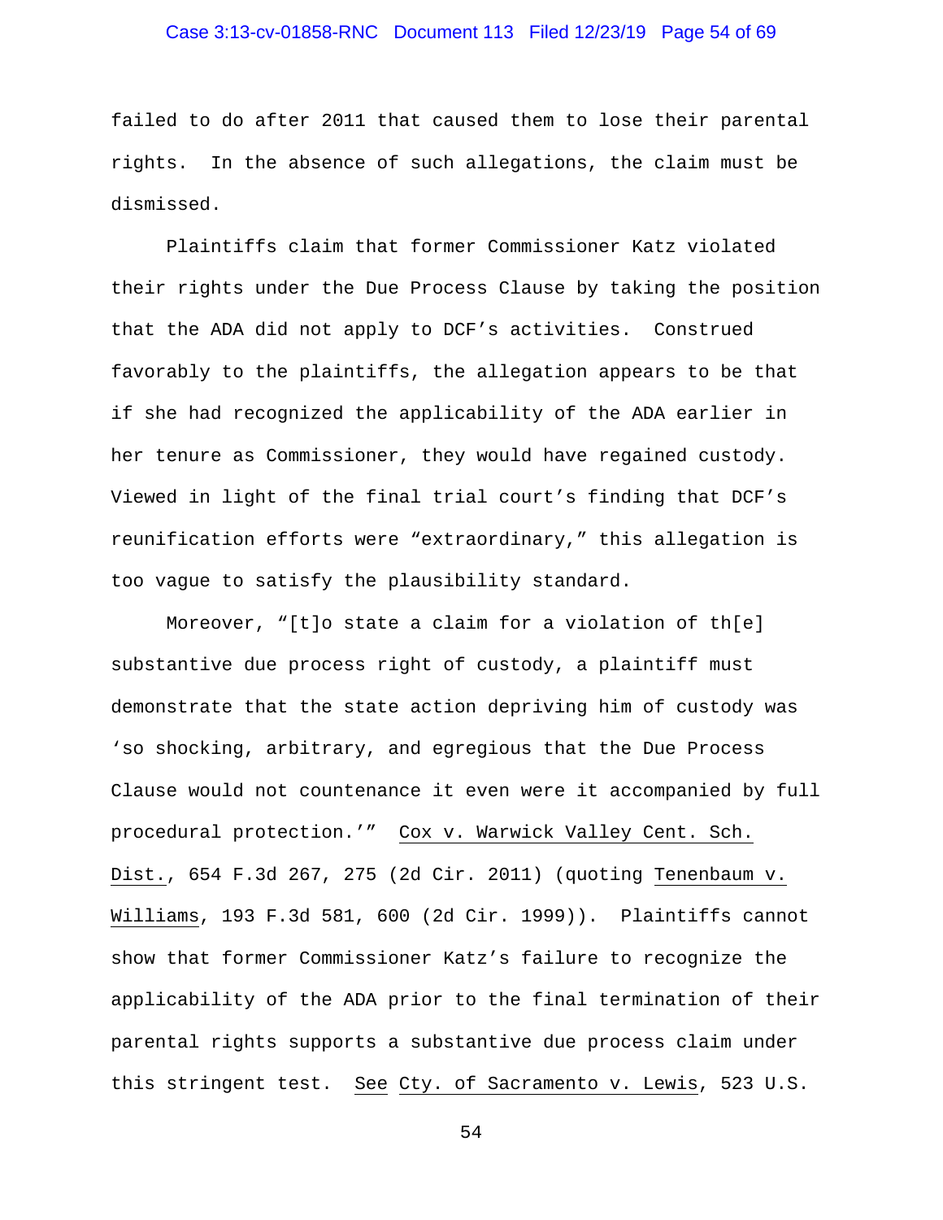failed to do after 2011 that caused them to lose their parental rights. In the absence of such allegations, the claim must be dismissed.

Plaintiffs claim that former Commissioner Katz violated their rights under the Due Process Clause by taking the position that the ADA did not apply to DCF's activities. Construed favorably to the plaintiffs, the allegation appears to be that if she had recognized the applicability of the ADA earlier in her tenure as Commissioner, they would have regained custody. Viewed in light of the final trial court's finding that DCF's reunification efforts were "extraordinary," this allegation is too vague to satisfy the plausibility standard.

Moreover, "[t]o state a claim for a violation of th[e] substantive due process right of custody, a plaintiff must demonstrate that the state action depriving him of custody was 'so shocking, arbitrary, and egregious that the Due Process Clause would not countenance it even were it accompanied by full procedural protection.'" Cox v. Warwick Valley Cent. Sch. Dist., 654 F.3d 267, 275 (2d Cir. 2011) (quoting Tenenbaum v. Williams, 193 F.3d 581, 600 (2d Cir. 1999)). Plaintiffs cannot show that former Commissioner Katz's failure to recognize the applicability of the ADA prior to the final termination of their parental rights supports a substantive due process claim under this stringent test. See Cty. of Sacramento v. Lewis, 523 U.S.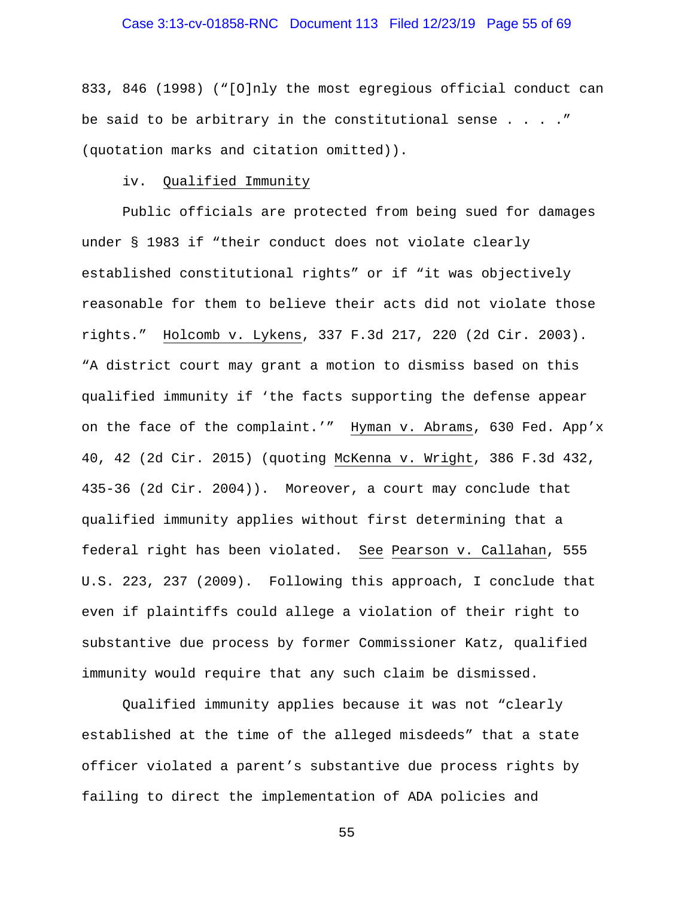833, 846 (1998) ("[O]nly the most egregious official conduct can be said to be arbitrary in the constitutional sense . . . ." (quotation marks and citation omitted)).

iv. Qualified Immunity

Public officials are protected from being sued for damages under § 1983 if "their conduct does not violate clearly established constitutional rights" or if "it was objectively reasonable for them to believe their acts did not violate those rights." Holcomb v. Lykens, 337 F.3d 217, 220 (2d Cir. 2003). "A district court may grant a motion to dismiss based on this qualified immunity if 'the facts supporting the defense appear on the face of the complaint.'" Hyman v. Abrams, 630 Fed. App'x 40, 42 (2d Cir. 2015) (quoting McKenna v. Wright, 386 F.3d 432, 435-36 (2d Cir. 2004)). Moreover, a court may conclude that qualified immunity applies without first determining that a federal right has been violated. See Pearson v. Callahan, 555 U.S. 223, 237 (2009). Following this approach, I conclude that even if plaintiffs could allege a violation of their right to substantive due process by former Commissioner Katz, qualified immunity would require that any such claim be dismissed.

Qualified immunity applies because it was not "clearly established at the time of the alleged misdeeds" that a state officer violated a parent's substantive due process rights by failing to direct the implementation of ADA policies and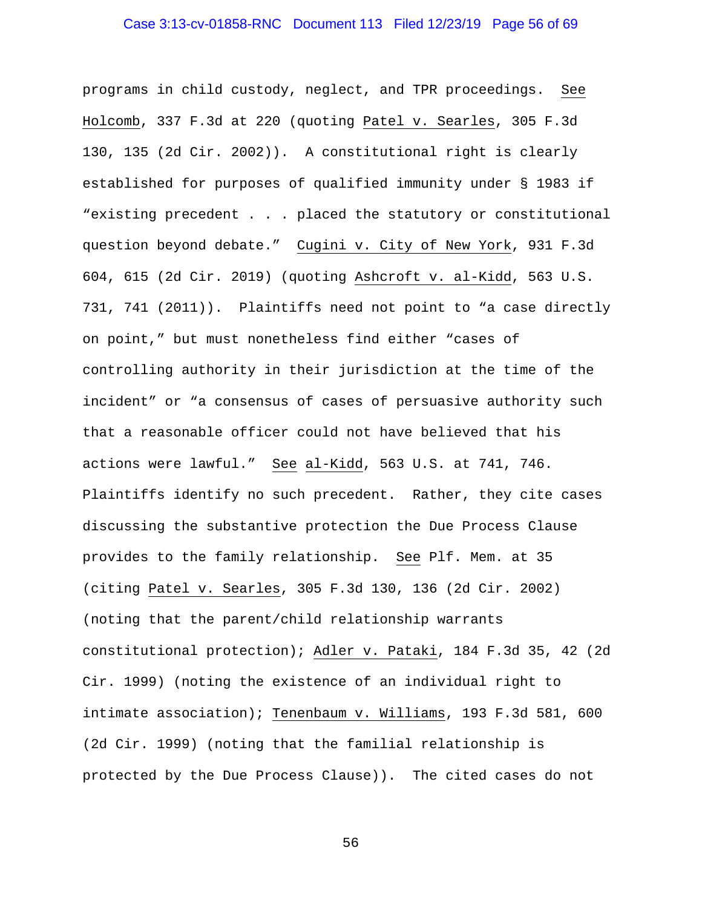programs in child custody, neglect, and TPR proceedings. See Holcomb, 337 F.3d at 220 (quoting Patel v. Searles, 305 F.3d 130, 135 (2d Cir. 2002)). A constitutional right is clearly established for purposes of qualified immunity under § 1983 if "existing precedent . . . placed the statutory or constitutional question beyond debate." Cugini v. City of New York, 931 F.3d 604, 615 (2d Cir. 2019) (quoting Ashcroft v. al-Kidd, 563 U.S. 731, 741 (2011)). Plaintiffs need not point to "a case directly on point," but must nonetheless find either "cases of controlling authority in their jurisdiction at the time of the incident" or "a consensus of cases of persuasive authority such that a reasonable officer could not have believed that his actions were lawful." See al-Kidd, 563 U.S. at 741, 746. Plaintiffs identify no such precedent. Rather, they cite cases discussing the substantive protection the Due Process Clause provides to the family relationship. See Plf. Mem. at 35 (citing Patel v. Searles, 305 F.3d 130, 136 (2d Cir. 2002) (noting that the parent/child relationship warrants constitutional protection); Adler v. Pataki, 184 F.3d 35, 42 (2d Cir. 1999) (noting the existence of an individual right to intimate association); Tenenbaum v. Williams, 193 F.3d 581, 600 (2d Cir. 1999) (noting that the familial relationship is protected by the Due Process Clause)). The cited cases do not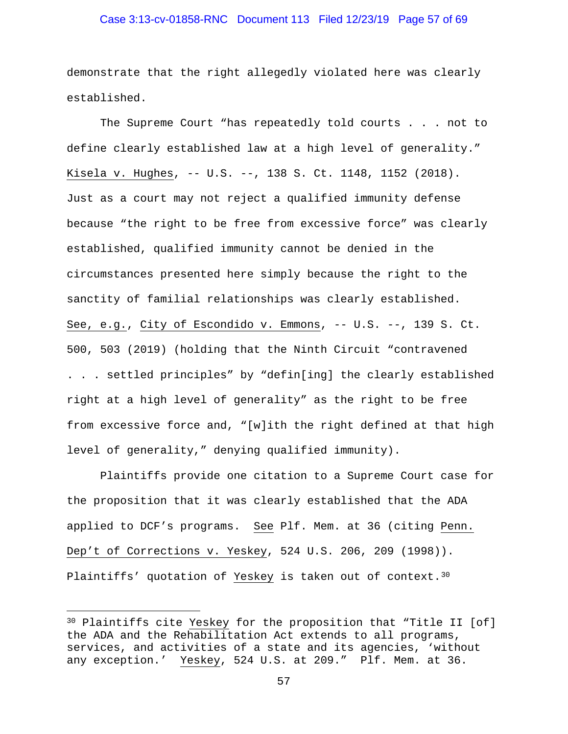demonstrate that the right allegedly violated here was clearly established.

The Supreme Court "has repeatedly told courts . . . not to define clearly established law at a high level of generality." Kisela v. Hughes, -- U.S. --, 138 S. Ct. 1148, 1152 (2018). Just as a court may not reject a qualified immunity defense because "the right to be free from excessive force" was clearly established, qualified immunity cannot be denied in the circumstances presented here simply because the right to the sanctity of familial relationships was clearly established. See, e.g., City of Escondido v. Emmons, -- U.S. --, 139 S. Ct. 500, 503 (2019) (holding that the Ninth Circuit "contravened . . . settled principles" by "defin[ing] the clearly established right at a high level of generality" as the right to be free from excessive force and, "[w]ith the right defined at that high level of generality," denying qualified immunity).

Plaintiffs provide one citation to a Supreme Court case for the proposition that it was clearly established that the ADA applied to DCF's programs. See Plf. Mem. at 36 (citing Penn. Dep't of Corrections v. Yeskey, 524 U.S. 206, 209 (1998)). Plaintiffs' quotation of Yeskey is taken out of context.[30]

---

[30] Plaintiffs cite Yeskey for the proposition that "Title II [of] the ADA and the Rehabilitation Act extends to all programs, services, and activities of a state and its agencies, 'without any exception.' Yeskey, 524 U.S. at 209." Plf. Mem. at 36.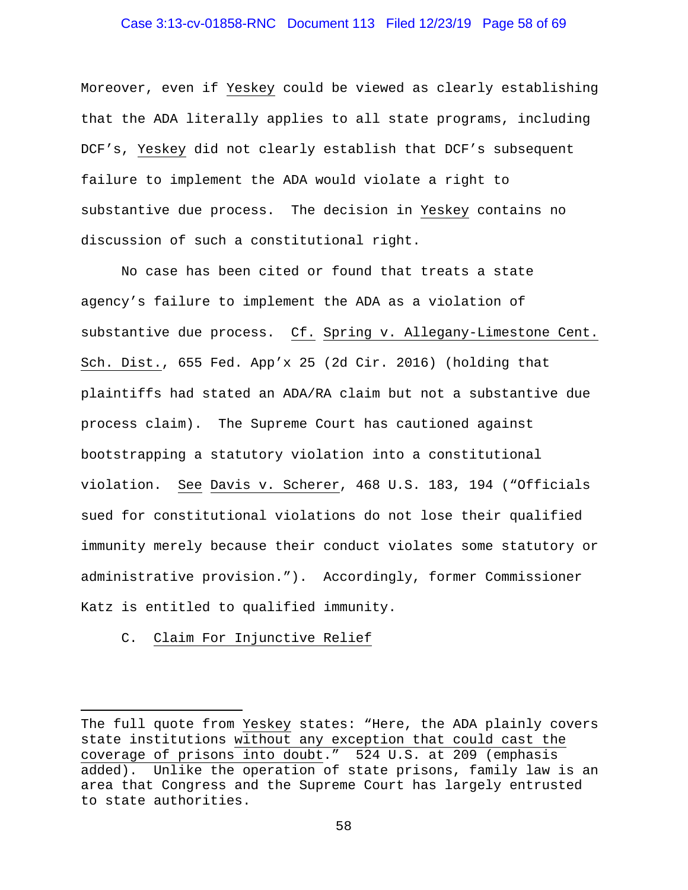Moreover, even if Yeskey could be viewed as clearly establishing that the ADA literally applies to all state programs, including DCF's, Yeskey did not clearly establish that DCF's subsequent failure to implement the ADA would violate a right to substantive due process. The decision in Yeskey contains no discussion of such a constitutional right.

No case has been cited or found that treats a state agency's failure to implement the ADA as a violation of substantive due process. Cf. Spring v. Allegany-Limestone Cent. Sch. Dist., 655 Fed. App'x 25 (2d Cir. 2016) (holding that plaintiffs had stated an ADA/RA claim but not a substantive due process claim). The Supreme Court has cautioned against bootstrapping a statutory violation into a constitutional violation. See Davis v. Scherer, 468 U.S. 183, 194 ("Officials sued for constitutional violations do not lose their qualified immunity merely because their conduct violates some statutory or administrative provision."). Accordingly, former Commissioner Katz is entitled to qualified immunity.

C. Claim For Injunctive Relief

---

The full quote from Yeskey states: "Here, the ADA plainly covers state institutions without any exception that could cast the coverage of prisons into doubt." 524 U.S. at 209 (emphasis added). Unlike the operation of state prisons, family law is an area that Congress and the Supreme Court has largely entrusted to state authorities.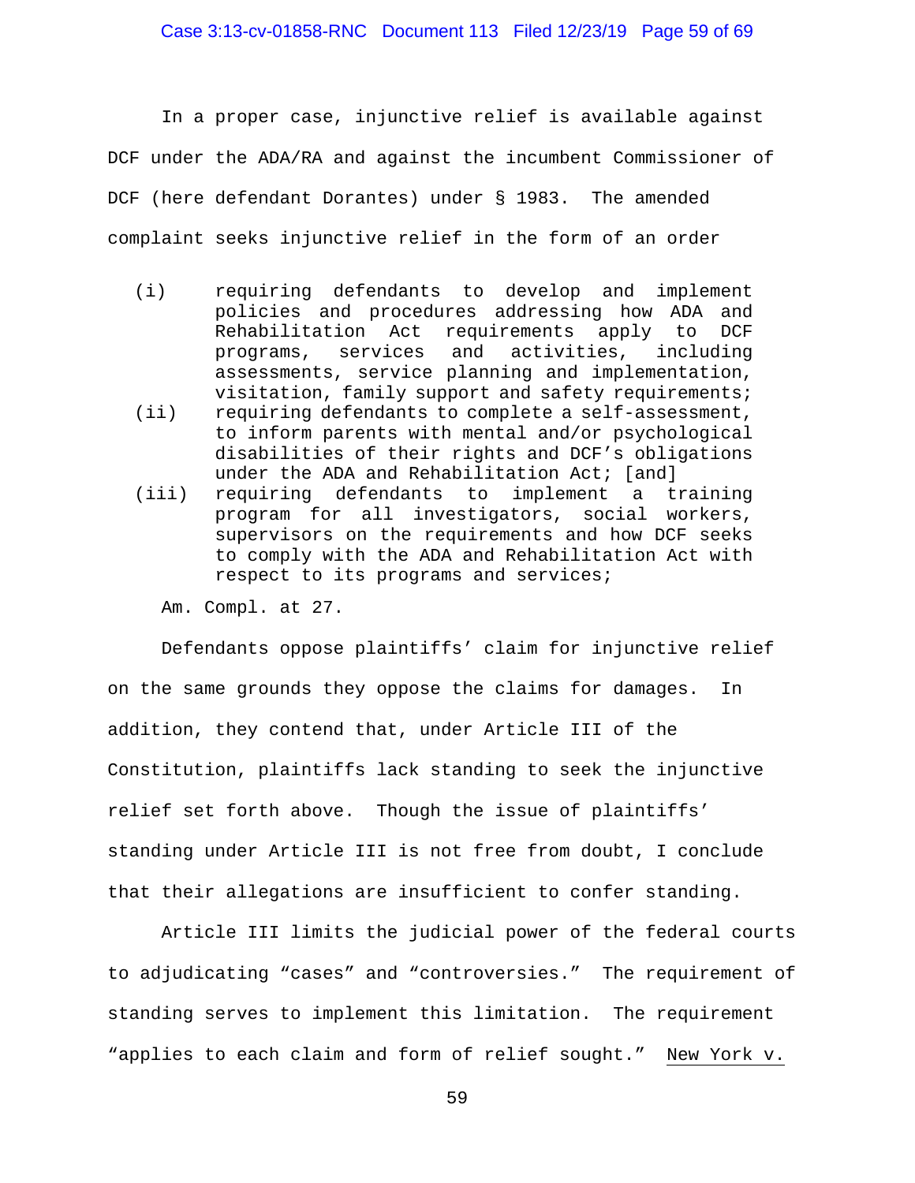In a proper case, injunctive relief is available against DCF under the ADA/RA and against the incumbent Commissioner of DCF (here defendant Dorantes) under § 1983. The amended complaint seeks injunctive relief in the form of an order

> (i) requiring defendants to develop and implement policies and procedures addressing how ADA and Rehabilitation Act requirements apply to DCF programs, services and activities, including assessments, service planning and implementation, visitation, family support and safety requirements;
>
> (ii) requiring defendants to complete a self-assessment, to inform parents with mental and/or psychological disabilities of their rights and DCF's obligations under the ADA and Rehabilitation Act; [and]
>
> (iii) requiring defendants to implement a training program for all investigators, social workers, supervisors on the requirements and how DCF seeks to comply with the ADA and Rehabilitation Act with respect to its programs and services;

Am. Compl. at 27.

Defendants oppose plaintiffs' claim for injunctive relief on the same grounds they oppose the claims for damages. In addition, they contend that, under Article III of the Constitution, plaintiffs lack standing to seek the injunctive relief set forth above. Though the issue of plaintiffs' standing under Article III is not free from doubt, I conclude that their allegations are insufficient to confer standing.

Article III limits the judicial power of the federal courts to adjudicating "cases" and "controversies." The requirement of standing serves to implement this limitation. The requirement "applies to each claim and form of relief sought." <u>New York v.</u>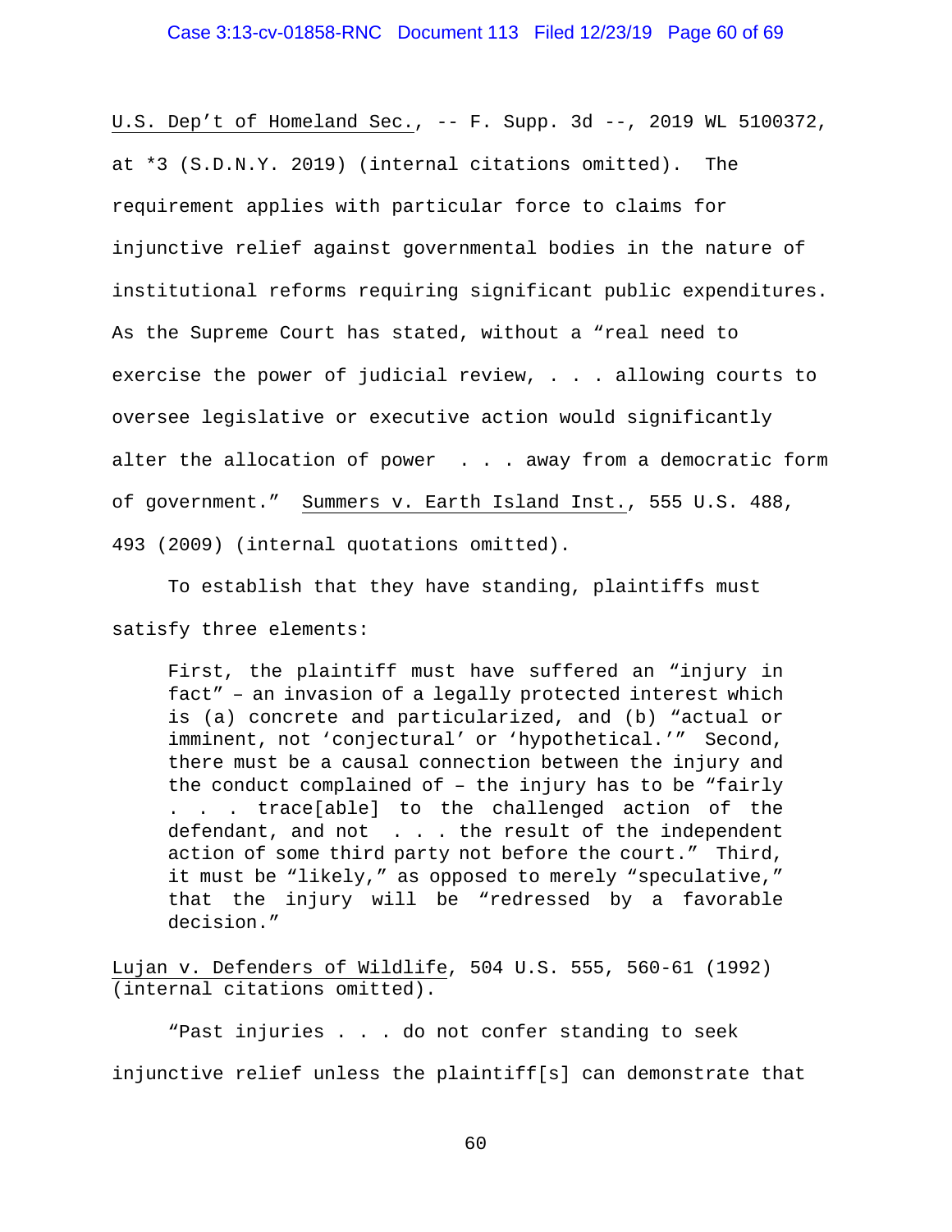U.S. Dep't of Homeland Sec., -- F. Supp. 3d --, 2019 WL 5100372, at *3 (S.D.N.Y. 2019) (internal citations omitted). The requirement applies with particular force to claims for injunctive relief against governmental bodies in the nature of institutional reforms requiring significant public expenditures. As the Supreme Court has stated, without a "real need to exercise the power of judicial review, . . . allowing courts to oversee legislative or executive action would significantly alter the allocation of power . . . away from a democratic form of government." Summers v. Earth Island Inst., 555 U.S. 488, 493 (2009) (internal quotations omitted).

To establish that they have standing, plaintiffs must satisfy three elements:

> First, the plaintiff must have suffered an "injury in fact" – an invasion of a legally protected interest which is (a) concrete and particularized, and (b) "actual or imminent, not 'conjectural' or 'hypothetical.'" Second, there must be a causal connection between the injury and the conduct complained of – the injury has to be "fairly . . . trace[able] to the challenged action of the defendant, and not . . . the result of the independent action of some third party not before the court." Third, it must be "likely," as opposed to merely "speculative," that the injury will be "redressed by a favorable decision."

Lujan v. Defenders of Wildlife, 504 U.S. 555, 560-61 (1992) (internal citations omitted).

"Past injuries . . . do not confer standing to seek injunctive relief unless the plaintiff[s] can demonstrate that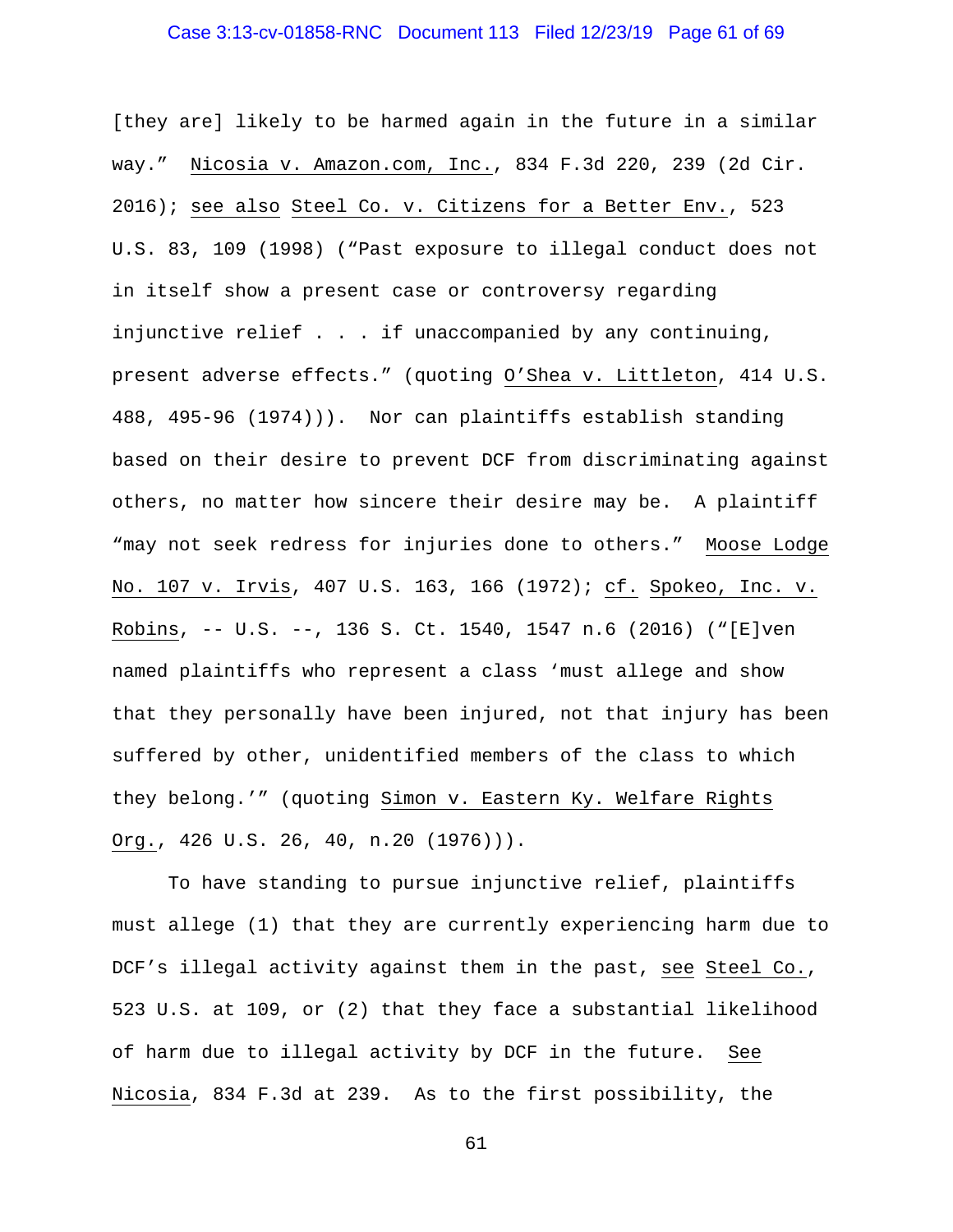[they are] likely to be harmed again in the future in a similar way." Nicosia v. Amazon.com, Inc., 834 F.3d 220, 239 (2d Cir. 2016); see also Steel Co. v. Citizens for a Better Env., 523 U.S. 83, 109 (1998) ("Past exposure to illegal conduct does not in itself show a present case or controversy regarding injunctive relief . . . if unaccompanied by any continuing, present adverse effects." (quoting O'Shea v. Littleton, 414 U.S. 488, 495-96 (1974))). Nor can plaintiffs establish standing based on their desire to prevent DCF from discriminating against others, no matter how sincere their desire may be. A plaintiff "may not seek redress for injuries done to others." Moose Lodge No. 107 v. Irvis, 407 U.S. 163, 166 (1972); cf. Spokeo, Inc. v. Robins, -- U.S. --, 136 S. Ct. 1540, 1547 n.6 (2016) ("[E]ven named plaintiffs who represent a class 'must allege and show that they personally have been injured, not that injury has been suffered by other, unidentified members of the class to which they belong.'" (quoting Simon v. Eastern Ky. Welfare Rights Org., 426 U.S. 26, 40, n.20 (1976))).

To have standing to pursue injunctive relief, plaintiffs must allege (1) that they are currently experiencing harm due to DCF's illegal activity against them in the past, see Steel Co., 523 U.S. at 109, or (2) that they face a substantial likelihood of harm due to illegal activity by DCF in the future. See Nicosia, 834 F.3d at 239. As to the first possibility, the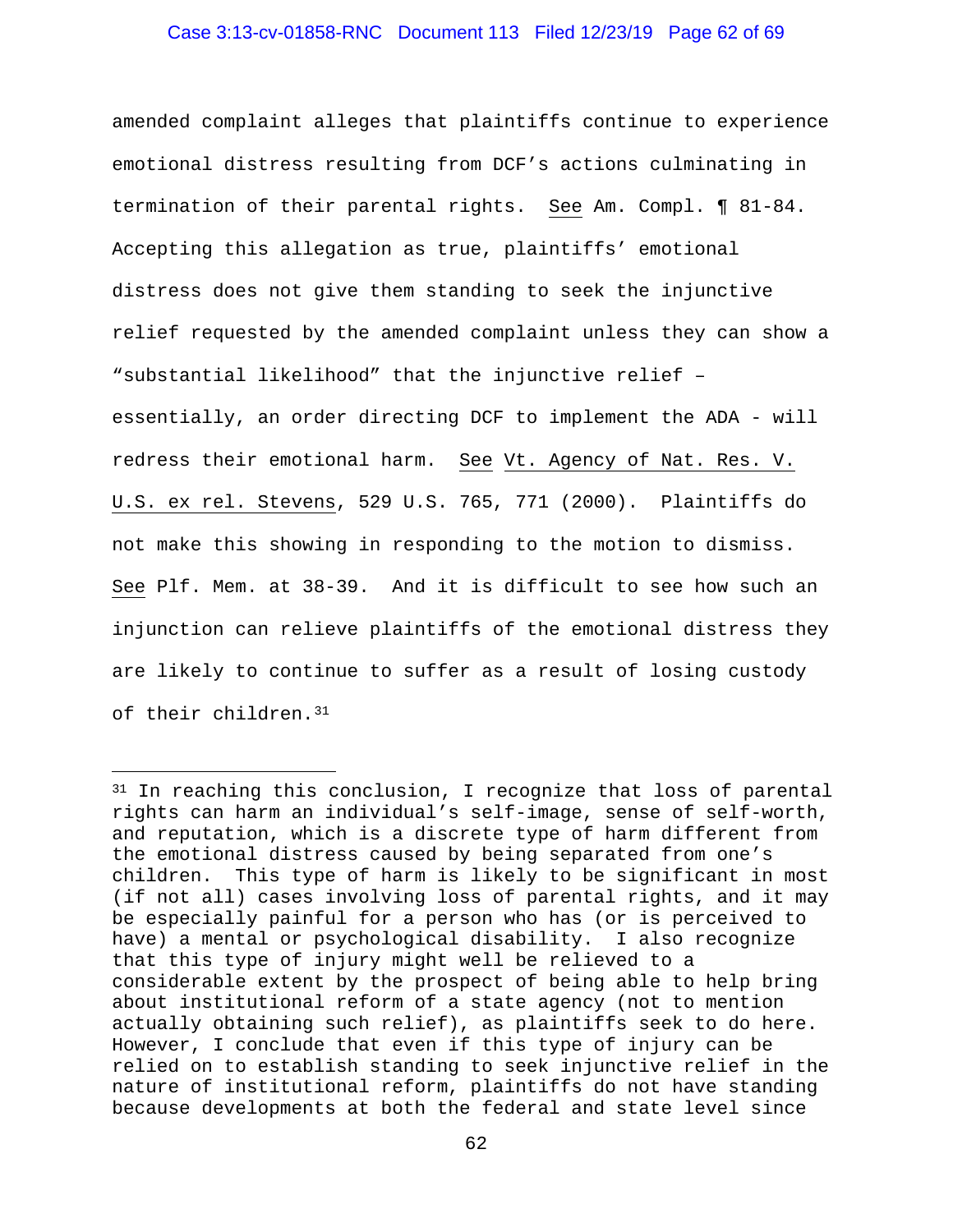amended complaint alleges that plaintiffs continue to experience emotional distress resulting from DCF's actions culminating in termination of their parental rights. See Am. Compl. ¶ 81-84. Accepting this allegation as true, plaintiffs' emotional distress does not give them standing to seek the injunctive relief requested by the amended complaint unless they can show a "substantial likelihood" that the injunctive relief – essentially, an order directing DCF to implement the ADA - will redress their emotional harm. See Vt. Agency of Nat. Res. V. U.S. ex rel. Stevens, 529 U.S. 765, 771 (2000). Plaintiffs do not make this showing in responding to the motion to dismiss. See Plf. Mem. at 38-39. And it is difficult to see how such an injunction can relieve plaintiffs of the emotional distress they are likely to continue to suffer as a result of losing custody of their children.[31]

---

[31] In reaching this conclusion, I recognize that loss of parental rights can harm an individual's self-image, sense of self-worth, and reputation, which is a discrete type of harm different from the emotional distress caused by being separated from one's children. This type of harm is likely to be significant in most (if not all) cases involving loss of parental rights, and it may be especially painful for a person who has (or is perceived to have) a mental or psychological disability. I also recognize that this type of injury might well be relieved to a considerable extent by the prospect of being able to help bring about institutional reform of a state agency (not to mention actually obtaining such relief), as plaintiffs seek to do here. However, I conclude that even if this type of injury can be relied on to establish standing to seek injunctive relief in the nature of institutional reform, plaintiffs do not have standing because developments at both the federal and state level since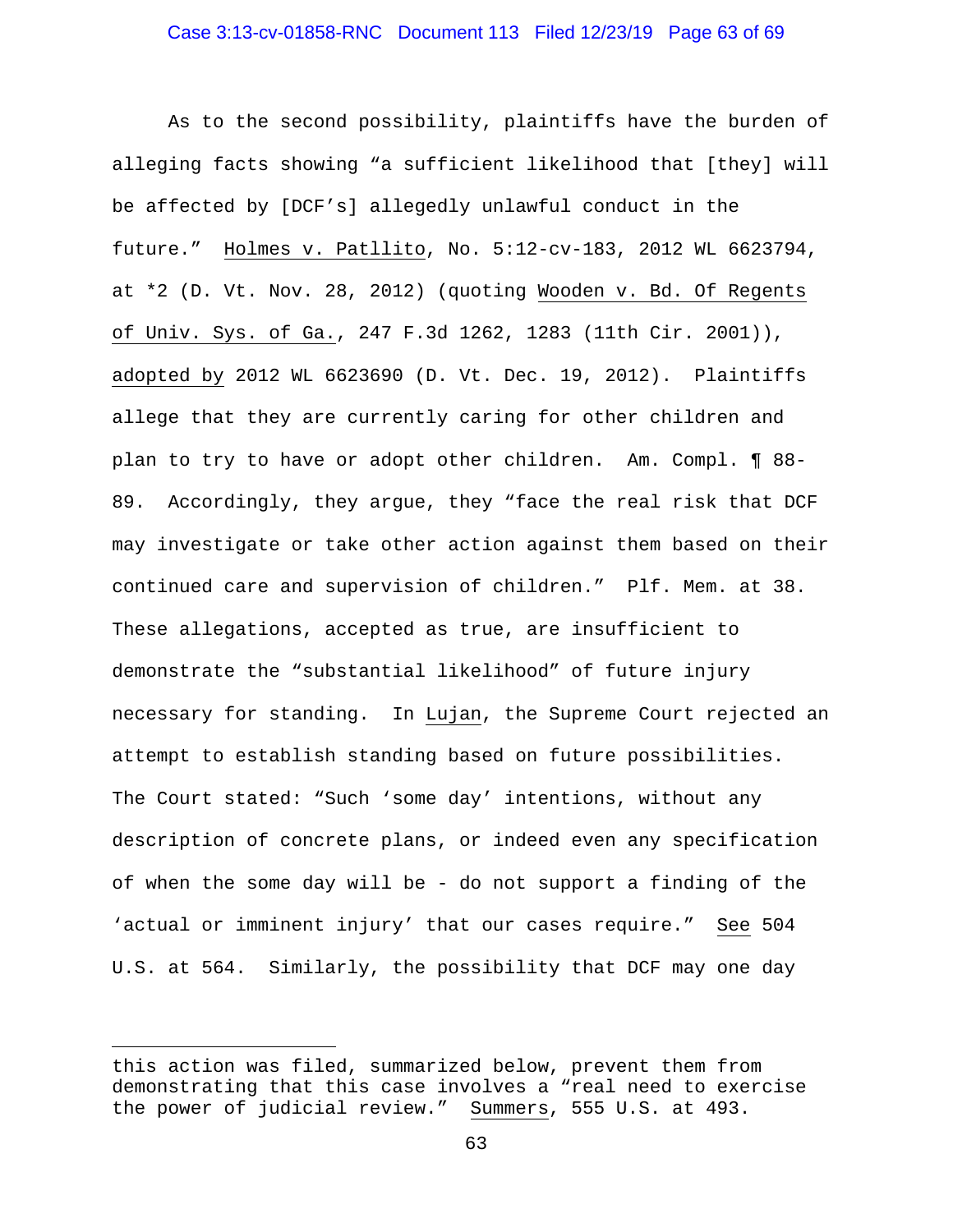As to the second possibility, plaintiffs have the burden of alleging facts showing "a sufficient likelihood that [they] will be affected by [DCF's] allegedly unlawful conduct in the future." Holmes v. Patllito, No. 5:12-cv-183, 2012 WL 6623794, at *2 (D. Vt. Nov. 28, 2012) (quoting Wooden v. Bd. Of Regents of Univ. Sys. of Ga., 247 F.3d 1262, 1283 (11th Cir. 2001)), adopted by 2012 WL 6623690 (D. Vt. Dec. 19, 2012). Plaintiffs allege that they are currently caring for other children and plan to try to have or adopt other children. Am. Compl. ¶ 88-89. Accordingly, they argue, they "face the real risk that DCF may investigate or take other action against them based on their continued care and supervision of children." Plf. Mem. at 38. These allegations, accepted as true, are insufficient to demonstrate the "substantial likelihood" of future injury necessary for standing. In Lujan, the Supreme Court rejected an attempt to establish standing based on future possibilities. The Court stated: "Such 'some day' intentions, without any description of concrete plans, or indeed even any specification of when the some day will be - do not support a finding of the 'actual or imminent injury' that our cases require." See 504 U.S. at 564. Similarly, the possibility that DCF may one day

---

this action was filed, summarized below, prevent them from demonstrating that this case involves a "real need to exercise the power of judicial review." Summers, 555 U.S. at 493.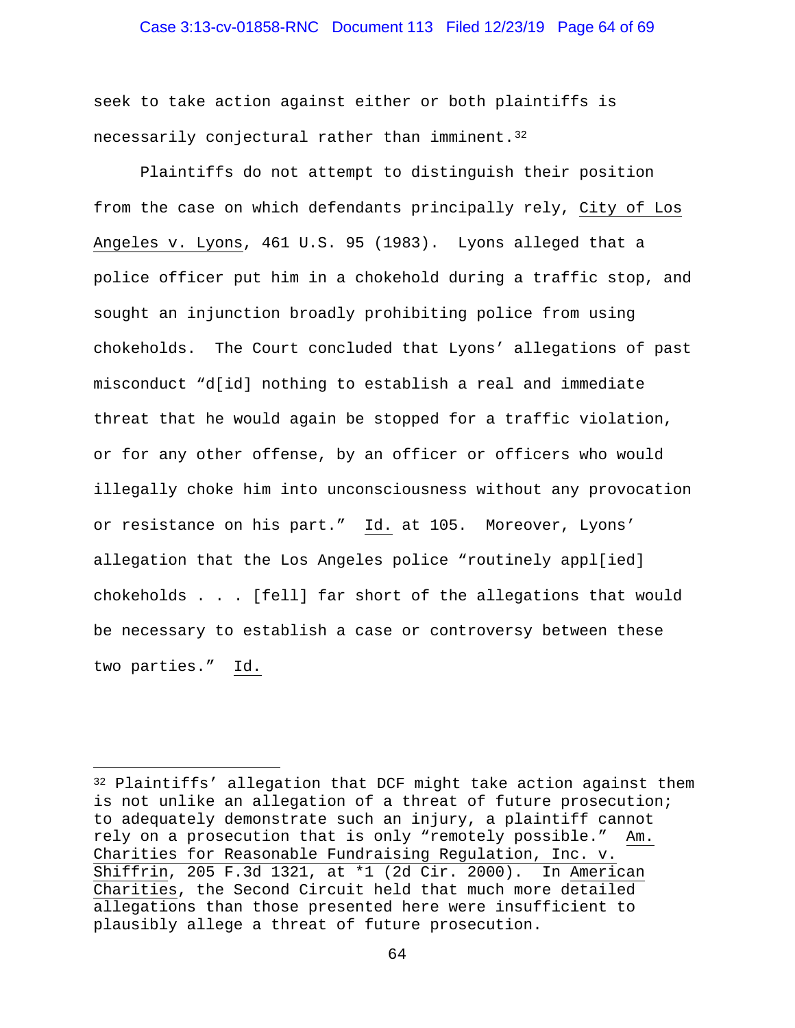seek to take action against either or both plaintiffs is necessarily conjectural rather than imminent.[32]

Plaintiffs do not attempt to distinguish their position from the case on which defendants principally rely, City of Los Angeles v. Lyons, 461 U.S. 95 (1983). Lyons alleged that a police officer put him in a chokehold during a traffic stop, and sought an injunction broadly prohibiting police from using chokeholds. The Court concluded that Lyons' allegations of past misconduct "d[id] nothing to establish a real and immediate threat that he would again be stopped for a traffic violation, or for any other offense, by an officer or officers who would illegally choke him into unconsciousness without any provocation or resistance on his part." Id. at 105. Moreover, Lyons' allegation that the Los Angeles police "routinely appl[ied] chokeholds . . . [fell] far short of the allegations that would be necessary to establish a case or controversy between these two parties." Id.

---

[32] Plaintiffs' allegation that DCF might take action against them is not unlike an allegation of a threat of future prosecution; to adequately demonstrate such an injury, a plaintiff cannot rely on a prosecution that is only "remotely possible." Am. Charities for Reasonable Fundraising Regulation, Inc. v. Shiffrin, 205 F.3d 1321, at *1 (2d Cir. 2000). In American Charities, the Second Circuit held that much more detailed allegations than those presented here were insufficient to plausibly allege a threat of future prosecution.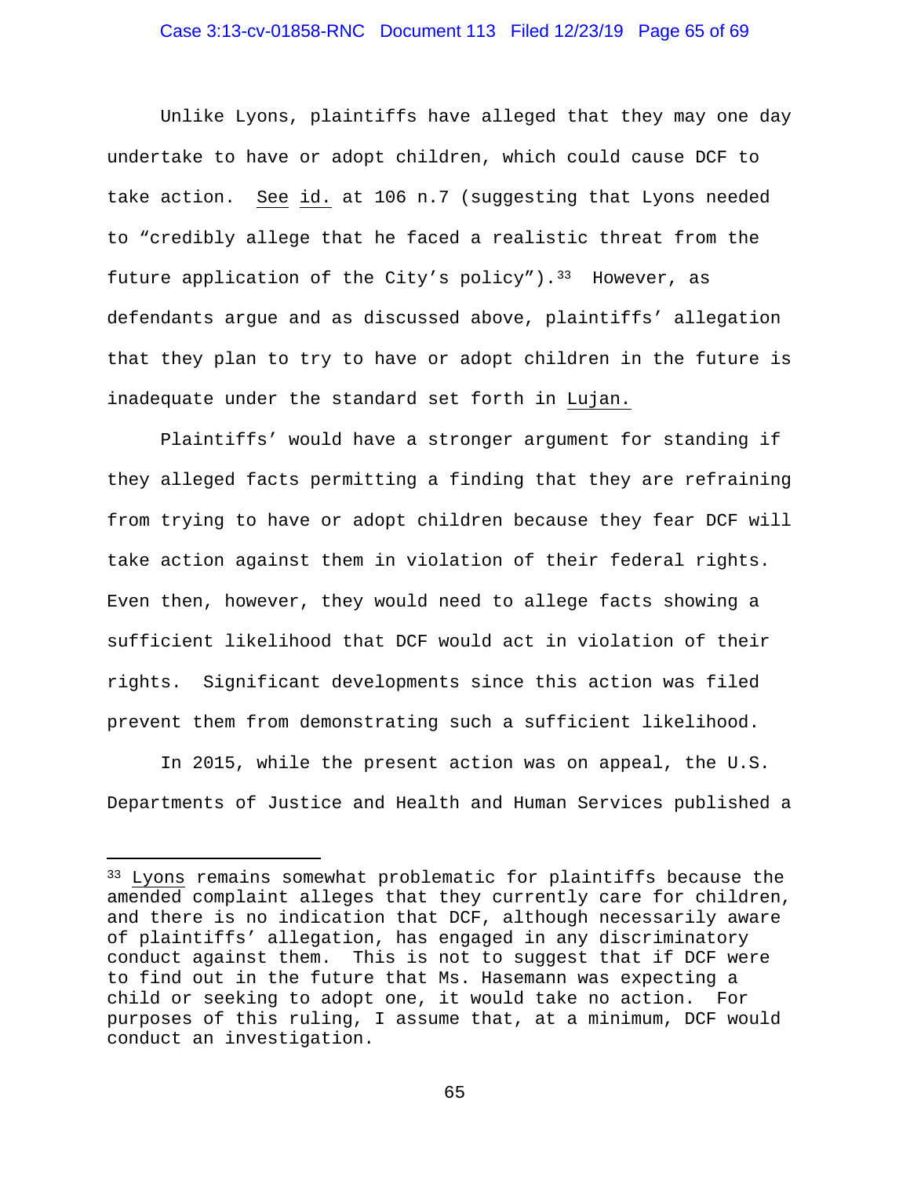Unlike Lyons, plaintiffs have alleged that they may one day undertake to have or adopt children, which could cause DCF to take action. See id. at 106 n.7 (suggesting that Lyons needed to "credibly allege that he faced a realistic threat from the future application of the City's policy").[33] However, as defendants argue and as discussed above, plaintiffs' allegation that they plan to try to have or adopt children in the future is inadequate under the standard set forth in Lujan.

Plaintiffs' would have a stronger argument for standing if they alleged facts permitting a finding that they are refraining from trying to have or adopt children because they fear DCF will take action against them in violation of their federal rights. Even then, however, they would need to allege facts showing a sufficient likelihood that DCF would act in violation of their rights. Significant developments since this action was filed prevent them from demonstrating such a sufficient likelihood.

In 2015, while the present action was on appeal, the U.S. Departments of Justice and Health and Human Services published a

---

[33] Lyons remains somewhat problematic for plaintiffs because the amended complaint alleges that they currently care for children, and there is no indication that DCF, although necessarily aware of plaintiffs' allegation, has engaged in any discriminatory conduct against them. This is not to suggest that if DCF were to find out in the future that Ms. Hasemann was expecting a child or seeking to adopt one, it would take no action. For purposes of this ruling, I assume that, at a minimum, DCF would conduct an investigation.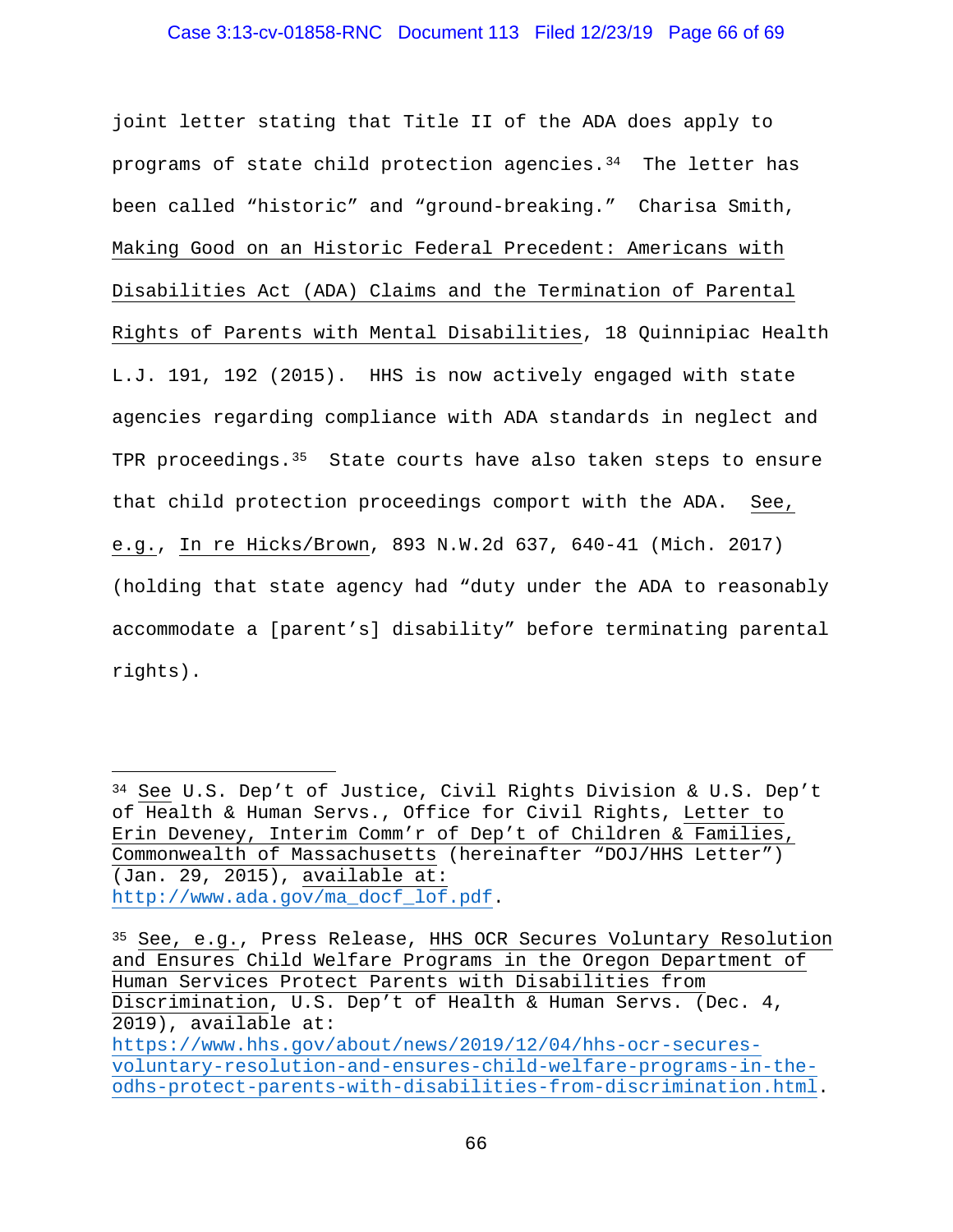joint letter stating that Title II of the ADA does apply to programs of state child protection agencies.[34] The letter has been called "historic" and "ground-breaking." Charisa Smith, Making Good on an Historic Federal Precedent: Americans with Disabilities Act (ADA) Claims and the Termination of Parental Rights of Parents with Mental Disabilities, 18 Quinnipiac Health L.J. 191, 192 (2015). HHS is now actively engaged with state agencies regarding compliance with ADA standards in neglect and TPR proceedings.[35] State courts have also taken steps to ensure that child protection proceedings comport with the ADA. See, e.g., In re Hicks/Brown, 893 N.W.2d 637, 640-41 (Mich. 2017) (holding that state agency had "duty under the ADA to reasonably accommodate a [parent's] disability" before terminating parental rights).

---

[34] See U.S. Dep't of Justice, Civil Rights Division & U.S. Dep't of Health & Human Servs., Office for Civil Rights, Letter to Erin Deveney, Interim Comm'r of Dep't of Children & Families, Commonwealth of Massachusetts (hereinafter "DOJ/HHS Letter") (Jan. 29, 2015), available at: http://www.ada.gov/ma_docf_lof.pdf.

[35] See, e.g., Press Release, HHS OCR Secures Voluntary Resolution and Ensures Child Welfare Programs in the Oregon Department of Human Services Protect Parents with Disabilities from Discrimination, U.S. Dep't of Health & Human Servs. (Dec. 4, 2019), available at: https://www.hhs.gov/about/news/2019/12/04/hhs-ocr-secures-voluntary-resolution-and-ensures-child-welfare-programs-in-the-odhs-protect-parents-with-disabilities-from-discrimination.html.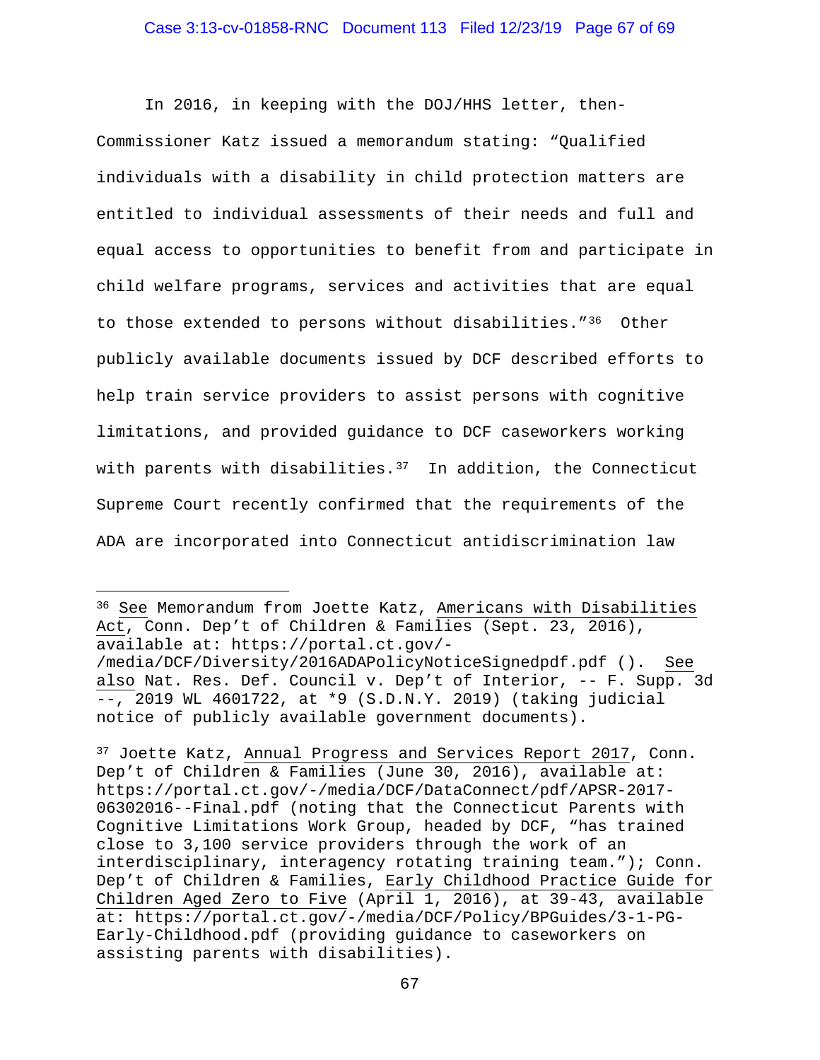In 2016, in keeping with the DOJ/HHS letter, then-Commissioner Katz issued a memorandum stating: "Qualified individuals with a disability in child protection matters are entitled to individual assessments of their needs and full and equal access to opportunities to benefit from and participate in child welfare programs, services and activities that are equal to those extended to persons without disabilities."[36] Other publicly available documents issued by DCF described efforts to help train service providers to assist persons with cognitive limitations, and provided guidance to DCF caseworkers working with parents with disabilities.[37] In addition, the Connecticut Supreme Court recently confirmed that the requirements of the ADA are incorporated into Connecticut antidiscrimination law

---

[36] See Memorandum from Joette Katz, Americans with Disabilities Act, Conn. Dep't of Children & Families (Sept. 23, 2016), available at: https://portal.ct.gov/-/media/DCF/Diversity/2016ADAPolicyNoticeSignedpdf.pdf (). See also Nat. Res. Def. Council v. Dep't of Interior, -- F. Supp. 3d --, 2019 WL 4601722, at *9 (S.D.N.Y. 2019) (taking judicial notice of publicly available government documents).

[37] Joette Katz, Annual Progress and Services Report 2017, Conn. Dep't of Children & Families (June 30, 2016), available at: https://portal.ct.gov/-/media/DCF/DataConnect/pdf/APSR-2017-06302016--Final.pdf (noting that the Connecticut Parents with Cognitive Limitations Work Group, headed by DCF, "has trained close to 3,100 service providers through the work of an interdisciplinary, interagency rotating training team."); Conn. Dep't of Children & Families, Early Childhood Practice Guide for Children Aged Zero to Five (April 1, 2016), at 39-43, available at: https://portal.ct.gov/-/media/DCF/Policy/BPGuides/3-1-PG-Early-Childhood.pdf (providing guidance to caseworkers on assisting parents with disabilities).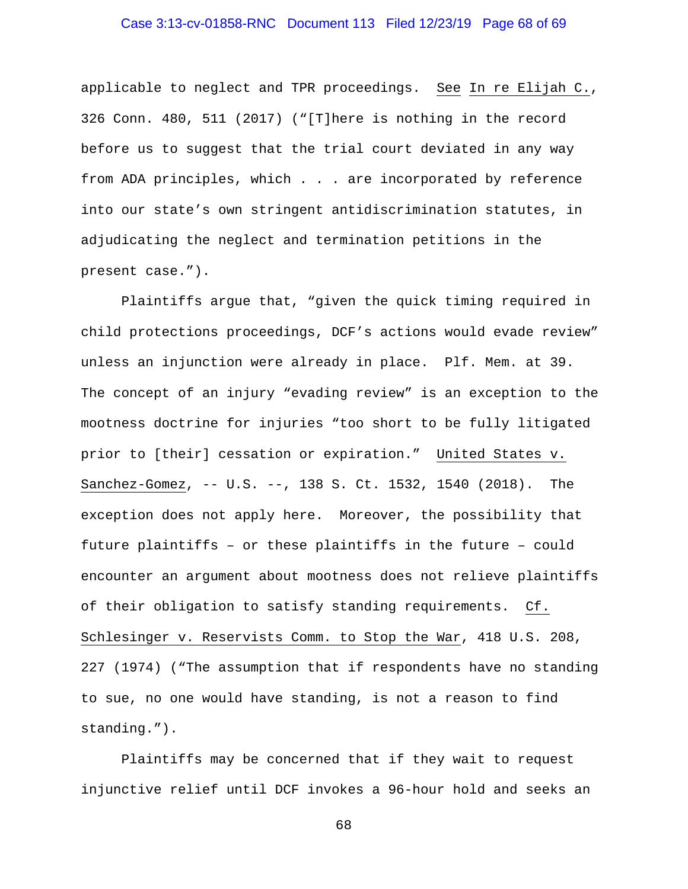applicable to neglect and TPR proceedings. See In re Elijah C., 326 Conn. 480, 511 (2017) ("[T]here is nothing in the record before us to suggest that the trial court deviated in any way from ADA principles, which . . . are incorporated by reference into our state's own stringent antidiscrimination statutes, in adjudicating the neglect and termination petitions in the present case.").

Plaintiffs argue that, "given the quick timing required in child protections proceedings, DCF's actions would evade review" unless an injunction were already in place. Plf. Mem. at 39. The concept of an injury "evading review" is an exception to the mootness doctrine for injuries "too short to be fully litigated prior to [their] cessation or expiration." United States v. Sanchez-Gomez, -- U.S. --, 138 S. Ct. 1532, 1540 (2018). The exception does not apply here. Moreover, the possibility that future plaintiffs – or these plaintiffs in the future – could encounter an argument about mootness does not relieve plaintiffs of their obligation to satisfy standing requirements. Cf. Schlesinger v. Reservists Comm. to Stop the War, 418 U.S. 208, 227 (1974) ("The assumption that if respondents have no standing to sue, no one would have standing, is not a reason to find standing.").

Plaintiffs may be concerned that if they wait to request injunctive relief until DCF invokes a 96-hour hold and seeks an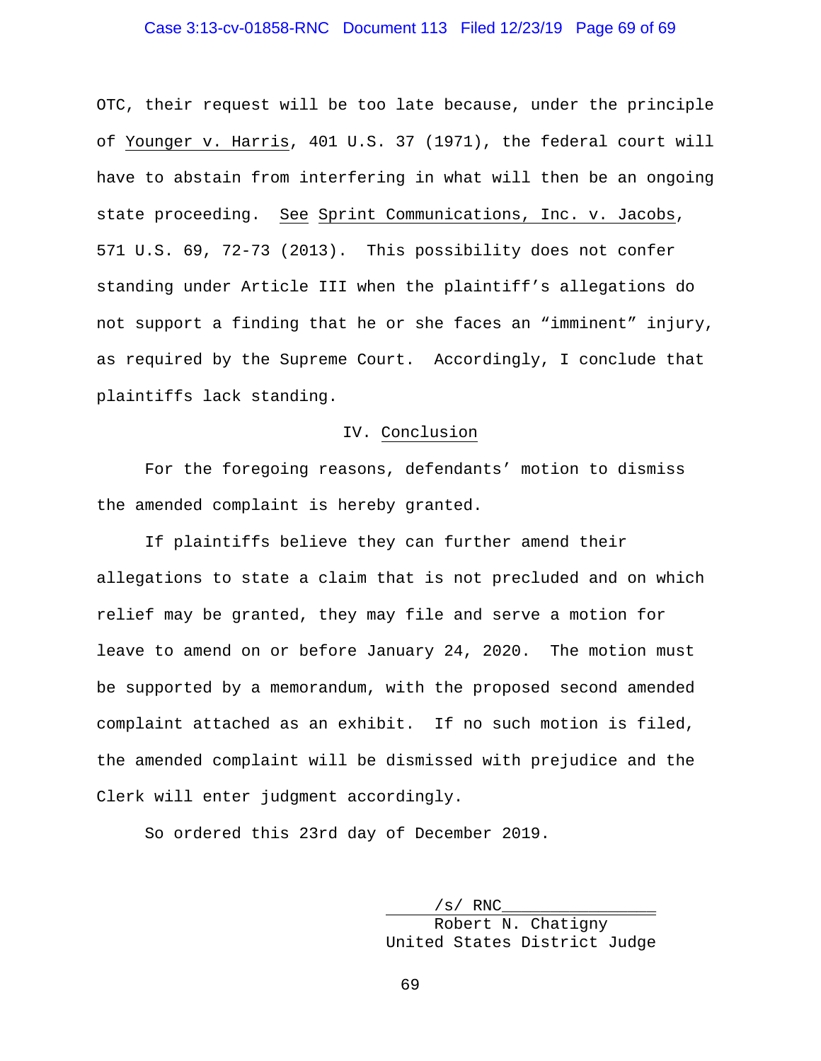OTC, their request will be too late because, under the principle of Younger v. Harris, 401 U.S. 37 (1971), the federal court will have to abstain from interfering in what will then be an ongoing state proceeding. See Sprint Communications, Inc. v. Jacobs, 571 U.S. 69, 72-73 (2013). This possibility does not confer standing under Article III when the plaintiff's allegations do not support a finding that he or she faces an "imminent" injury, as required by the Supreme Court. Accordingly, I conclude that plaintiffs lack standing.

## IV. Conclusion

For the foregoing reasons, defendants' motion to dismiss the amended complaint is hereby granted.

If plaintiffs believe they can further amend their allegations to state a claim that is not precluded and on which relief may be granted, they may file and serve a motion for leave to amend on or before January 24, 2020. The motion must be supported by a memorandum, with the proposed second amended complaint attached as an exhibit. If no such motion is filed, the amended complaint will be dismissed with prejudice and the Clerk will enter judgment accordingly.

So ordered this 23rd day of December 2019.

/s/ RNC
Robert N. Chatigny
United States District Judge